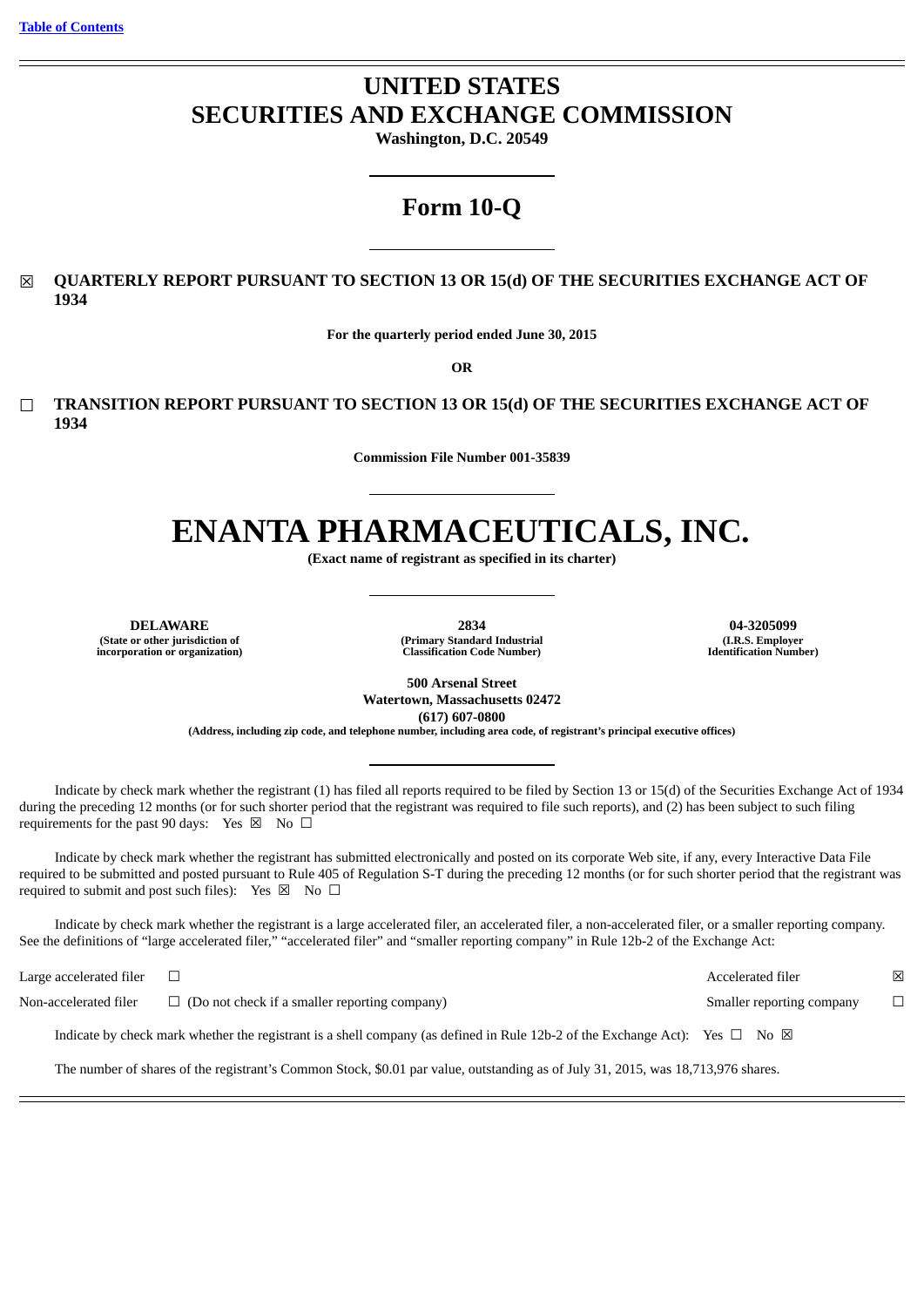[Table of Contents](#)

# UNITED STATES
# SECURITIES AND EXCHANGE COMMISSION

**Washington, D.C. 20549**

## Form 10-Q

☒ **QUARTERLY REPORT PURSUANT TO SECTION 13 OR 15(d) OF THE SECURITIES EXCHANGE ACT OF 1934**

**For the quarterly period ended June 30, 2015**

**OR**

☐ **TRANSITION REPORT PURSUANT TO SECTION 13 OR 15(d) OF THE SECURITIES EXCHANGE ACT OF 1934**

**Commission File Number 001-35839**

# ENANTA PHARMACEUTICALS, INC.

**(Exact name of registrant as specified in its charter)**

| **DELAWARE** | **2834** | **04-3205099** |
|---|---|---|
| **(State or other jurisdiction of incorporation or organization)** | **(Primary Standard Industrial Classification Code Number)** | **(I.R.S. Employer Identification Number)** |

**500 Arsenal Street**
**Watertown, Massachusetts 02472**
**(617) 607-0800**
**(Address, including zip code, and telephone number, including area code, of registrant's principal executive offices)**

Indicate by check mark whether the registrant (1) has filed all reports required to be filed by Section 13 or 15(d) of the Securities Exchange Act of 1934 during the preceding 12 months (or for such shorter period that the registrant was required to file such reports), and (2) has been subject to such filing requirements for the past 90 days: Yes ☒ No ☐

Indicate by check mark whether the registrant has submitted electronically and posted on its corporate Web site, if any, every Interactive Data File required to be submitted and posted pursuant to Rule 405 of Regulation S-T during the preceding 12 months (or for such shorter period that the registrant was required to submit and post such files): Yes ☒ No ☐

Indicate by check mark whether the registrant is a large accelerated filer, an accelerated filer, a non-accelerated filer, or a smaller reporting company. See the definitions of "large accelerated filer," "accelerated filer" and "smaller reporting company" in Rule 12b-2 of the Exchange Act:

| | | | |
|---|---|---|---|
| Large accelerated filer | ☐ | Accelerated filer | ☒ |
| Non-accelerated filer | ☐ (Do not check if a smaller reporting company) | Smaller reporting company | ☐ |

Indicate by check mark whether the registrant is a shell company (as defined in Rule 12b-2 of the Exchange Act): Yes ☐ No ☒

The number of shares of the registrant's Common Stock, $0.01 par value, outstanding as of July 31, 2015, was 18,713,976 shares.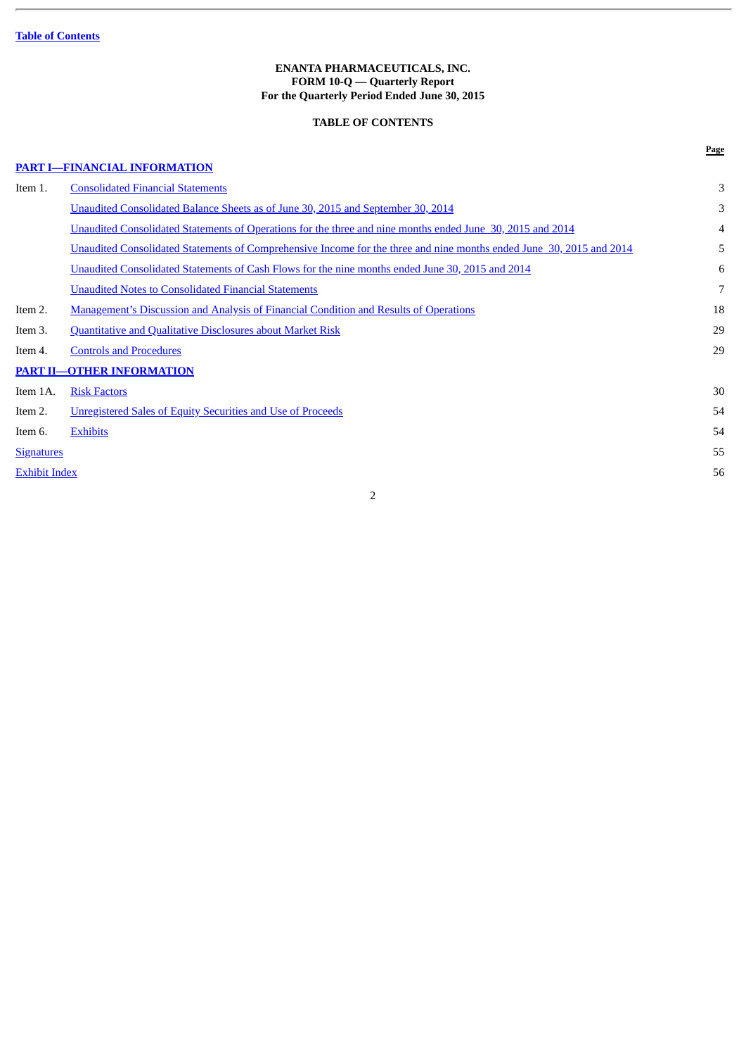Table of Contents

**ENANTA PHARMACEUTICALS, INC.**
**FORM 10-Q — Quarterly Report**
**For the Quarterly Period Ended June 30, 2015**

**TABLE OF CONTENTS**

| | | Page |
|---|---|---|
| **PART I—FINANCIAL INFORMATION** | | |
| Item 1. | Consolidated Financial Statements | 3 |
| | Unaudited Consolidated Balance Sheets as of June 30, 2015 and September 30, 2014 | 3 |
| | Unaudited Consolidated Statements of Operations for the three and nine months ended June 30, 2015 and 2014 | 4 |
| | Unaudited Consolidated Statements of Comprehensive Income for the three and nine months ended June 30, 2015 and 2014 | 5 |
| | Unaudited Consolidated Statements of Cash Flows for the nine months ended June 30, 2015 and 2014 | 6 |
| | Unaudited Notes to Consolidated Financial Statements | 7 |
| Item 2. | Management's Discussion and Analysis of Financial Condition and Results of Operations | 18 |
| Item 3. | Quantitative and Qualitative Disclosures about Market Risk | 29 |
| Item 4. | Controls and Procedures | 29 |
| **PART II—OTHER INFORMATION** | | |
| Item 1A. | Risk Factors | 30 |
| Item 2. | Unregistered Sales of Equity Securities and Use of Proceeds | 54 |
| Item 6. | Exhibits | 54 |
| Signatures | | 55 |
| Exhibit Index | | 56 |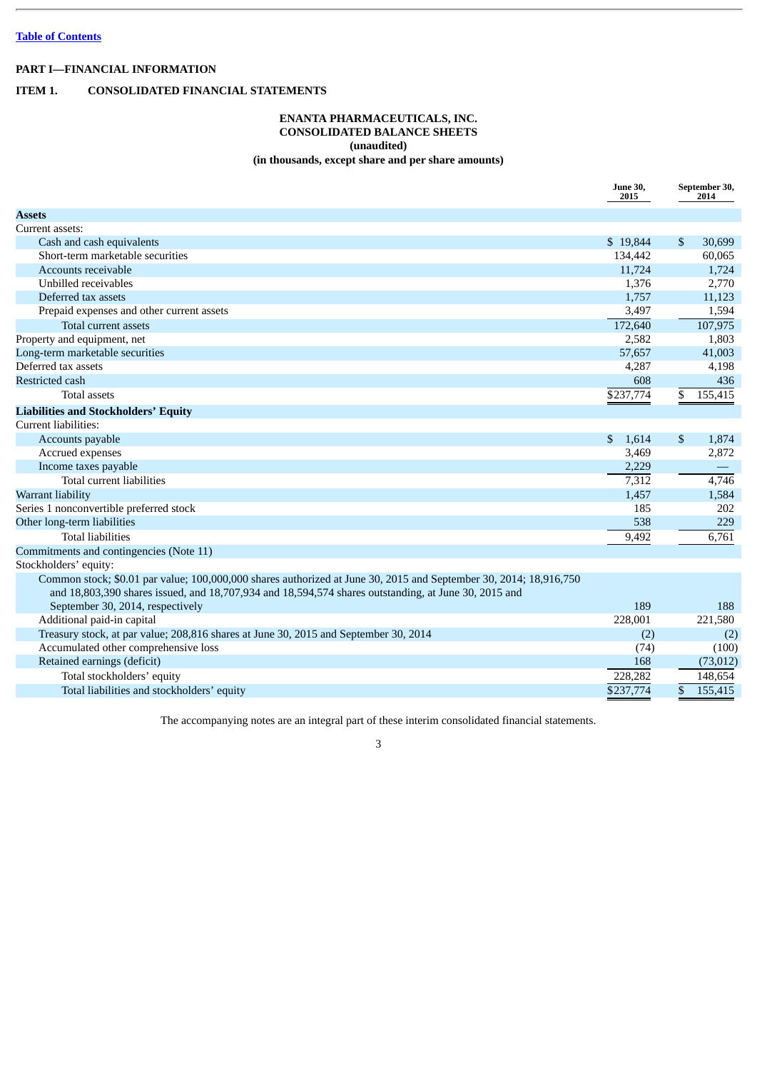[Table of Contents](#)

**PART I—FINANCIAL INFORMATION**

**ITEM 1. CONSOLIDATED FINANCIAL STATEMENTS**

**ENANTA PHARMACEUTICALS, INC.**
**CONSOLIDATED BALANCE SHEETS**
**(unaudited)**
**(in thousands, except share and per share amounts)**

| | June 30, 2015 | September 30, 2014 |
|---|---|---|
| **Assets** | | |
| Current assets: | | |
| Cash and cash equivalents | $ 19,844 | $ 30,699 |
| Short-term marketable securities | 134,442 | 60,065 |
| Accounts receivable | 11,724 | 1,724 |
| Unbilled receivables | 1,376 | 2,770 |
| Deferred tax assets | 1,757 | 11,123 |
| Prepaid expenses and other current assets | 3,497 | 1,594 |
| Total current assets | 172,640 | 107,975 |
| Property and equipment, net | 2,582 | 1,803 |
| Long-term marketable securities | 57,657 | 41,003 |
| Deferred tax assets | 4,287 | 4,198 |
| Restricted cash | 608 | 436 |
| Total assets | $237,774 | $ 155,415 |
| **Liabilities and Stockholders' Equity** | | |
| Current liabilities: | | |
| Accounts payable | $ 1,614 | $ 1,874 |
| Accrued expenses | 3,469 | 2,872 |
| Income taxes payable | 2,229 | — |
| Total current liabilities | 7,312 | 4,746 |
| Warrant liability | 1,457 | 1,584 |
| Series 1 nonconvertible preferred stock | 185 | 202 |
| Other long-term liabilities | 538 | 229 |
| Total liabilities | 9,492 | 6,761 |
| Commitments and contingencies (Note 11) | | |
| Stockholders' equity: | | |
| Common stock; $0.01 par value; 100,000,000 shares authorized at June 30, 2015 and September 30, 2014; 18,916,750 and 18,803,390 shares issued, and 18,707,934 and 18,594,574 shares outstanding, at June 30, 2015 and September 30, 2014, respectively | 189 | 188 |
| Additional paid-in capital | 228,001 | 221,580 |
| Treasury stock, at par value; 208,816 shares at June 30, 2015 and September 30, 2014 | (2) | (2) |
| Accumulated other comprehensive loss | (74) | (100) |
| Retained earnings (deficit) | 168 | (73,012) |
| Total stockholders' equity | 228,282 | 148,654 |
| Total liabilities and stockholders' equity | $237,774 | $ 155,415 |

The accompanying notes are an integral part of these interim consolidated financial statements.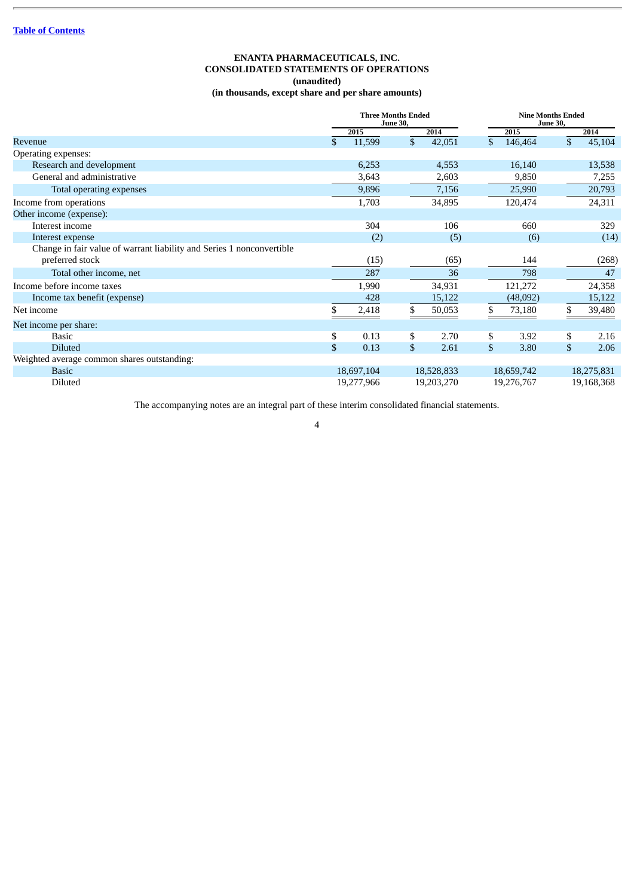[Table of Contents](#)

# ENANTA PHARMACEUTICALS, INC.
## CONSOLIDATED STATEMENTS OF OPERATIONS
### (unaudited)
### (in thousands, except share and per share amounts)

| | Three Months Ended June 30, | | Nine Months Ended June 30, | |
|---|---|---|---|---|
| | 2015 | 2014 | 2015 | 2014 |
| Revenue | $ 11,599 | $ 42,051 | $ 146,464 | $ 45,104 |
| Operating expenses: | | | | |
| Research and development | 6,253 | 4,553 | 16,140 | 13,538 |
| General and administrative | 3,643 | 2,603 | 9,850 | 7,255 |
| Total operating expenses | 9,896 | 7,156 | 25,990 | 20,793 |
| Income from operations | 1,703 | 34,895 | 120,474 | 24,311 |
| Other income (expense): | | | | |
| Interest income | 304 | 106 | 660 | 329 |
| Interest expense | (2) | (5) | (6) | (14) |
| Change in fair value of warrant liability and Series 1 nonconvertible preferred stock | (15) | (65) | 144 | (268) |
| Total other income, net | 287 | 36 | 798 | 47 |
| Income before income taxes | 1,990 | 34,931 | 121,272 | 24,358 |
| Income tax benefit (expense) | 428 | 15,122 | (48,092) | 15,122 |
| Net income | $ 2,418 | $ 50,053 | $ 73,180 | $ 39,480 |
| Net income per share: | | | | |
| Basic | $ 0.13 | $ 2.70 | $ 3.92 | $ 2.16 |
| Diluted | $ 0.13 | $ 2.61 | $ 3.80 | $ 2.06 |
| Weighted average common shares outstanding: | | | | |
| Basic | 18,697,104 | 18,528,833 | 18,659,742 | 18,275,831 |
| Diluted | 19,277,966 | 19,203,270 | 19,276,767 | 19,168,368 |

The accompanying notes are an integral part of these interim consolidated financial statements.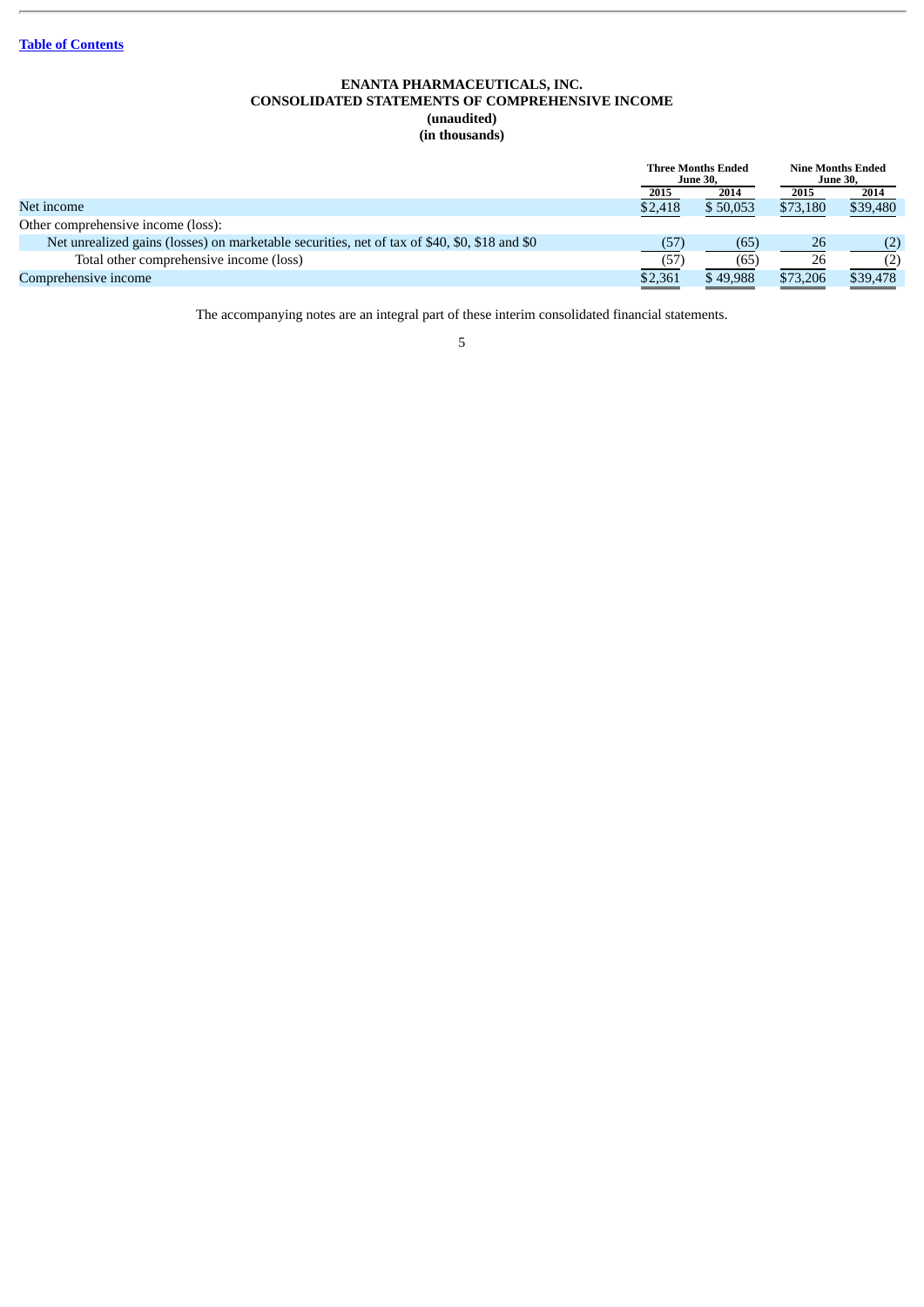[Table of Contents](#)

**ENANTA PHARMACEUTICALS, INC.**
**CONSOLIDATED STATEMENTS OF COMPREHENSIVE INCOME**
**(unaudited)**
**(in thousands)**

| | Three Months Ended June 30, | | Nine Months Ended June 30, | |
|---|---|---|---|---|
| | 2015 | 2014 | 2015 | 2014 |
| Net income | $2,418 | $ 50,053 | $73,180 | $39,480 |
| Other comprehensive income (loss): | | | | |
| Net unrealized gains (losses) on marketable securities, net of tax of $40, $0, $18 and $0 | (57) | (65) | 26 | (2) |
| Total other comprehensive income (loss) | (57) | (65) | 26 | (2) |
| Comprehensive income | $2,361 | $ 49,988 | $73,206 | $39,478 |

The accompanying notes are an integral part of these interim consolidated financial statements.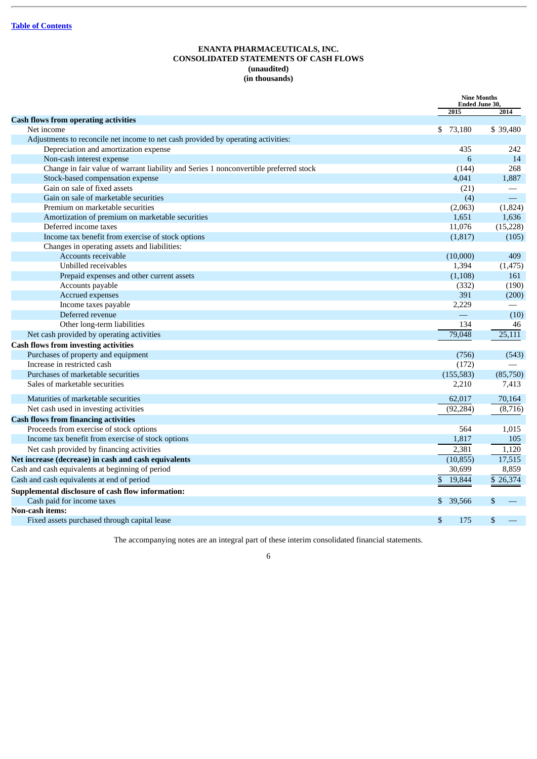[Table of Contents](#)

**ENANTA PHARMACEUTICALS, INC.**
**CONSOLIDATED STATEMENTS OF CASH FLOWS**
**(unaudited)**
**(in thousands)**

| | Nine Months Ended June 30, | |
|---|---|---|
| | 2015 | 2014 |
| **Cash flows from operating activities** | | |
| Net income | $ 73,180 | $ 39,480 |
| Adjustments to reconcile net income to net cash provided by operating activities: | | |
| Depreciation and amortization expense | 435 | 242 |
| Non-cash interest expense | 6 | 14 |
| Change in fair value of warrant liability and Series 1 nonconvertible preferred stock | (144) | 268 |
| Stock-based compensation expense | 4,041 | 1,887 |
| Gain on sale of fixed assets | (21) | — |
| Gain on sale of marketable securities | (4) | — |
| Premium on marketable securities | (2,063) | (1,824) |
| Amortization of premium on marketable securities | 1,651 | 1,636 |
| Deferred income taxes | 11,076 | (15,228) |
| Income tax benefit from exercise of stock options | (1,817) | (105) |
| Changes in operating assets and liabilities: | | |
| Accounts receivable | (10,000) | 409 |
| Unbilled receivables | 1,394 | (1,475) |
| Prepaid expenses and other current assets | (1,108) | 161 |
| Accounts payable | (332) | (190) |
| Accrued expenses | 391 | (200) |
| Income taxes payable | 2,229 | — |
| Deferred revenue | — | (10) |
| Other long-term liabilities | 134 | 46 |
| Net cash provided by operating activities | 79,048 | 25,111 |
| **Cash flows from investing activities** | | |
| Purchases of property and equipment | (756) | (543) |
| Increase in restricted cash | (172) | — |
| Purchases of marketable securities | (155,583) | (85,750) |
| Sales of marketable securities | 2,210 | 7,413 |
| Maturities of marketable securities | 62,017 | 70,164 |
| Net cash used in investing activities | (92,284) | (8,716) |
| **Cash flows from financing activities** | | |
| Proceeds from exercise of stock options | 564 | 1,015 |
| Income tax benefit from exercise of stock options | 1,817 | 105 |
| Net cash provided by financing activities | 2,381 | 1,120 |
| **Net increase (decrease) in cash and cash equivalents** | (10,855) | 17,515 |
| Cash and cash equivalents at beginning of period | 30,699 | 8,859 |
| Cash and cash equivalents at end of period | $ 19,844 | $ 26,374 |
| **Supplemental disclosure of cash flow information:** | | |
| Cash paid for income taxes | $ 39,566 | $ — |
| **Non-cash items:** | | |
| Fixed assets purchased through capital lease | $ 175 | $ — |

The accompanying notes are an integral part of these interim consolidated financial statements.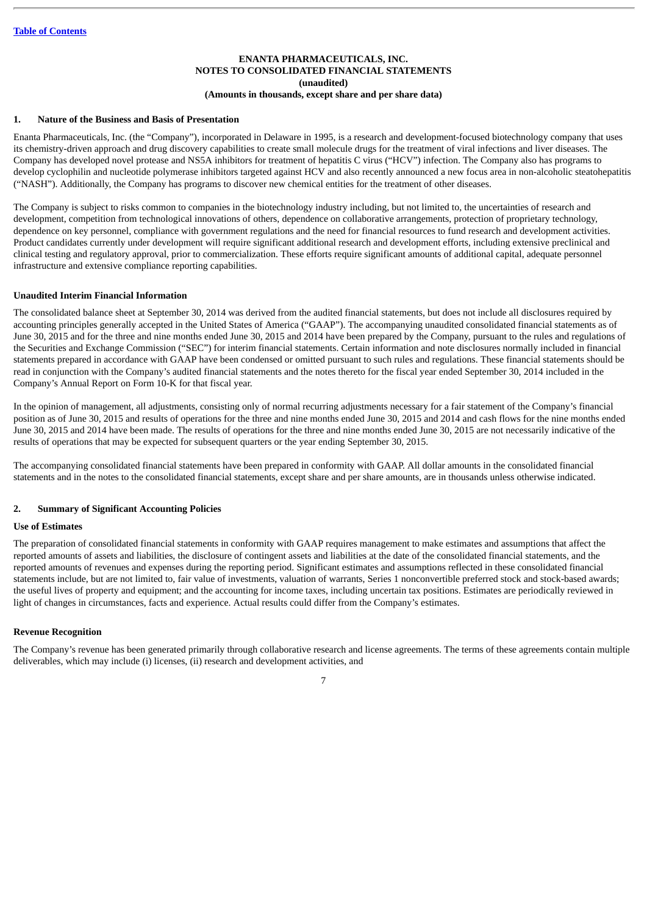**ENANTA PHARMACEUTICALS, INC.**
**NOTES TO CONSOLIDATED FINANCIAL STATEMENTS**
**(unaudited)**
**(Amounts in thousands, except share and per share data)**

## 1. Nature of the Business and Basis of Presentation

Enanta Pharmaceuticals, Inc. (the "Company"), incorporated in Delaware in 1995, is a research and development-focused biotechnology company that uses its chemistry-driven approach and drug discovery capabilities to create small molecule drugs for the treatment of viral infections and liver diseases. The Company has developed novel protease and NS5A inhibitors for treatment of hepatitis C virus ("HCV") infection. The Company also has programs to develop cyclophilin and nucleotide polymerase inhibitors targeted against HCV and also recently announced a new focus area in non-alcoholic steatohepatitis ("NASH"). Additionally, the Company has programs to discover new chemical entities for the treatment of other diseases.

The Company is subject to risks common to companies in the biotechnology industry including, but not limited to, the uncertainties of research and development, competition from technological innovations of others, dependence on collaborative arrangements, protection of proprietary technology, dependence on key personnel, compliance with government regulations and the need for financial resources to fund research and development activities. Product candidates currently under development will require significant additional research and development efforts, including extensive preclinical and clinical testing and regulatory approval, prior to commercialization. These efforts require significant amounts of additional capital, adequate personnel infrastructure and extensive compliance reporting capabilities.

### Unaudited Interim Financial Information

The consolidated balance sheet at September 30, 2014 was derived from the audited financial statements, but does not include all disclosures required by accounting principles generally accepted in the United States of America ("GAAP"). The accompanying unaudited consolidated financial statements as of June 30, 2015 and for the three and nine months ended June 30, 2015 and 2014 have been prepared by the Company, pursuant to the rules and regulations of the Securities and Exchange Commission ("SEC") for interim financial statements. Certain information and note disclosures normally included in financial statements prepared in accordance with GAAP have been condensed or omitted pursuant to such rules and regulations. These financial statements should be read in conjunction with the Company's audited financial statements and the notes thereto for the fiscal year ended September 30, 2014 included in the Company's Annual Report on Form 10-K for that fiscal year.

In the opinion of management, all adjustments, consisting only of normal recurring adjustments necessary for a fair statement of the Company's financial position as of June 30, 2015 and results of operations for the three and nine months ended June 30, 2015 and 2014 and cash flows for the nine months ended June 30, 2015 and 2014 have been made. The results of operations for the three and nine months ended June 30, 2015 are not necessarily indicative of the results of operations that may be expected for subsequent quarters or the year ending September 30, 2015.

The accompanying consolidated financial statements have been prepared in conformity with GAAP. All dollar amounts in the consolidated financial statements and in the notes to the consolidated financial statements, except share and per share amounts, are in thousands unless otherwise indicated.

## 2. Summary of Significant Accounting Policies

### Use of Estimates

The preparation of consolidated financial statements in conformity with GAAP requires management to make estimates and assumptions that affect the reported amounts of assets and liabilities, the disclosure of contingent assets and liabilities at the date of the consolidated financial statements, and the reported amounts of revenues and expenses during the reporting period. Significant estimates and assumptions reflected in these consolidated financial statements include, but are not limited to, fair value of investments, valuation of warrants, Series 1 nonconvertible preferred stock and stock-based awards; the useful lives of property and equipment; and the accounting for income taxes, including uncertain tax positions. Estimates are periodically reviewed in light of changes in circumstances, facts and experience. Actual results could differ from the Company's estimates.

### Revenue Recognition

The Company's revenue has been generated primarily through collaborative research and license agreements. The terms of these agreements contain multiple deliverables, which may include (i) licenses, (ii) research and development activities, and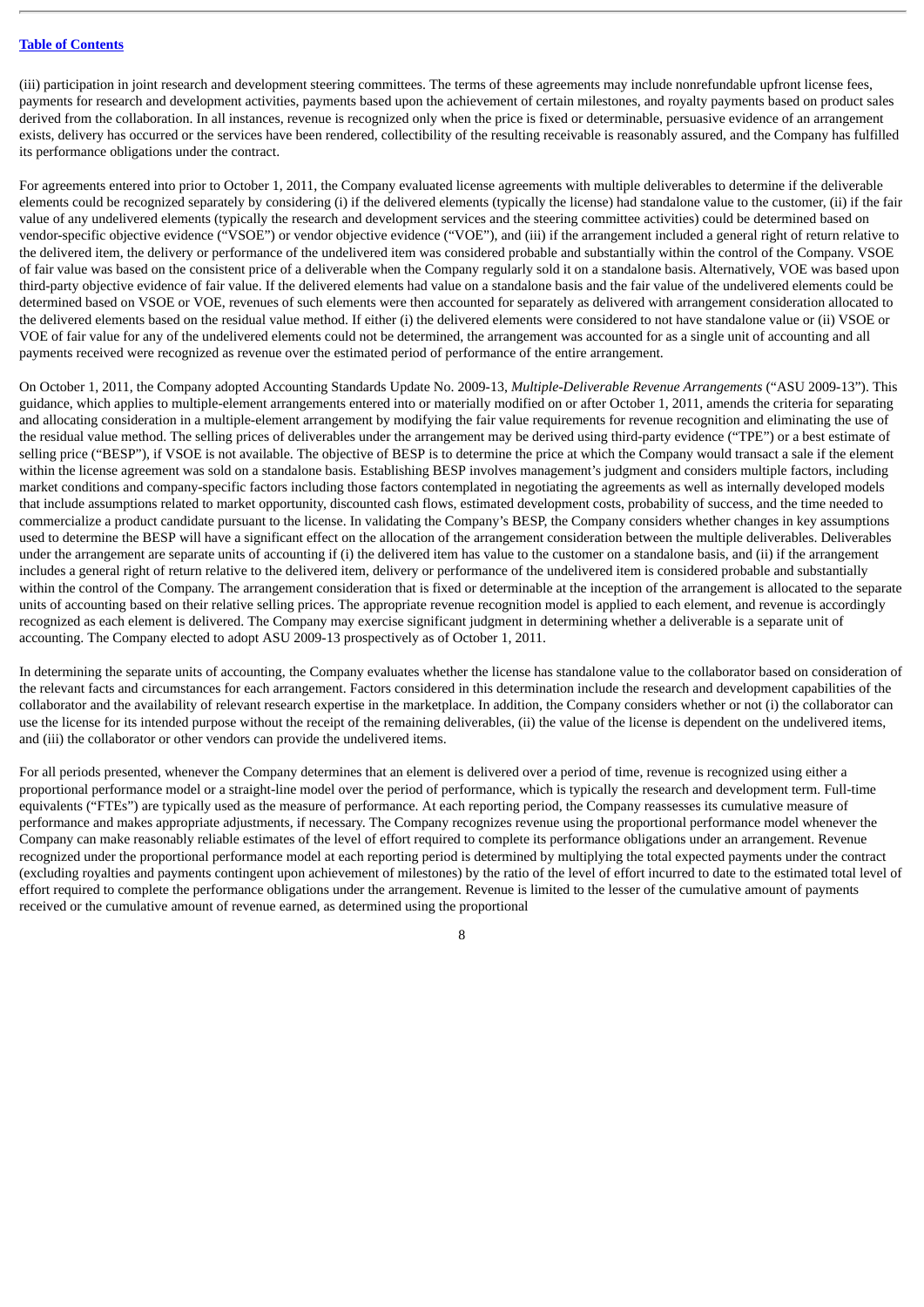(iii) participation in joint research and development steering committees. The terms of these agreements may include nonrefundable upfront license fees, payments for research and development activities, payments based upon the achievement of certain milestones, and royalty payments based on product sales derived from the collaboration. In all instances, revenue is recognized only when the price is fixed or determinable, persuasive evidence of an arrangement exists, delivery has occurred or the services have been rendered, collectibility of the resulting receivable is reasonably assured, and the Company has fulfilled its performance obligations under the contract.

For agreements entered into prior to October 1, 2011, the Company evaluated license agreements with multiple deliverables to determine if the deliverable elements could be recognized separately by considering (i) if the delivered elements (typically the license) had standalone value to the customer, (ii) if the fair value of any undelivered elements (typically the research and development services and the steering committee activities) could be determined based on vendor-specific objective evidence ("VSOE") or vendor objective evidence ("VOE"), and (iii) if the arrangement included a general right of return relative to the delivered item, the delivery or performance of the undelivered item was considered probable and substantially within the control of the Company. VSOE of fair value was based on the consistent price of a deliverable when the Company regularly sold it on a standalone basis. Alternatively, VOE was based upon third-party objective evidence of fair value. If the delivered elements had value on a standalone basis and the fair value of the undelivered elements could be determined based on VSOE or VOE, revenues of such elements were then accounted for separately as delivered with arrangement consideration allocated to the delivered elements based on the residual value method. If either (i) the delivered elements were considered to not have standalone value or (ii) VSOE or VOE of fair value for any of the undelivered elements could not be determined, the arrangement was accounted for as a single unit of accounting and all payments received were recognized as revenue over the estimated period of performance of the entire arrangement.

On October 1, 2011, the Company adopted Accounting Standards Update No. 2009-13, *Multiple-Deliverable Revenue Arrangements* ("ASU 2009-13"). This guidance, which applies to multiple-element arrangements entered into or materially modified on or after October 1, 2011, amends the criteria for separating and allocating consideration in a multiple-element arrangement by modifying the fair value requirements for revenue recognition and eliminating the use of the residual value method. The selling prices of deliverables under the arrangement may be derived using third-party evidence ("TPE") or a best estimate of selling price ("BESP"), if VSOE is not available. The objective of BESP is to determine the price at which the Company would transact a sale if the element within the license agreement was sold on a standalone basis. Establishing BESP involves management's judgment and considers multiple factors, including market conditions and company-specific factors including those factors contemplated in negotiating the agreements as well as internally developed models that include assumptions related to market opportunity, discounted cash flows, estimated development costs, probability of success, and the time needed to commercialize a product candidate pursuant to the license. In validating the Company's BESP, the Company considers whether changes in key assumptions used to determine the BESP will have a significant effect on the allocation of the arrangement consideration between the multiple deliverables. Deliverables under the arrangement are separate units of accounting if (i) the delivered item has value to the customer on a standalone basis, and (ii) if the arrangement includes a general right of return relative to the delivered item, delivery or performance of the undelivered item is considered probable and substantially within the control of the Company. The arrangement consideration that is fixed or determinable at the inception of the arrangement is allocated to the separate units of accounting based on their relative selling prices. The appropriate revenue recognition model is applied to each element, and revenue is accordingly recognized as each element is delivered. The Company may exercise significant judgment in determining whether a deliverable is a separate unit of accounting. The Company elected to adopt ASU 2009-13 prospectively as of October 1, 2011.

In determining the separate units of accounting, the Company evaluates whether the license has standalone value to the collaborator based on consideration of the relevant facts and circumstances for each arrangement. Factors considered in this determination include the research and development capabilities of the collaborator and the availability of relevant research expertise in the marketplace. In addition, the Company considers whether or not (i) the collaborator can use the license for its intended purpose without the receipt of the remaining deliverables, (ii) the value of the license is dependent on the undelivered items, and (iii) the collaborator or other vendors can provide the undelivered items.

For all periods presented, whenever the Company determines that an element is delivered over a period of time, revenue is recognized using either a proportional performance model or a straight-line model over the period of performance, which is typically the research and development term. Full-time equivalents ("FTEs") are typically used as the measure of performance. At each reporting period, the Company reassesses its cumulative measure of performance and makes appropriate adjustments, if necessary. The Company recognizes revenue using the proportional performance model whenever the Company can make reasonably reliable estimates of the level of effort required to complete its performance obligations under an arrangement. Revenue recognized under the proportional performance model at each reporting period is determined by multiplying the total expected payments under the contract (excluding royalties and payments contingent upon achievement of milestones) by the ratio of the level of effort incurred to date to the estimated total level of effort required to complete the performance obligations under the arrangement. Revenue is limited to the lesser of the cumulative amount of payments received or the cumulative amount of revenue earned, as determined using the proportional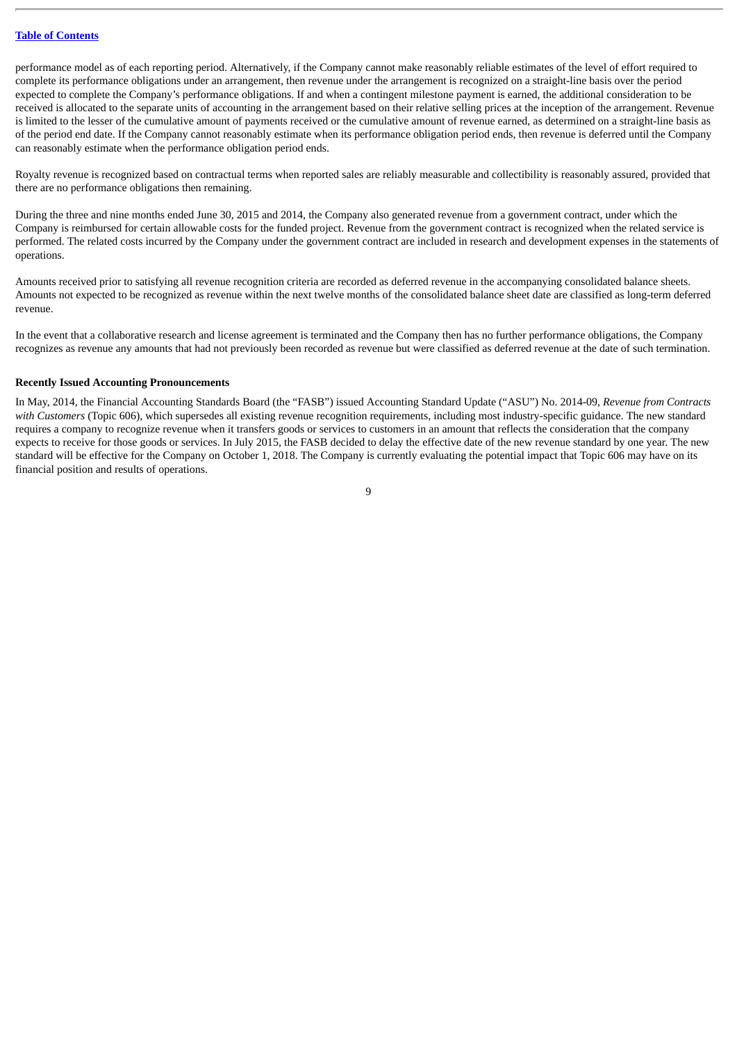performance model as of each reporting period. Alternatively, if the Company cannot make reasonably reliable estimates of the level of effort required to complete its performance obligations under an arrangement, then revenue under the arrangement is recognized on a straight-line basis over the period expected to complete the Company's performance obligations. If and when a contingent milestone payment is earned, the additional consideration to be received is allocated to the separate units of accounting in the arrangement based on their relative selling prices at the inception of the arrangement. Revenue is limited to the lesser of the cumulative amount of payments received or the cumulative amount of revenue earned, as determined on a straight-line basis as of the period end date. If the Company cannot reasonably estimate when its performance obligation period ends, then revenue is deferred until the Company can reasonably estimate when the performance obligation period ends.

Royalty revenue is recognized based on contractual terms when reported sales are reliably measurable and collectibility is reasonably assured, provided that there are no performance obligations then remaining.

During the three and nine months ended June 30, 2015 and 2014, the Company also generated revenue from a government contract, under which the Company is reimbursed for certain allowable costs for the funded project. Revenue from the government contract is recognized when the related service is performed. The related costs incurred by the Company under the government contract are included in research and development expenses in the statements of operations.

Amounts received prior to satisfying all revenue recognition criteria are recorded as deferred revenue in the accompanying consolidated balance sheets. Amounts not expected to be recognized as revenue within the next twelve months of the consolidated balance sheet date are classified as long-term deferred revenue.

In the event that a collaborative research and license agreement is terminated and the Company then has no further performance obligations, the Company recognizes as revenue any amounts that had not previously been recorded as revenue but were classified as deferred revenue at the date of such termination.

**Recently Issued Accounting Pronouncements**

In May, 2014, the Financial Accounting Standards Board (the "FASB") issued Accounting Standard Update ("ASU") No. 2014-09, *Revenue from Contracts with Customers* (Topic 606), which supersedes all existing revenue recognition requirements, including most industry-specific guidance. The new standard requires a company to recognize revenue when it transfers goods or services to customers in an amount that reflects the consideration that the company expects to receive for those goods or services. In July 2015, the FASB decided to delay the effective date of the new revenue standard by one year. The new standard will be effective for the Company on October 1, 2018. The Company is currently evaluating the potential impact that Topic 606 may have on its financial position and results of operations.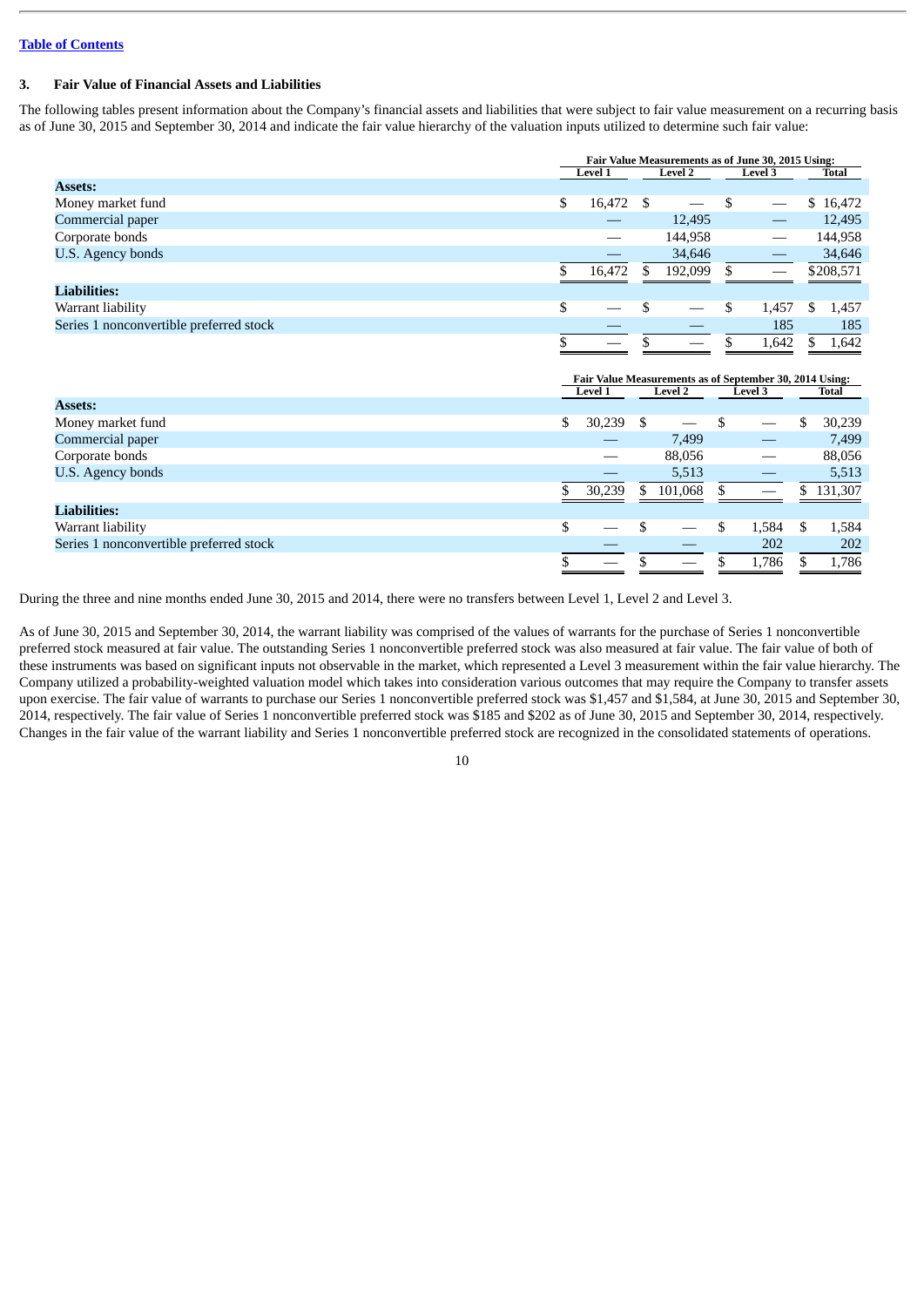[Table of Contents](#)

### 3. Fair Value of Financial Assets and Liabilities

The following tables present information about the Company's financial assets and liabilities that were subject to fair value measurement on a recurring basis as of June 30, 2015 and September 30, 2014 and indicate the fair value hierarchy of the valuation inputs utilized to determine such fair value:

| | Fair Value Measurements as of June 30, 2015 Using: | | | |
|---|---|---|---|---|
| | Level 1 | Level 2 | Level 3 | Total |
| **Assets:** | | | | |
| Money market fund | $ 16,472 | $ — | $ — | $ 16,472 |
| Commercial paper | — | 12,495 | — | 12,495 |
| Corporate bonds | — | 144,958 | — | 144,958 |
| U.S. Agency bonds | — | 34,646 | — | 34,646 |
| | $ 16,472 | $ 192,099 | $ — | $208,571 |
| **Liabilities:** | | | | |
| Warrant liability | $ — | $ — | $ 1,457 | $ 1,457 |
| Series 1 nonconvertible preferred stock | — | — | 185 | 185 |
| | $ — | $ — | $ 1,642 | $ 1,642 |

| | Fair Value Measurements as of September 30, 2014 Using: | | | |
|---|---|---|---|---|
| | Level 1 | Level 2 | Level 3 | Total |
| **Assets:** | | | | |
| Money market fund | $ 30,239 | $ — | $ — | $ 30,239 |
| Commercial paper | — | 7,499 | — | 7,499 |
| Corporate bonds | — | 88,056 | — | 88,056 |
| U.S. Agency bonds | — | 5,513 | — | 5,513 |
| | $ 30,239 | $ 101,068 | $ — | $ 131,307 |
| **Liabilities:** | | | | |
| Warrant liability | $ — | $ — | $ 1,584 | $ 1,584 |
| Series 1 nonconvertible preferred stock | — | — | 202 | 202 |
| | $ — | $ — | $ 1,786 | $ 1,786 |

During the three and nine months ended June 30, 2015 and 2014, there were no transfers between Level 1, Level 2 and Level 3.

As of June 30, 2015 and September 30, 2014, the warrant liability was comprised of the values of warrants for the purchase of Series 1 nonconvertible preferred stock measured at fair value. The outstanding Series 1 nonconvertible preferred stock was also measured at fair value. The fair value of both of these instruments was based on significant inputs not observable in the market, which represented a Level 3 measurement within the fair value hierarchy. The Company utilized a probability-weighted valuation model which takes into consideration various outcomes that may require the Company to transfer assets upon exercise. The fair value of warrants to purchase our Series 1 nonconvertible preferred stock was $1,457 and $1,584, at June 30, 2015 and September 30, 2014, respectively. The fair value of Series 1 nonconvertible preferred stock was $185 and $202 as of June 30, 2015 and September 30, 2014, respectively. Changes in the fair value of the warrant liability and Series 1 nonconvertible preferred stock are recognized in the consolidated statements of operations.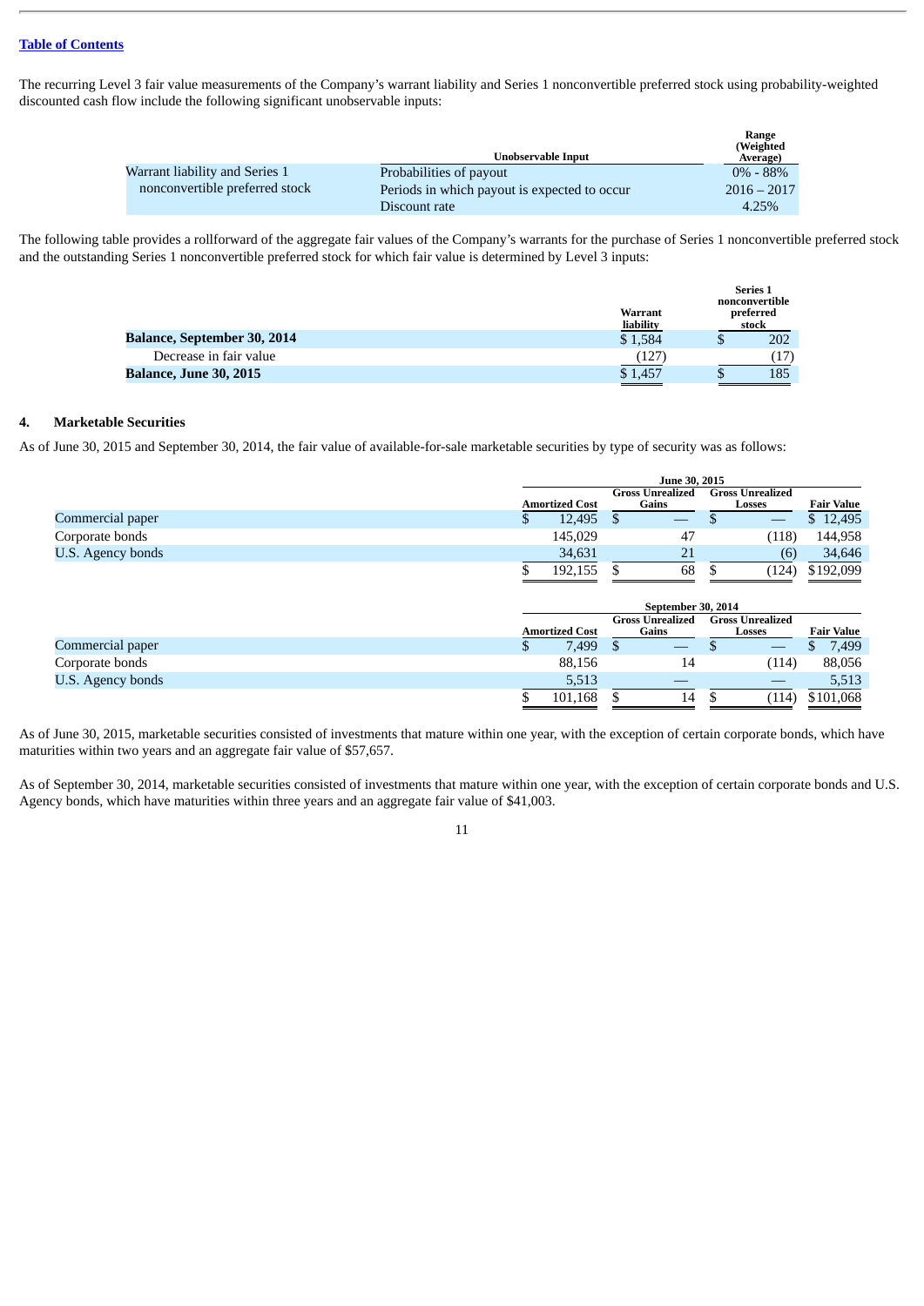[Table of Contents](#)

The recurring Level 3 fair value measurements of the Company's warrant liability and Series 1 nonconvertible preferred stock using probability-weighted discounted cash flow include the following significant unobservable inputs:

| | Unobservable Input | Range (Weighted Average) |
|---|---|---|
| Warrant liability and Series 1 nonconvertible preferred stock | Probabilities of payout | 0% - 88% |
| | Periods in which payout is expected to occur | 2016 – 2017 |
| | Discount rate | 4.25% |

The following table provides a rollforward of the aggregate fair values of the Company's warrants for the purchase of Series 1 nonconvertible preferred stock and the outstanding Series 1 nonconvertible preferred stock for which fair value is determined by Level 3 inputs:

| | Warrant liability | Series 1 nonconvertible preferred stock |
|---|---|---|
| **Balance, September 30, 2014** | $ 1,584 | $ 202 |
| Decrease in fair value | (127) | (17) |
| **Balance, June 30, 2015** | $ 1,457 | $ 185 |

## 4. Marketable Securities

As of June 30, 2015 and September 30, 2014, the fair value of available-for-sale marketable securities by type of security was as follows:

| | June 30, 2015 | | | |
|---|---|---|---|---|
| | Amortized Cost | Gross Unrealized Gains | Gross Unrealized Losses | Fair Value |
| Commercial paper | $ 12,495 | $ — | $ — | $ 12,495 |
| Corporate bonds | 145,029 | 47 | (118) | 144,958 |
| U.S. Agency bonds | 34,631 | 21 | (6) | 34,646 |
| | $ 192,155 | $ 68 | $ (124) | $192,099 |

| | September 30, 2014 | | | |
|---|---|---|---|---|
| | Amortized Cost | Gross Unrealized Gains | Gross Unrealized Losses | Fair Value |
| Commercial paper | $ 7,499 | $ — | $ — | $ 7,499 |
| Corporate bonds | 88,156 | 14 | (114) | 88,056 |
| U.S. Agency bonds | 5,513 | — | — | 5,513 |
| | $ 101,168 | $ 14 | $ (114) | $101,068 |

As of June 30, 2015, marketable securities consisted of investments that mature within one year, with the exception of certain corporate bonds, which have maturities within two years and an aggregate fair value of $57,657.

As of September 30, 2014, marketable securities consisted of investments that mature within one year, with the exception of certain corporate bonds and U.S. Agency bonds, which have maturities within three years and an aggregate fair value of $41,003.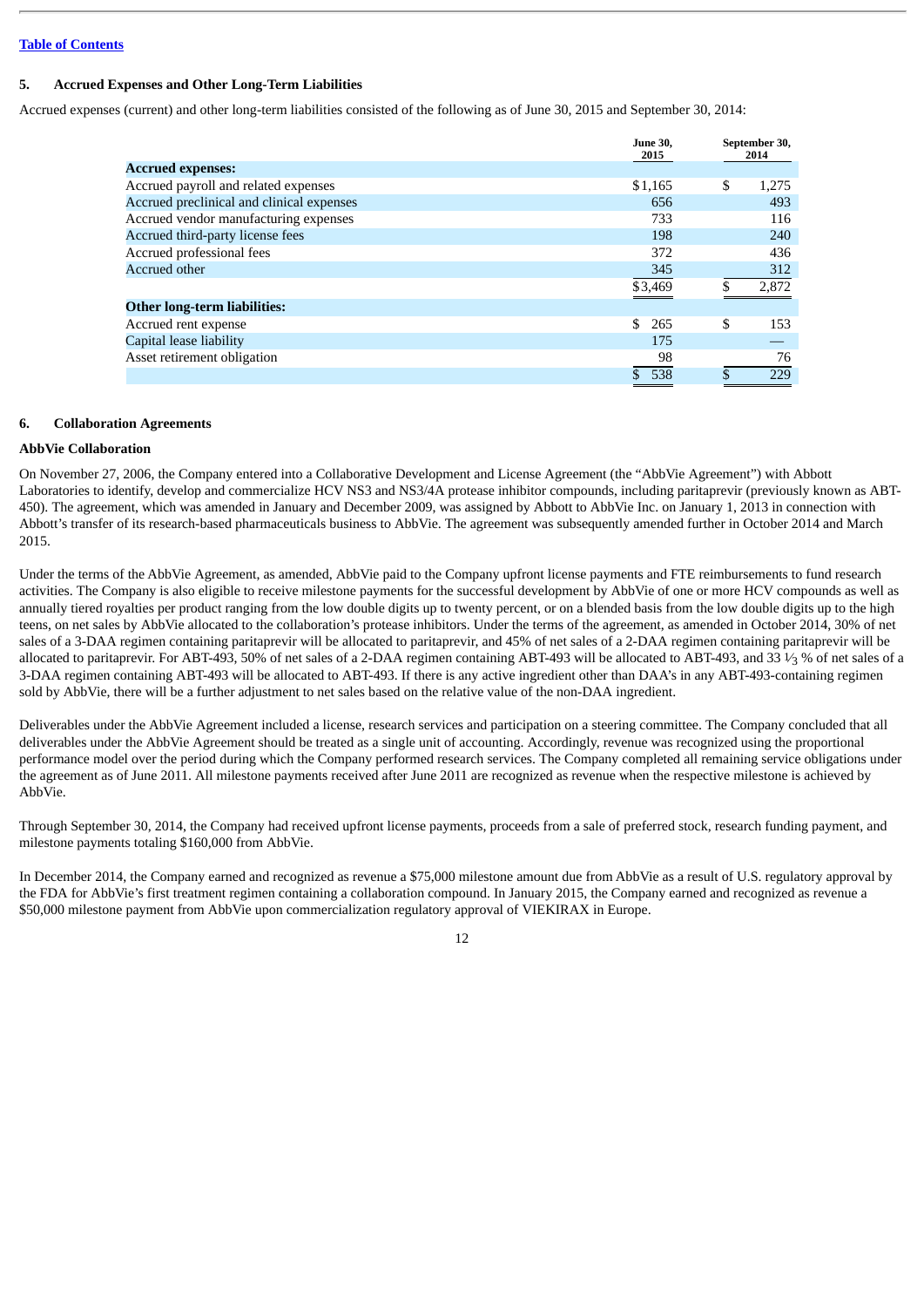[Table of Contents]

## 5. Accrued Expenses and Other Long-Term Liabilities

Accrued expenses (current) and other long-term liabilities consisted of the following as of June 30, 2015 and September 30, 2014:

| | June 30, 2015 | September 30, 2014 |
|---|---|---|
| **Accrued expenses:** | | |
| Accrued payroll and related expenses | $1,165 | $ 1,275 |
| Accrued preclinical and clinical expenses | 656 | 493 |
| Accrued vendor manufacturing expenses | 733 | 116 |
| Accrued third-party license fees | 198 | 240 |
| Accrued professional fees | 372 | 436 |
| Accrued other | 345 | 312 |
| | $3,469 | $ 2,872 |
| **Other long-term liabilities:** | | |
| Accrued rent expense | $ 265 | $ 153 |
| Capital lease liability | 175 | — |
| Asset retirement obligation | 98 | 76 |
| | $ 538 | $ 229 |

## 6. Collaboration Agreements

### AbbVie Collaboration

On November 27, 2006, the Company entered into a Collaborative Development and License Agreement (the "AbbVie Agreement") with Abbott Laboratories to identify, develop and commercialize HCV NS3 and NS3/4A protease inhibitor compounds, including paritaprevir (previously known as ABT-450). The agreement, which was amended in January and December 2009, was assigned by Abbott to AbbVie Inc. on January 1, 2013 in connection with Abbott's transfer of its research-based pharmaceuticals business to AbbVie. The agreement was subsequently amended further in October 2014 and March 2015.

Under the terms of the AbbVie Agreement, as amended, AbbVie paid to the Company upfront license payments and FTE reimbursements to fund research activities. The Company is also eligible to receive milestone payments for the successful development by AbbVie of one or more HCV compounds as well as annually tiered royalties per product ranging from the low double digits up to twenty percent, or on a blended basis from the low double digits up to the high teens, on net sales by AbbVie allocated to the collaboration's protease inhibitors. Under the terms of the agreement, as amended in October 2014, 30% of net sales of a 3-DAA regimen containing paritaprevir will be allocated to paritaprevir, and 45% of net sales of a 2-DAA regimen containing paritaprevir will be allocated to paritaprevir. For ABT-493, 50% of net sales of a 2-DAA regimen containing ABT-493 will be allocated to ABT-493, and 33 ⅓ % of net sales of a 3-DAA regimen containing ABT-493 will be allocated to ABT-493. If there is any active ingredient other than DAA's in any ABT-493-containing regimen sold by AbbVie, there will be a further adjustment to net sales based on the relative value of the non-DAA ingredient.

Deliverables under the AbbVie Agreement included a license, research services and participation on a steering committee. The Company concluded that all deliverables under the AbbVie Agreement should be treated as a single unit of accounting. Accordingly, revenue was recognized using the proportional performance model over the period during which the Company performed research services. The Company completed all remaining service obligations under the agreement as of June 2011. All milestone payments received after June 2011 are recognized as revenue when the respective milestone is achieved by AbbVie.

Through September 30, 2014, the Company had received upfront license payments, proceeds from a sale of preferred stock, research funding payment, and milestone payments totaling $160,000 from AbbVie.

In December 2014, the Company earned and recognized as revenue a $75,000 milestone amount due from AbbVie as a result of U.S. regulatory approval by the FDA for AbbVie's first treatment regimen containing a collaboration compound. In January 2015, the Company earned and recognized as revenue a $50,000 milestone payment from AbbVie upon commercialization regulatory approval of VIEKIRAX in Europe.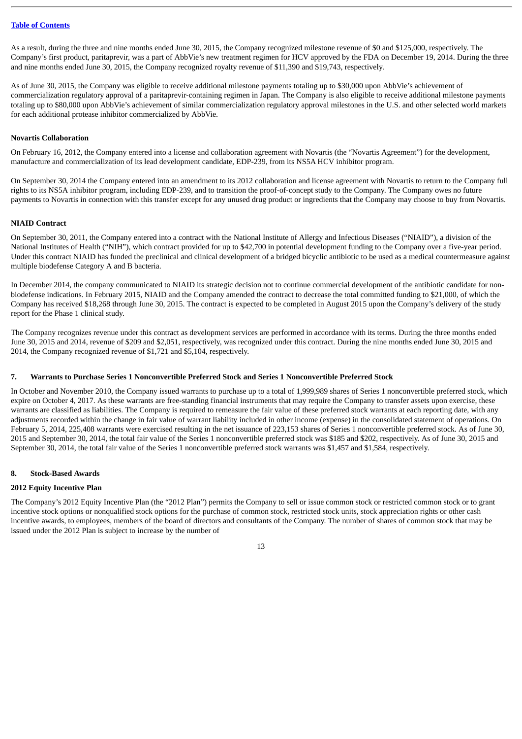As a result, during the three and nine months ended June 30, 2015, the Company recognized milestone revenue of $0 and $125,000, respectively. The Company's first product, paritaprevir, was a part of AbbVie's new treatment regimen for HCV approved by the FDA on December 19, 2014. During the three and nine months ended June 30, 2015, the Company recognized royalty revenue of $11,390 and $19,743, respectively.

As of June 30, 2015, the Company was eligible to receive additional milestone payments totaling up to $30,000 upon AbbVie's achievement of commercialization regulatory approval of a paritaprevir-containing regimen in Japan. The Company is also eligible to receive additional milestone payments totaling up to $80,000 upon AbbVie's achievement of similar commercialization regulatory approval milestones in the U.S. and other selected world markets for each additional protease inhibitor commercialized by AbbVie.

**Novartis Collaboration**

On February 16, 2012, the Company entered into a license and collaboration agreement with Novartis (the "Novartis Agreement") for the development, manufacture and commercialization of its lead development candidate, EDP-239, from its NS5A HCV inhibitor program.

On September 30, 2014 the Company entered into an amendment to its 2012 collaboration and license agreement with Novartis to return to the Company full rights to its NS5A inhibitor program, including EDP-239, and to transition the proof-of-concept study to the Company. The Company owes no future payments to Novartis in connection with this transfer except for any unused drug product or ingredients that the Company may choose to buy from Novartis.

**NIAID Contract**

On September 30, 2011, the Company entered into a contract with the National Institute of Allergy and Infectious Diseases ("NIAID"), a division of the National Institutes of Health ("NIH"), which contract provided for up to $42,700 in potential development funding to the Company over a five-year period. Under this contract NIAID has funded the preclinical and clinical development of a bridged bicyclic antibiotic to be used as a medical countermeasure against multiple biodefense Category A and B bacteria.

In December 2014, the company communicated to NIAID its strategic decision not to continue commercial development of the antibiotic candidate for non-biodefense indications. In February 2015, NIAID and the Company amended the contract to decrease the total committed funding to $21,000, of which the Company has received $18,268 through June 30, 2015. The contract is expected to be completed in August 2015 upon the Company's delivery of the study report for the Phase 1 clinical study.

The Company recognizes revenue under this contract as development services are performed in accordance with its terms. During the three months ended June 30, 2015 and 2014, revenue of $209 and $2,051, respectively, was recognized under this contract. During the nine months ended June 30, 2015 and 2014, the Company recognized revenue of $1,721 and $5,104, respectively.

## 7. Warrants to Purchase Series 1 Nonconvertible Preferred Stock and Series 1 Nonconvertible Preferred Stock

In October and November 2010, the Company issued warrants to purchase up to a total of 1,999,989 shares of Series 1 nonconvertible preferred stock, which expire on October 4, 2017. As these warrants are free-standing financial instruments that may require the Company to transfer assets upon exercise, these warrants are classified as liabilities. The Company is required to remeasure the fair value of these preferred stock warrants at each reporting date, with any adjustments recorded within the change in fair value of warrant liability included in other income (expense) in the consolidated statement of operations. On February 5, 2014, 225,408 warrants were exercised resulting in the net issuance of 223,153 shares of Series 1 nonconvertible preferred stock. As of June 30, 2015 and September 30, 2014, the total fair value of the Series 1 nonconvertible preferred stock was $185 and $202, respectively. As of June 30, 2015 and September 30, 2014, the total fair value of the Series 1 nonconvertible preferred stock warrants was $1,457 and $1,584, respectively.

## 8. Stock-Based Awards

**2012 Equity Incentive Plan**

The Company's 2012 Equity Incentive Plan (the "2012 Plan") permits the Company to sell or issue common stock or restricted common stock or to grant incentive stock options or nonqualified stock options for the purchase of common stock, restricted stock units, stock appreciation rights or other cash incentive awards, to employees, members of the board of directors and consultants of the Company. The number of shares of common stock that may be issued under the 2012 Plan is subject to increase by the number of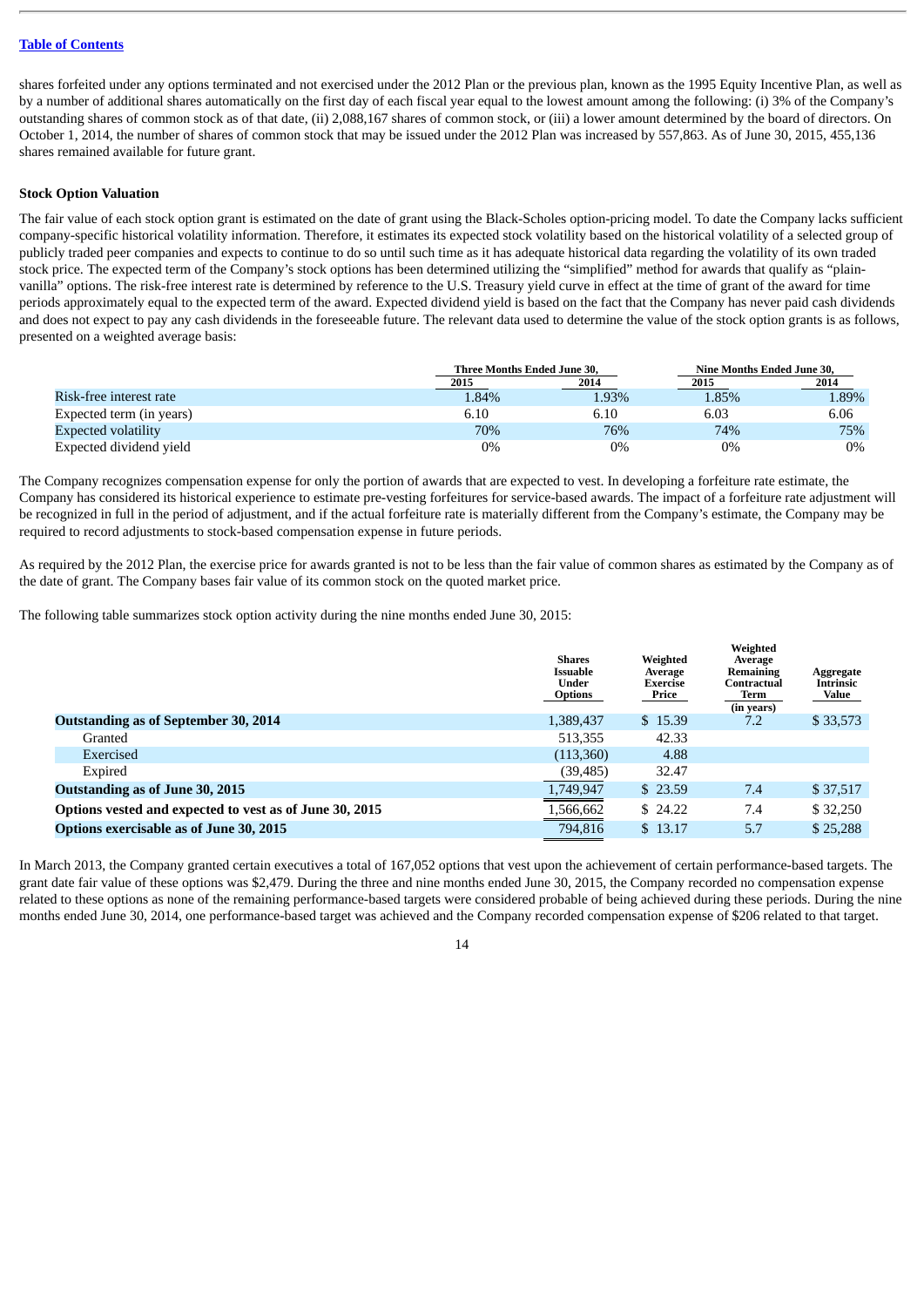shares forfeited under any options terminated and not exercised under the 2012 Plan or the previous plan, known as the 1995 Equity Incentive Plan, as well as by a number of additional shares automatically on the first day of each fiscal year equal to the lowest amount among the following: (i) 3% of the Company's outstanding shares of common stock as of that date, (ii) 2,088,167 shares of common stock, or (iii) a lower amount determined by the board of directors. On October 1, 2014, the number of shares of common stock that may be issued under the 2012 Plan was increased by 557,863. As of June 30, 2015, 455,136 shares remained available for future grant.

**Stock Option Valuation**

The fair value of each stock option grant is estimated on the date of grant using the Black-Scholes option-pricing model. To date the Company lacks sufficient company-specific historical volatility information. Therefore, it estimates its expected stock volatility based on the historical volatility of a selected group of publicly traded peer companies and expects to continue to do so until such time as it has adequate historical data regarding the volatility of its own traded stock price. The expected term of the Company's stock options has been determined utilizing the "simplified" method for awards that qualify as "plain-vanilla" options. The risk-free interest rate is determined by reference to the U.S. Treasury yield curve in effect at the time of grant of the award for time periods approximately equal to the expected term of the award. Expected dividend yield is based on the fact that the Company has never paid cash dividends and does not expect to pay any cash dividends in the foreseeable future. The relevant data used to determine the value of the stock option grants is as follows, presented on a weighted average basis:

| | Three Months Ended June 30, | | Nine Months Ended June 30, | |
|---|---|---|---|---|
| | 2015 | 2014 | 2015 | 2014 |
| Risk-free interest rate | 1.84% | 1.93% | 1.85% | 1.89% |
| Expected term (in years) | 6.10 | 6.10 | 6.03 | 6.06 |
| Expected volatility | 70% | 76% | 74% | 75% |
| Expected dividend yield | 0% | 0% | 0% | 0% |

The Company recognizes compensation expense for only the portion of awards that are expected to vest. In developing a forfeiture rate estimate, the Company has considered its historical experience to estimate pre-vesting forfeitures for service-based awards. The impact of a forfeiture rate adjustment will be recognized in full in the period of adjustment, and if the actual forfeiture rate is materially different from the Company's estimate, the Company may be required to record adjustments to stock-based compensation expense in future periods.

As required by the 2012 Plan, the exercise price for awards granted is not to be less than the fair value of common shares as estimated by the Company as of the date of grant. The Company bases fair value of its common stock on the quoted market price.

The following table summarizes stock option activity during the nine months ended June 30, 2015:

| | Shares Issuable Under Options | Weighted Average Exercise Price | Weighted Average Remaining Contractual Term (in years) | Aggregate Intrinsic Value |
|---|---|---|---|---|
| **Outstanding as of September 30, 2014** | 1,389,437 | $ 15.39 | 7.2 | $ 33,573 |
| Granted | 513,355 | 42.33 | | |
| Exercised | (113,360) | 4.88 | | |
| Expired | (39,485) | 32.47 | | |
| **Outstanding as of June 30, 2015** | 1,749,947 | $ 23.59 | 7.4 | $ 37,517 |
| **Options vested and expected to vest as of June 30, 2015** | 1,566,662 | $ 24.22 | 7.4 | $ 32,250 |
| **Options exercisable as of June 30, 2015** | 794,816 | $ 13.17 | 5.7 | $ 25,288 |

In March 2013, the Company granted certain executives a total of 167,052 options that vest upon the achievement of certain performance-based targets. The grant date fair value of these options was $2,479. During the three and nine months ended June 30, 2015, the Company recorded no compensation expense related to these options as none of the remaining performance-based targets were considered probable of being achieved during these periods. During the nine months ended June 30, 2014, one performance-based target was achieved and the Company recorded compensation expense of $206 related to that target.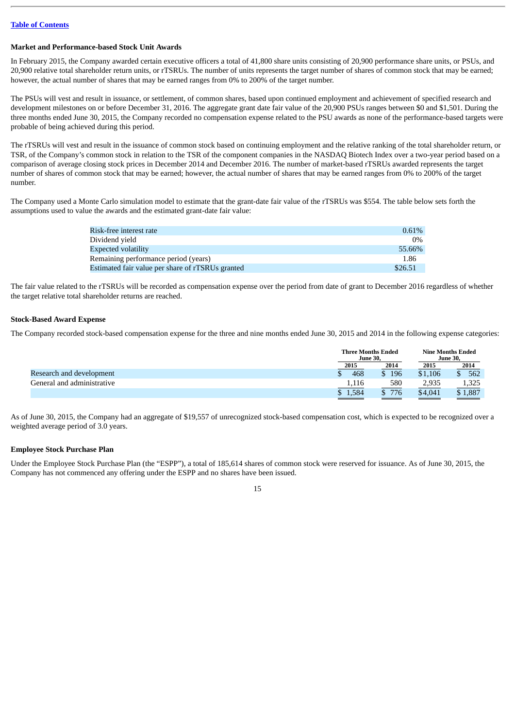### Market and Performance-based Stock Unit Awards

In February 2015, the Company awarded certain executive officers a total of 41,800 share units consisting of 20,900 performance share units, or PSUs, and 20,900 relative total shareholder return units, or rTSRUs. The number of units represents the target number of shares of common stock that may be earned; however, the actual number of shares that may be earned ranges from 0% to 200% of the target number.

The PSUs will vest and result in issuance, or settlement, of common shares, based upon continued employment and achievement of specified research and development milestones on or before December 31, 2016. The aggregate grant date fair value of the 20,900 PSUs ranges between $0 and $1,501. During the three months ended June 30, 2015, the Company recorded no compensation expense related to the PSU awards as none of the performance-based targets were probable of being achieved during this period.

The rTSRUs will vest and result in the issuance of common stock based on continuing employment and the relative ranking of the total shareholder return, or TSR, of the Company's common stock in relation to the TSR of the component companies in the NASDAQ Biotech Index over a two-year period based on a comparison of average closing stock prices in December 2014 and December 2016. The number of market-based rTSRUs awarded represents the target number of shares of common stock that may be earned; however, the actual number of shares that may be earned ranges from 0% to 200% of the target number.

The Company used a Monte Carlo simulation model to estimate that the grant-date fair value of the rTSRUs was $554. The table below sets forth the assumptions used to value the awards and the estimated grant-date fair value:

| | |
|---|---|
| Risk-free interest rate | 0.61% |
| Dividend yield | 0% |
| Expected volatility | 55.66% |
| Remaining performance period (years) | 1.86 |
| Estimated fair value per share of rTSRUs granted | $26.51 |

The fair value related to the rTSRUs will be recorded as compensation expense over the period from date of grant to December 2016 regardless of whether the target relative total shareholder returns are reached.

### Stock-Based Award Expense

The Company recorded stock-based compensation expense for the three and nine months ended June 30, 2015 and 2014 in the following expense categories:

| | Three Months Ended June 30, | | Nine Months Ended June 30, | |
|---|---|---|---|---|
| | 2015 | 2014 | 2015 | 2014 |
| Research and development | $ 468 | $ 196 | $1,106 | $ 562 |
| General and administrative | 1,116 | 580 | 2,935 | 1,325 |
| | $ 1,584 | $ 776 | $4,041 | $ 1,887 |

As of June 30, 2015, the Company had an aggregate of $19,557 of unrecognized stock-based compensation cost, which is expected to be recognized over a weighted average period of 3.0 years.

### Employee Stock Purchase Plan

Under the Employee Stock Purchase Plan (the "ESPP"), a total of 185,614 shares of common stock were reserved for issuance. As of June 30, 2015, the Company has not commenced any offering under the ESPP and no shares have been issued.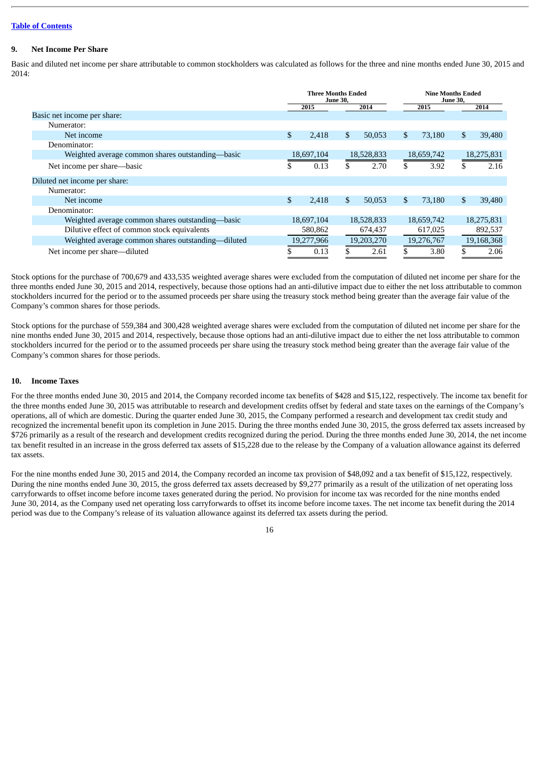## 9. Net Income Per Share

Basic and diluted net income per share attributable to common stockholders was calculated as follows for the three and nine months ended June 30, 2015 and 2014:

| | Three Months Ended June 30, | | Nine Months Ended June 30, | |
|---|---|---|---|---|
| | 2015 | 2014 | 2015 | 2014 |
| Basic net income per share: | | | | |
| Numerator: | | | | |
| Net income | $ 2,418 | $ 50,053 | $ 73,180 | $ 39,480 |
| Denominator: | | | | |
| Weighted average common shares outstanding—basic | 18,697,104 | 18,528,833 | 18,659,742 | 18,275,831 |
| Net income per share—basic | $ 0.13 | $ 2.70 | $ 3.92 | $ 2.16 |
| Diluted net income per share: | | | | |
| Numerator: | | | | |
| Net income | $ 2,418 | $ 50,053 | $ 73,180 | $ 39,480 |
| Denominator: | | | | |
| Weighted average common shares outstanding—basic | 18,697,104 | 18,528,833 | 18,659,742 | 18,275,831 |
| Dilutive effect of common stock equivalents | 580,862 | 674,437 | 617,025 | 892,537 |
| Weighted average common shares outstanding—diluted | 19,277,966 | 19,203,270 | 19,276,767 | 19,168,368 |
| Net income per share—diluted | $ 0.13 | $ 2.61 | $ 3.80 | $ 2.06 |

Stock options for the purchase of 700,679 and 433,535 weighted average shares were excluded from the computation of diluted net income per share for the three months ended June 30, 2015 and 2014, respectively, because those options had an anti-dilutive impact due to either the net loss attributable to common stockholders incurred for the period or to the assumed proceeds per share using the treasury stock method being greater than the average fair value of the Company's common shares for those periods.

Stock options for the purchase of 559,384 and 300,428 weighted average shares were excluded from the computation of diluted net income per share for the nine months ended June 30, 2015 and 2014, respectively, because those options had an anti-dilutive impact due to either the net loss attributable to common stockholders incurred for the period or to the assumed proceeds per share using the treasury stock method being greater than the average fair value of the Company's common shares for those periods.

## 10. Income Taxes

For the three months ended June 30, 2015 and 2014, the Company recorded income tax benefits of $428 and $15,122, respectively. The income tax benefit for the three months ended June 30, 2015 was attributable to research and development credits offset by federal and state taxes on the earnings of the Company's operations, all of which are domestic. During the quarter ended June 30, 2015, the Company performed a research and development tax credit study and recognized the incremental benefit upon its completion in June 2015. During the three months ended June 30, 2015, the gross deferred tax assets increased by $726 primarily as a result of the research and development credits recognized during the period. During the three months ended June 30, 2014, the net income tax benefit resulted in an increase in the gross deferred tax assets of $15,228 due to the release by the Company of a valuation allowance against its deferred tax assets.

For the nine months ended June 30, 2015 and 2014, the Company recorded an income tax provision of $48,092 and a tax benefit of $15,122, respectively. During the nine months ended June 30, 2015, the gross deferred tax assets decreased by $9,277 primarily as a result of the utilization of net operating loss carryforwards to offset income before income taxes generated during the period. No provision for income tax was recorded for the nine months ended June 30, 2014, as the Company used net operating loss carryforwards to offset its income before income taxes. The net income tax benefit during the 2014 period was due to the Company's release of its valuation allowance against its deferred tax assets during the period.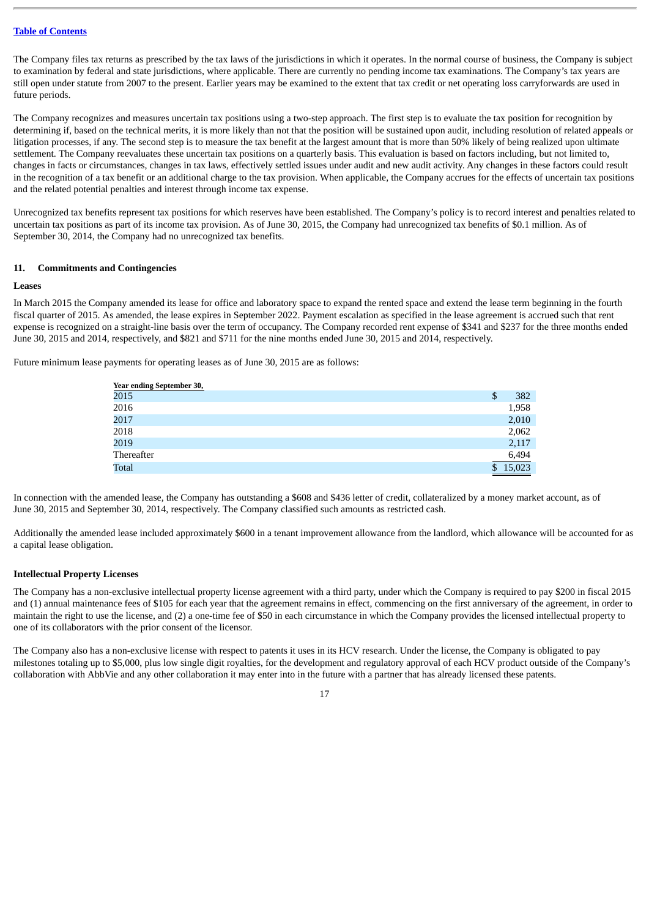[Table of Contents](#)

The Company files tax returns as prescribed by the tax laws of the jurisdictions in which it operates. In the normal course of business, the Company is subject to examination by federal and state jurisdictions, where applicable. There are currently no pending income tax examinations. The Company's tax years are still open under statute from 2007 to the present. Earlier years may be examined to the extent that tax credit or net operating loss carryforwards are used in future periods.

The Company recognizes and measures uncertain tax positions using a two-step approach. The first step is to evaluate the tax position for recognition by determining if, based on the technical merits, it is more likely than not that the position will be sustained upon audit, including resolution of related appeals or litigation processes, if any. The second step is to measure the tax benefit at the largest amount that is more than 50% likely of being realized upon ultimate settlement. The Company reevaluates these uncertain tax positions on a quarterly basis. This evaluation is based on factors including, but not limited to, changes in facts or circumstances, changes in tax laws, effectively settled issues under audit and new audit activity. Any changes in these factors could result in the recognition of a tax benefit or an additional charge to the tax provision. When applicable, the Company accrues for the effects of uncertain tax positions and the related potential penalties and interest through income tax expense.

Unrecognized tax benefits represent tax positions for which reserves have been established. The Company's policy is to record interest and penalties related to uncertain tax positions as part of its income tax provision. As of June 30, 2015, the Company had unrecognized tax benefits of $0.1 million. As of September 30, 2014, the Company had no unrecognized tax benefits.

## 11. Commitments and Contingencies

### Leases

In March 2015 the Company amended its lease for office and laboratory space to expand the rented space and extend the lease term beginning in the fourth fiscal quarter of 2015. As amended, the lease expires in September 2022. Payment escalation as specified in the lease agreement is accrued such that rent expense is recognized on a straight-line basis over the term of occupancy. The Company recorded rent expense of $341 and $237 for the three months ended June 30, 2015 and 2014, respectively, and $821 and $711 for the nine months ended June 30, 2015 and 2014, respectively.

Future minimum lease payments for operating leases as of June 30, 2015 are as follows:

| Year ending September 30, | |
|---|---|
| 2015 | $ 382 |
| 2016 | 1,958 |
| 2017 | 2,010 |
| 2018 | 2,062 |
| 2019 | 2,117 |
| Thereafter | 6,494 |
| Total | $ 15,023 |

In connection with the amended lease, the Company has outstanding a $608 and $436 letter of credit, collateralized by a money market account, as of June 30, 2015 and September 30, 2014, respectively. The Company classified such amounts as restricted cash.

Additionally the amended lease included approximately $600 in a tenant improvement allowance from the landlord, which allowance will be accounted for as a capital lease obligation.

### Intellectual Property Licenses

The Company has a non-exclusive intellectual property license agreement with a third party, under which the Company is required to pay $200 in fiscal 2015 and (1) annual maintenance fees of $105 for each year that the agreement remains in effect, commencing on the first anniversary of the agreement, in order to maintain the right to use the license, and (2) a one-time fee of $50 in each circumstance in which the Company provides the licensed intellectual property to one of its collaborators with the prior consent of the licensor.

The Company also has a non-exclusive license with respect to patents it uses in its HCV research. Under the license, the Company is obligated to pay milestones totaling up to $5,000, plus low single digit royalties, for the development and regulatory approval of each HCV product outside of the Company's collaboration with AbbVie and any other collaboration it may enter into in the future with a partner that has already licensed these patents.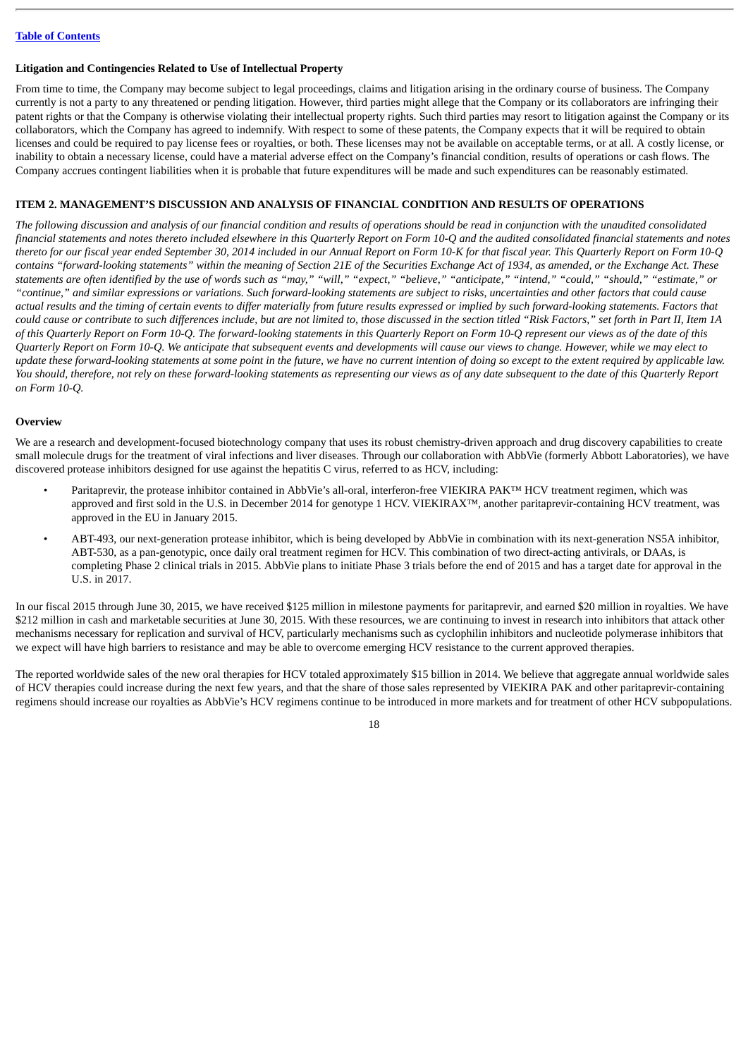### Litigation and Contingencies Related to Use of Intellectual Property

From time to time, the Company may become subject to legal proceedings, claims and litigation arising in the ordinary course of business. The Company currently is not a party to any threatened or pending litigation. However, third parties might allege that the Company or its collaborators are infringing their patent rights or that the Company is otherwise violating their intellectual property rights. Such third parties may resort to litigation against the Company or its collaborators, which the Company has agreed to indemnify. With respect to some of these patents, the Company expects that it will be required to obtain licenses and could be required to pay license fees or royalties, or both. These licenses may not be available on acceptable terms, or at all. A costly license, or inability to obtain a necessary license, could have a material adverse effect on the Company's financial condition, results of operations or cash flows. The Company accrues contingent liabilities when it is probable that future expenditures will be made and such expenditures can be reasonably estimated.

## ITEM 2. MANAGEMENT'S DISCUSSION AND ANALYSIS OF FINANCIAL CONDITION AND RESULTS OF OPERATIONS

*The following discussion and analysis of our financial condition and results of operations should be read in conjunction with the unaudited consolidated financial statements and notes thereto included elsewhere in this Quarterly Report on Form 10-Q and the audited consolidated financial statements and notes thereto for our fiscal year ended September 30, 2014 included in our Annual Report on Form 10-K for that fiscal year. This Quarterly Report on Form 10-Q contains "forward-looking statements" within the meaning of Section 21E of the Securities Exchange Act of 1934, as amended, or the Exchange Act. These statements are often identified by the use of words such as "may," "will," "expect," "believe," "anticipate," "intend," "could," "should," "estimate," or "continue," and similar expressions or variations. Such forward-looking statements are subject to risks, uncertainties and other factors that could cause actual results and the timing of certain events to differ materially from future results expressed or implied by such forward-looking statements. Factors that could cause or contribute to such differences include, but are not limited to, those discussed in the section titled "Risk Factors," set forth in Part II, Item 1A of this Quarterly Report on Form 10-Q. The forward-looking statements in this Quarterly Report on Form 10-Q represent our views as of the date of this Quarterly Report on Form 10-Q. We anticipate that subsequent events and developments will cause our views to change. However, while we may elect to update these forward-looking statements at some point in the future, we have no current intention of doing so except to the extent required by applicable law. You should, therefore, not rely on these forward-looking statements as representing our views as of any date subsequent to the date of this Quarterly Report on Form 10-Q.*

### Overview

We are a research and development-focused biotechnology company that uses its robust chemistry-driven approach and drug discovery capabilities to create small molecule drugs for the treatment of viral infections and liver diseases. Through our collaboration with AbbVie (formerly Abbott Laboratories), we have discovered protease inhibitors designed for use against the hepatitis C virus, referred to as HCV, including:

- Paritaprevir, the protease inhibitor contained in AbbVie's all-oral, interferon-free VIEKIRA PAK™ HCV treatment regimen, which was approved and first sold in the U.S. in December 2014 for genotype 1 HCV. VIEKIRAX™, another paritaprevir-containing HCV treatment, was approved in the EU in January 2015.
- ABT-493, our next-generation protease inhibitor, which is being developed by AbbVie in combination with its next-generation NS5A inhibitor, ABT-530, as a pan-genotypic, once daily oral treatment regimen for HCV. This combination of two direct-acting antivirals, or DAAs, is completing Phase 2 clinical trials in 2015. AbbVie plans to initiate Phase 3 trials before the end of 2015 and has a target date for approval in the U.S. in 2017.

In our fiscal 2015 through June 30, 2015, we have received $125 million in milestone payments for paritaprevir, and earned $20 million in royalties. We have $212 million in cash and marketable securities at June 30, 2015. With these resources, we are continuing to invest in research into inhibitors that attack other mechanisms necessary for replication and survival of HCV, particularly mechanisms such as cyclophilin inhibitors and nucleotide polymerase inhibitors that we expect will have high barriers to resistance and may be able to overcome emerging HCV resistance to the current approved therapies.

The reported worldwide sales of the new oral therapies for HCV totaled approximately $15 billion in 2014. We believe that aggregate annual worldwide sales of HCV therapies could increase during the next few years, and that the share of those sales represented by VIEKIRA PAK and other paritaprevir-containing regimens should increase our royalties as AbbVie's HCV regimens continue to be introduced in more markets and for treatment of other HCV subpopulations.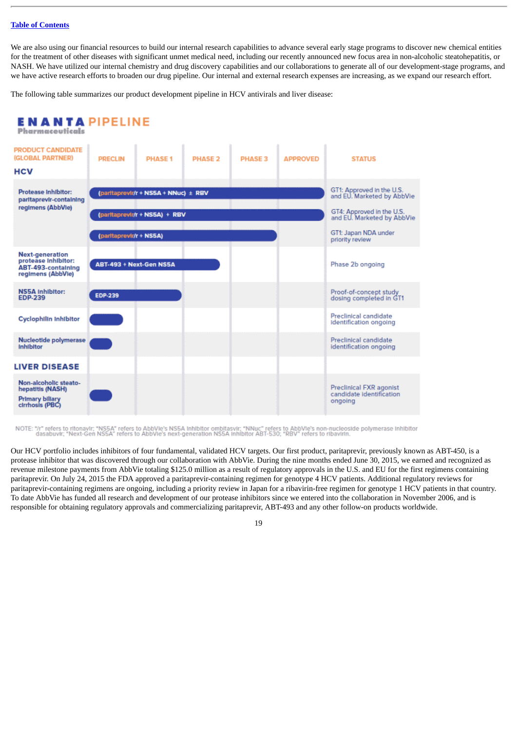[Table of Contents](#)

We are also using our financial resources to build our internal research capabilities to advance several early stage programs to discover new chemical entities for the treatment of other diseases with significant unmet medical need, including our recently announced new focus area in non-alcoholic steatohepatitis, or NASH. We have utilized our internal chemistry and drug discovery capabilities and our collaborations to generate all of our development-stage programs, and we have active research efforts to broaden our drug pipeline. Our internal and external research expenses are increasing, as we expand our research effort.

The following table summarizes our product development pipeline in HCV antivirals and liver disease:

**ENANTA Pharmaceuticals PIPELINE**

| PRODUCT CANDIDATE (GLOBAL PARTNER) | PRECLIN | PHASE 1 | PHASE 2 | PHASE 3 | APPROVED | STATUS |
|---|---|---|---|---|---|---|
| **HCV** | | | | | | |
| Protease Inhibitor: paritaprevir-containing regimens (AbbVie) | (paritaprevir/r + NS5A + NNuc) ± RBV → Approved | | | | | GT1: Approved in the U.S. and EU. Marketed by AbbVie |
| | (paritaprevir/r + NS5A) + RBV → Approved | | | | | GT4: Approved in the U.S. and EU. Marketed by AbbVie |
| | (paritaprevir/r + NS5A) → Phase 3 | | | | | GT1: Japan NDA under priority review |
| Next-generation protease inhibitor: ABT-493-containing regimens (AbbVie) | ABT-493 + Next-Gen NS5A → Phase 2 | | | | | Phase 2b ongoing |
| NS5A Inhibitor: EDP-239 | EDP-239 → Phase 1 | | | | | Proof-of-concept study dosing completed in GT1 |
| Cyclophilin Inhibitor | Preclinical | | | | | Preclinical candidate identification ongoing |
| Nucleotide polymerase inhibitor | Preclinical | | | | | Preclinical candidate identification ongoing |
| **LIVER DISEASE** | | | | | | |
| Non-alcoholic steatohepatitis (NASH); Primary biliary cirrhosis (PBC) | Preclinical | | | | | Preclinical FXR agonist candidate identification ongoing |

NOTE: "/r" refers to ritonavir; "NS5A" refers to AbbVie's NS5A inhibitor ombitasvir; "NNuc" refers to AbbVie's non-nucleoside polymerase inhibitor dasabuvir; "Next-Gen NS5A" refers to AbbVie's next-generation NS5A inhibitor ABT-530; "RBV" refers to ribavirin.

Our HCV portfolio includes inhibitors of four fundamental, validated HCV targets. Our first product, paritaprevir, previously known as ABT-450, is a protease inhibitor that was discovered through our collaboration with AbbVie. During the nine months ended June 30, 2015, we earned and recognized as revenue milestone payments from AbbVie totaling $125.0 million as a result of regulatory approvals in the U.S. and EU for the first regimens containing paritaprevir. On July 24, 2015 the FDA approved a paritaprevir-containing regimen for genotype 4 HCV patients. Additional regulatory reviews for paritaprevir-containing regimens are ongoing, including a priority review in Japan for a ribavirin-free regimen for genotype 1 HCV patients in that country. To date AbbVie has funded all research and development of our protease inhibitors since we entered into the collaboration in November 2006, and is responsible for obtaining regulatory approvals and commercializing paritaprevir, ABT-493 and any other follow-on products worldwide.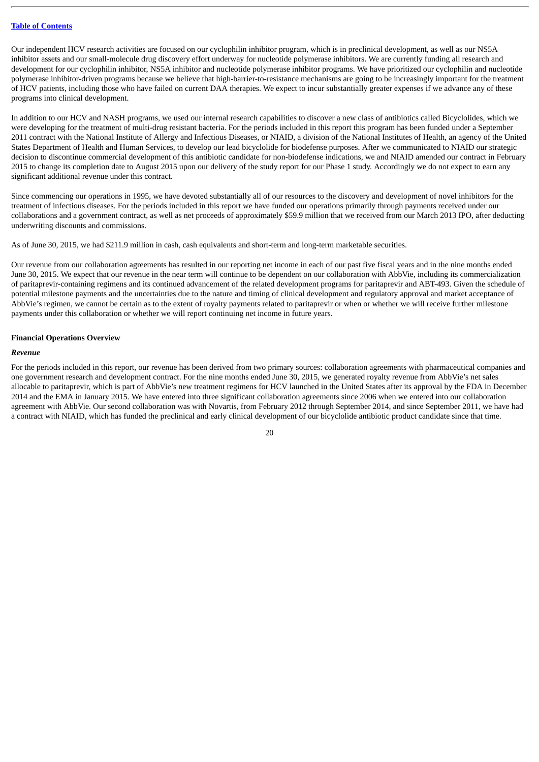Our independent HCV research activities are focused on our cyclophilin inhibitor program, which is in preclinical development, as well as our NS5A inhibitor assets and our small-molecule drug discovery effort underway for nucleotide polymerase inhibitors. We are currently funding all research and development for our cyclophilin inhibitor, NS5A inhibitor and nucleotide polymerase inhibitor programs. We have prioritized our cyclophilin and nucleotide polymerase inhibitor-driven programs because we believe that high-barrier-to-resistance mechanisms are going to be increasingly important for the treatment of HCV patients, including those who have failed on current DAA therapies. We expect to incur substantially greater expenses if we advance any of these programs into clinical development.

In addition to our HCV and NASH programs, we used our internal research capabilities to discover a new class of antibiotics called Bicyclolides, which we were developing for the treatment of multi-drug resistant bacteria. For the periods included in this report this program has been funded under a September 2011 contract with the National Institute of Allergy and Infectious Diseases, or NIAID, a division of the National Institutes of Health, an agency of the United States Department of Health and Human Services, to develop our lead bicyclolide for biodefense purposes. After we communicated to NIAID our strategic decision to discontinue commercial development of this antibiotic candidate for non-biodefense indications, we and NIAID amended our contract in February 2015 to change its completion date to August 2015 upon our delivery of the study report for our Phase 1 study. Accordingly we do not expect to earn any significant additional revenue under this contract.

Since commencing our operations in 1995, we have devoted substantially all of our resources to the discovery and development of novel inhibitors for the treatment of infectious diseases. For the periods included in this report we have funded our operations primarily through payments received under our collaborations and a government contract, as well as net proceeds of approximately $59.9 million that we received from our March 2013 IPO, after deducting underwriting discounts and commissions.

As of June 30, 2015, we had $211.9 million in cash, cash equivalents and short-term and long-term marketable securities.

Our revenue from our collaboration agreements has resulted in our reporting net income in each of our past five fiscal years and in the nine months ended June 30, 2015. We expect that our revenue in the near term will continue to be dependent on our collaboration with AbbVie, including its commercialization of paritaprevir-containing regimens and its continued advancement of the related development programs for paritaprevir and ABT-493. Given the schedule of potential milestone payments and the uncertainties due to the nature and timing of clinical development and regulatory approval and market acceptance of AbbVie's regimen, we cannot be certain as to the extent of royalty payments related to paritaprevir or when or whether we will receive further milestone payments under this collaboration or whether we will report continuing net income in future years.

**Financial Operations Overview**

***Revenue***

For the periods included in this report, our revenue has been derived from two primary sources: collaboration agreements with pharmaceutical companies and one government research and development contract. For the nine months ended June 30, 2015, we generated royalty revenue from AbbVie's net sales allocable to paritaprevir, which is part of AbbVie's new treatment regimens for HCV launched in the United States after its approval by the FDA in December 2014 and the EMA in January 2015. We have entered into three significant collaboration agreements since 2006 when we entered into our collaboration agreement with AbbVie. Our second collaboration was with Novartis, from February 2012 through September 2014, and since September 2011, we have had a contract with NIAID, which has funded the preclinical and early clinical development of our bicyclolide antibiotic product candidate since that time.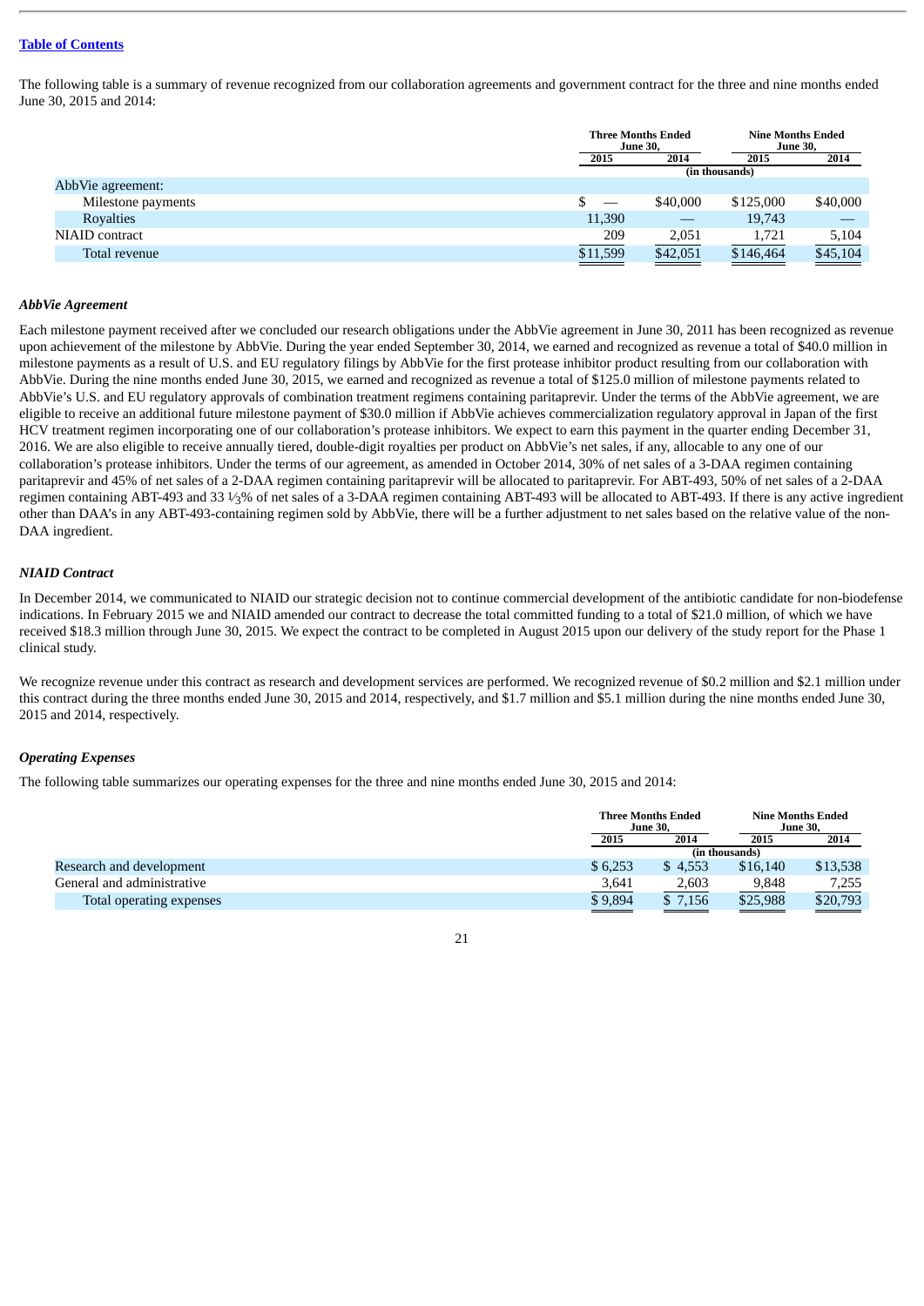[Table of Contents](#)

The following table is a summary of revenue recognized from our collaboration agreements and government contract for the three and nine months ended June 30, 2015 and 2014:

| | Three Months Ended June 30, | | Nine Months Ended June 30, | |
|---|---|---|---|---|
| | 2015 | 2014 | 2015 | 2014 |
| | (in thousands) | | | |
| AbbVie agreement: | | | | |
| Milestone payments | $ — | $40,000 | $125,000 | $40,000 |
| Royalties | 11,390 | — | 19,743 | — |
| NIAID contract | 209 | 2,051 | 1,721 | 5,104 |
| Total revenue | $11,599 | $42,051 | $146,464 | $45,104 |

***AbbVie Agreement***

Each milestone payment received after we concluded our research obligations under the AbbVie agreement in June 30, 2011 has been recognized as revenue upon achievement of the milestone by AbbVie. During the year ended September 30, 2014, we earned and recognized as revenue a total of $40.0 million in milestone payments as a result of U.S. and EU regulatory filings by AbbVie for the first protease inhibitor product resulting from our collaboration with AbbVie. During the nine months ended June 30, 2015, we earned and recognized as revenue a total of $125.0 million of milestone payments related to AbbVie's U.S. and EU regulatory approvals of combination treatment regimens containing paritaprevir. Under the terms of the AbbVie agreement, we are eligible to receive an additional future milestone payment of $30.0 million if AbbVie achieves commercialization regulatory approval in Japan of the first HCV treatment regimen incorporating one of our collaboration's protease inhibitors. We expect to earn this payment in the quarter ending December 31, 2016. We are also eligible to receive annually tiered, double-digit royalties per product on AbbVie's net sales, if any, allocable to any one of our collaboration's protease inhibitors. Under the terms of our agreement, as amended in October 2014, 30% of net sales of a 3-DAA regimen containing paritaprevir and 45% of net sales of a 2-DAA regimen containing paritaprevir will be allocated to paritaprevir. For ABT-493, 50% of net sales of a 2-DAA regimen containing ABT-493 and 33 ⅓% of net sales of a 3-DAA regimen containing ABT-493 will be allocated to ABT-493. If there is any active ingredient other than DAA's in any ABT-493-containing regimen sold by AbbVie, there will be a further adjustment to net sales based on the relative value of the non-DAA ingredient.

***NIAID Contract***

In December 2014, we communicated to NIAID our strategic decision not to continue commercial development of the antibiotic candidate for non-biodefense indications. In February 2015 we and NIAID amended our contract to decrease the total committed funding to a total of $21.0 million, of which we have received $18.3 million through June 30, 2015. We expect the contract to be completed in August 2015 upon our delivery of the study report for the Phase 1 clinical study.

We recognize revenue under this contract as research and development services are performed. We recognized revenue of $0.2 million and $2.1 million under this contract during the three months ended June 30, 2015 and 2014, respectively, and $1.7 million and $5.1 million during the nine months ended June 30, 2015 and 2014, respectively.

***Operating Expenses***

The following table summarizes our operating expenses for the three and nine months ended June 30, 2015 and 2014:

| | Three Months Ended June 30, | | Nine Months Ended June 30, | |
|---|---|---|---|---|
| | 2015 | 2014 | 2015 | 2014 |
| | (in thousands) | | | |
| Research and development | $ 6,253 | $ 4,553 | $16,140 | $13,538 |
| General and administrative | 3,641 | 2,603 | 9,848 | 7,255 |
| Total operating expenses | $ 9,894 | $ 7,156 | $25,988 | $20,793 |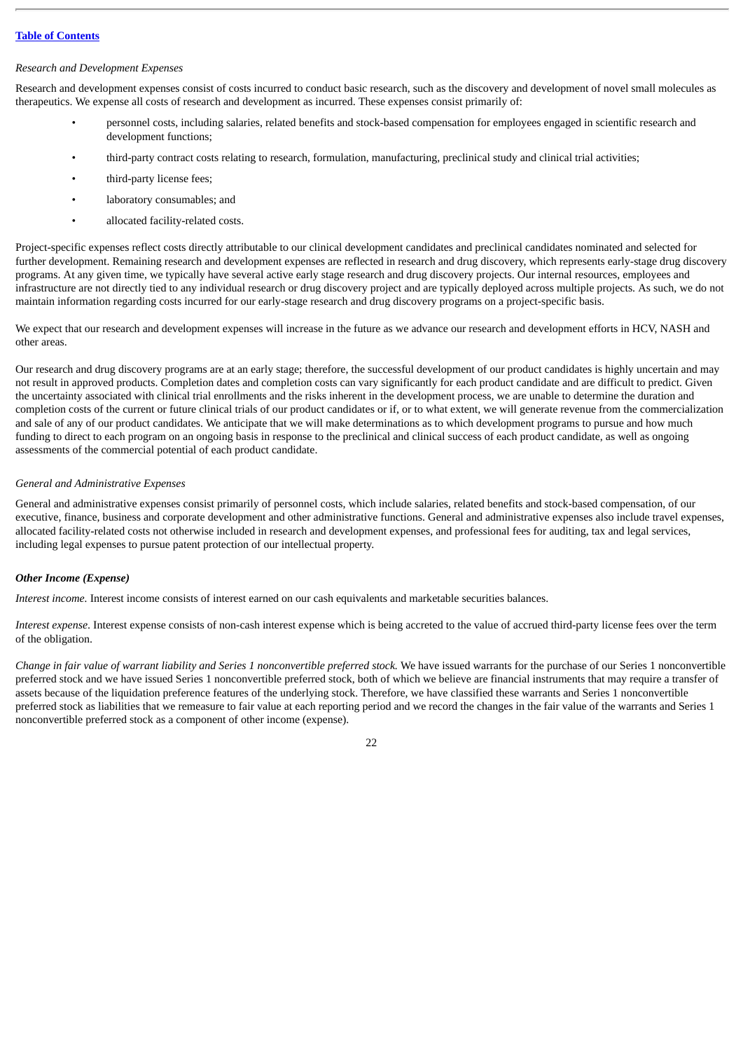*Research and Development Expenses*

Research and development expenses consist of costs incurred to conduct basic research, such as the discovery and development of novel small molecules as therapeutics. We expense all costs of research and development as incurred. These expenses consist primarily of:

- personnel costs, including salaries, related benefits and stock-based compensation for employees engaged in scientific research and development functions;
- third-party contract costs relating to research, formulation, manufacturing, preclinical study and clinical trial activities;
- third-party license fees;
- laboratory consumables; and
- allocated facility-related costs.

Project-specific expenses reflect costs directly attributable to our clinical development candidates and preclinical candidates nominated and selected for further development. Remaining research and development expenses are reflected in research and drug discovery, which represents early-stage drug discovery programs. At any given time, we typically have several active early stage research and drug discovery projects. Our internal resources, employees and infrastructure are not directly tied to any individual research or drug discovery project and are typically deployed across multiple projects. As such, we do not maintain information regarding costs incurred for our early-stage research and drug discovery programs on a project-specific basis.

We expect that our research and development expenses will increase in the future as we advance our research and development efforts in HCV, NASH and other areas.

Our research and drug discovery programs are at an early stage; therefore, the successful development of our product candidates is highly uncertain and may not result in approved products. Completion dates and completion costs can vary significantly for each product candidate and are difficult to predict. Given the uncertainty associated with clinical trial enrollments and the risks inherent in the development process, we are unable to determine the duration and completion costs of the current or future clinical trials of our product candidates or if, or to what extent, we will generate revenue from the commercialization and sale of any of our product candidates. We anticipate that we will make determinations as to which development programs to pursue and how much funding to direct to each program on an ongoing basis in response to the preclinical and clinical success of each product candidate, as well as ongoing assessments of the commercial potential of each product candidate.

*General and Administrative Expenses*

General and administrative expenses consist primarily of personnel costs, which include salaries, related benefits and stock-based compensation, of our executive, finance, business and corporate development and other administrative functions. General and administrative expenses also include travel expenses, allocated facility-related costs not otherwise included in research and development expenses, and professional fees for auditing, tax and legal services, including legal expenses to pursue patent protection of our intellectual property.

***Other Income (Expense)***

*Interest income.* Interest income consists of interest earned on our cash equivalents and marketable securities balances.

*Interest expense*. Interest expense consists of non-cash interest expense which is being accreted to the value of accrued third-party license fees over the term of the obligation.

*Change in fair value of warrant liability and Series 1 nonconvertible preferred stock.* We have issued warrants for the purchase of our Series 1 nonconvertible preferred stock and we have issued Series 1 nonconvertible preferred stock, both of which we believe are financial instruments that may require a transfer of assets because of the liquidation preference features of the underlying stock. Therefore, we have classified these warrants and Series 1 nonconvertible preferred stock as liabilities that we remeasure to fair value at each reporting period and we record the changes in the fair value of the warrants and Series 1 nonconvertible preferred stock as a component of other income (expense).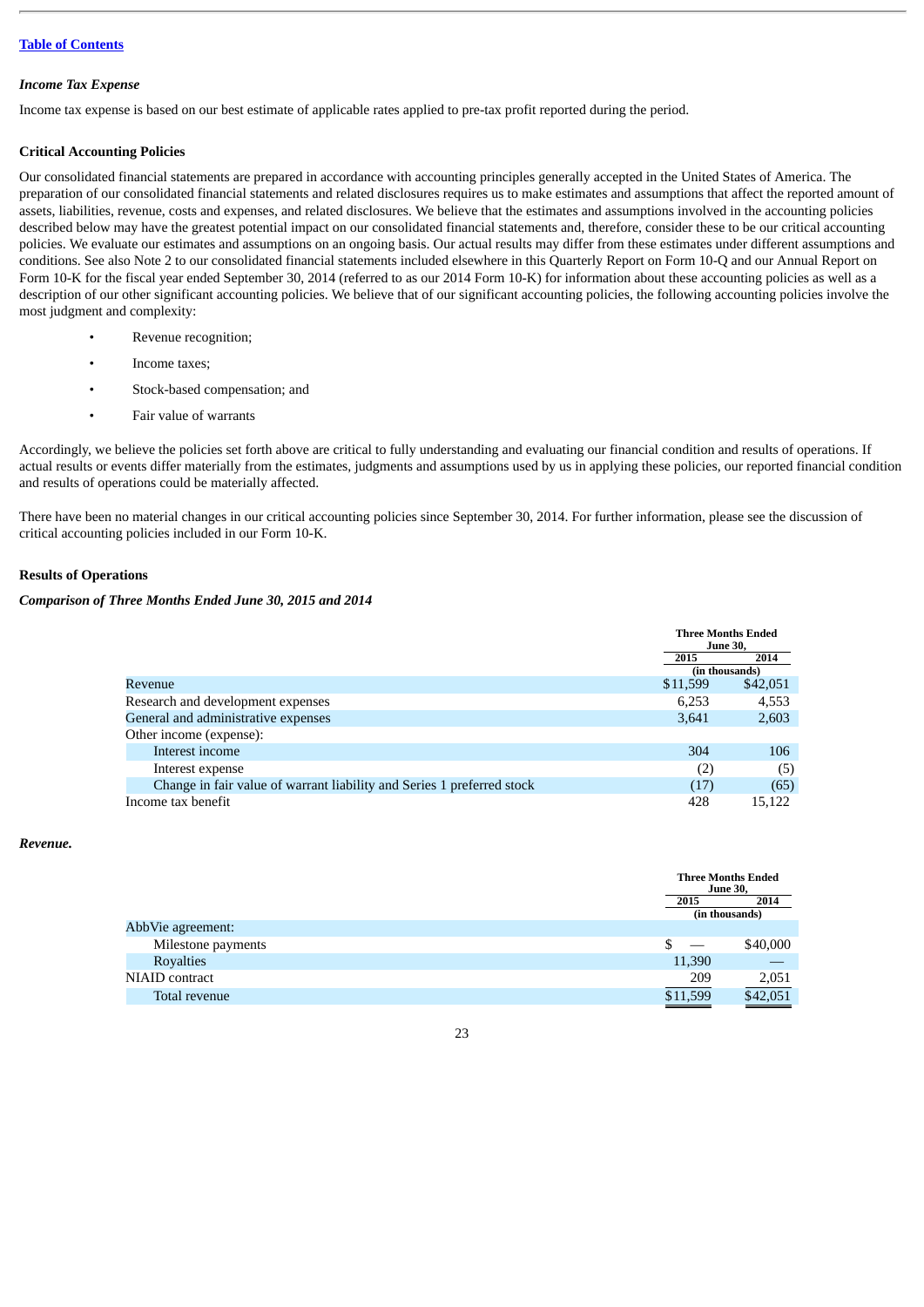[Table of Contents](#)

### *Income Tax Expense*

Income tax expense is based on our best estimate of applicable rates applied to pre-tax profit reported during the period.

## Critical Accounting Policies

Our consolidated financial statements are prepared in accordance with accounting principles generally accepted in the United States of America. The preparation of our consolidated financial statements and related disclosures requires us to make estimates and assumptions that affect the reported amount of assets, liabilities, revenue, costs and expenses, and related disclosures. We believe that the estimates and assumptions involved in the accounting policies described below may have the greatest potential impact on our consolidated financial statements and, therefore, consider these to be our critical accounting policies. We evaluate our estimates and assumptions on an ongoing basis. Our actual results may differ from these estimates under different assumptions and conditions. See also Note 2 to our consolidated financial statements included elsewhere in this Quarterly Report on Form 10-Q and our Annual Report on Form 10-K for the fiscal year ended September 30, 2014 (referred to as our 2014 Form 10-K) for information about these accounting policies as well as a description of our other significant accounting policies. We believe that of our significant accounting policies, the following accounting policies involve the most judgment and complexity:

- Revenue recognition;
- Income taxes;
- Stock-based compensation; and
- Fair value of warrants

Accordingly, we believe the policies set forth above are critical to fully understanding and evaluating our financial condition and results of operations. If actual results or events differ materially from the estimates, judgments and assumptions used by us in applying these policies, our reported financial condition and results of operations could be materially affected.

There have been no material changes in our critical accounting policies since September 30, 2014. For further information, please see the discussion of critical accounting policies included in our Form 10-K.

## Results of Operations

### *Comparison of Three Months Ended June 30, 2015 and 2014*

| | Three Months Ended June 30, | |
|---|---|---|
| | 2015 | 2014 |
| | (in thousands) | |
| Revenue | $11,599 | $42,051 |
| Research and development expenses | 6,253 | 4,553 |
| General and administrative expenses | 3,641 | 2,603 |
| Other income (expense): | | |
| Interest income | 304 | 106 |
| Interest expense | (2) | (5) |
| Change in fair value of warrant liability and Series 1 preferred stock | (17) | (65) |
| Income tax benefit | 428 | 15,122 |

***Revenue.***

| | Three Months Ended June 30, | |
|---|---|---|
| | 2015 | 2014 |
| | (in thousands) | |
| AbbVie agreement: | | |
| Milestone payments | $ — | $40,000 |
| Royalties | 11,390 | — |
| NIAID contract | 209 | 2,051 |
| Total revenue | $11,599 | $42,051 |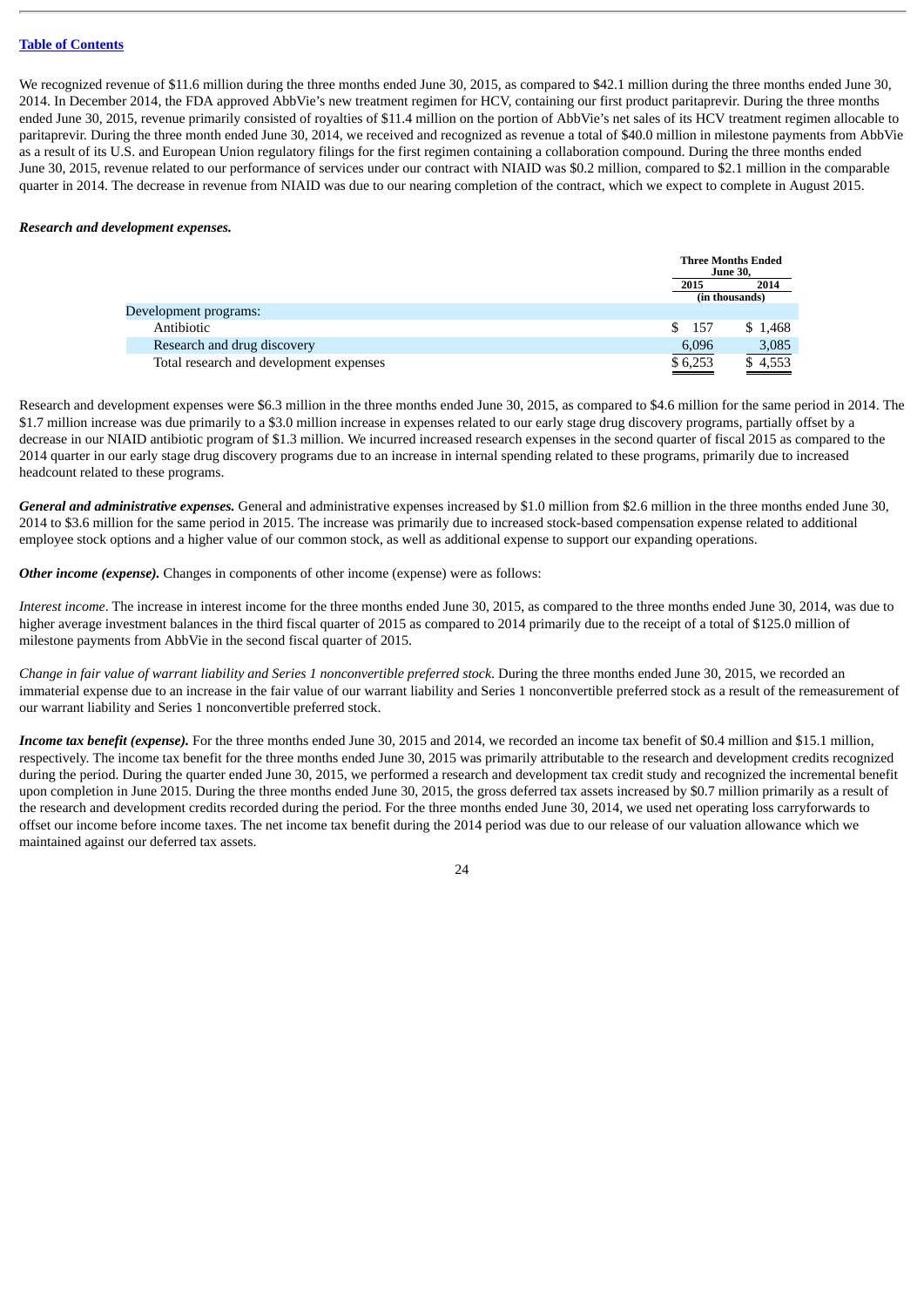We recognized revenue of $11.6 million during the three months ended June 30, 2015, as compared to $42.1 million during the three months ended June 30, 2014. In December 2014, the FDA approved AbbVie's new treatment regimen for HCV, containing our first product paritaprevir. During the three months ended June 30, 2015, revenue primarily consisted of royalties of $11.4 million on the portion of AbbVie's net sales of its HCV treatment regimen allocable to paritaprevir. During the three month ended June 30, 2014, we received and recognized as revenue a total of $40.0 million in milestone payments from AbbVie as a result of its U.S. and European Union regulatory filings for the first regimen containing a collaboration compound. During the three months ended June 30, 2015, revenue related to our performance of services under our contract with NIAID was $0.2 million, compared to $2.1 million in the comparable quarter in 2014. The decrease in revenue from NIAID was due to our nearing completion of the contract, which we expect to complete in August 2015.

***Research and development expenses.***

| | Three Months Ended June 30, | |
|---|---|---|
| | 2015 | 2014 |
| | (in thousands) | |
| Development programs: | | |
| Antibiotic | $ 157 | $ 1,468 |
| Research and drug discovery | 6,096 | 3,085 |
| Total research and development expenses | $ 6,253 | $ 4,553 |

Research and development expenses were $6.3 million in the three months ended June 30, 2015, as compared to $4.6 million for the same period in 2014. The $1.7 million increase was due primarily to a $3.0 million increase in expenses related to our early stage drug discovery programs, partially offset by a decrease in our NIAID antibiotic program of $1.3 million. We incurred increased research expenses in the second quarter of fiscal 2015 as compared to the 2014 quarter in our early stage drug discovery programs due to an increase in internal spending related to these programs, primarily due to increased headcount related to these programs.

***General and administrative expenses.*** General and administrative expenses increased by $1.0 million from $2.6 million in the three months ended June 30, 2014 to $3.6 million for the same period in 2015. The increase was primarily due to increased stock-based compensation expense related to additional employee stock options and a higher value of our common stock, as well as additional expense to support our expanding operations.

***Other income (expense).*** Changes in components of other income (expense) were as follows:

*Interest income*. The increase in interest income for the three months ended June 30, 2015, as compared to the three months ended June 30, 2014, was due to higher average investment balances in the third fiscal quarter of 2015 as compared to 2014 primarily due to the receipt of a total of $125.0 million of milestone payments from AbbVie in the second fiscal quarter of 2015.

*Change in fair value of warrant liability and Series 1 nonconvertible preferred stock*. During the three months ended June 30, 2015, we recorded an immaterial expense due to an increase in the fair value of our warrant liability and Series 1 nonconvertible preferred stock as a result of the remeasurement of our warrant liability and Series 1 nonconvertible preferred stock.

***Income tax benefit (expense).*** For the three months ended June 30, 2015 and 2014, we recorded an income tax benefit of $0.4 million and $15.1 million, respectively. The income tax benefit for the three months ended June 30, 2015 was primarily attributable to the research and development credits recognized during the period. During the quarter ended June 30, 2015, we performed a research and development tax credit study and recognized the incremental benefit upon completion in June 2015. During the three months ended June 30, 2015, the gross deferred tax assets increased by $0.7 million primarily as a result of the research and development credits recorded during the period. For the three months ended June 30, 2014, we used net operating loss carryforwards to offset our income before income taxes. The net income tax benefit during the 2014 period was due to our release of our valuation allowance which we maintained against our deferred tax assets.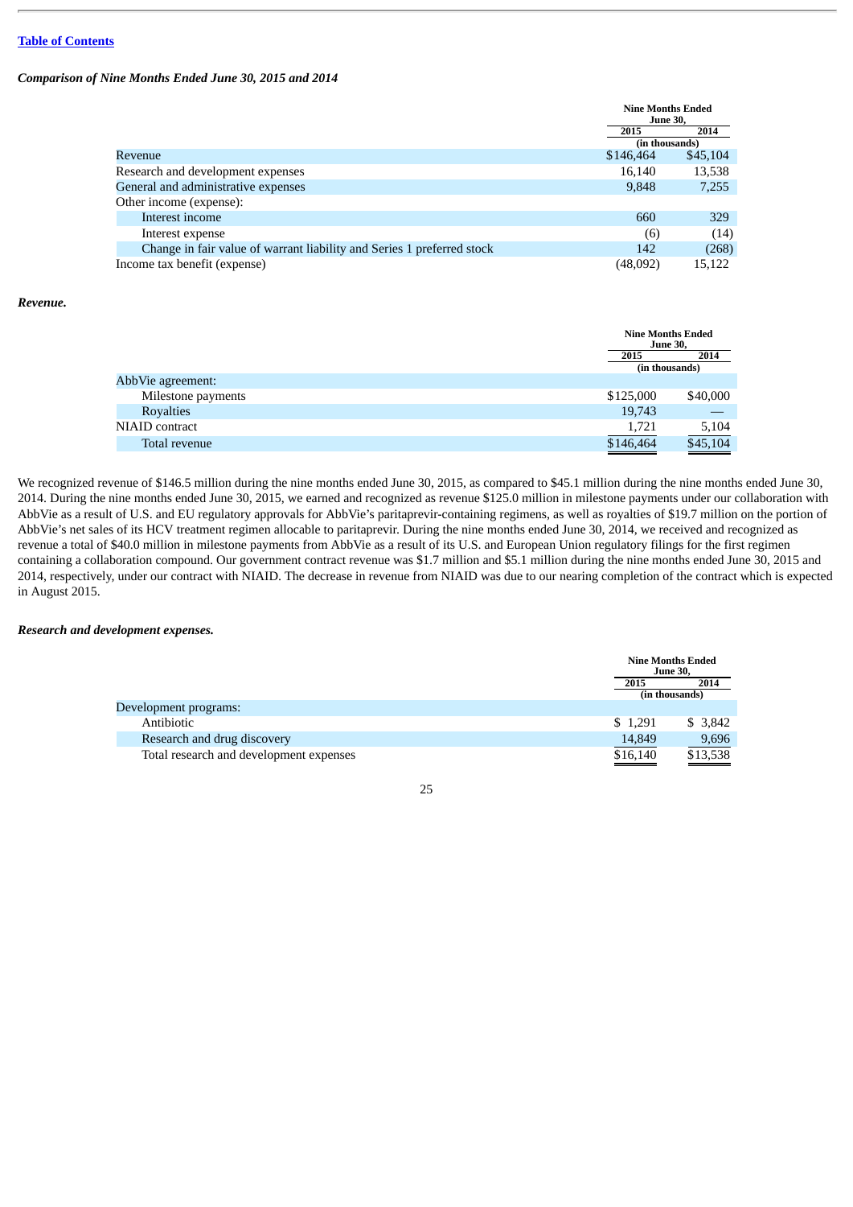[Table of Contents](#)

*Comparison of Nine Months Ended June 30, 2015 and 2014*

| | Nine Months Ended June 30, | |
|---|---|---|
| | 2015 | 2014 |
| | (in thousands) | |
| Revenue | $146,464 | $45,104 |
| Research and development expenses | 16,140 | 13,538 |
| General and administrative expenses | 9,848 | 7,255 |
| Other income (expense): | | |
| Interest income | 660 | 329 |
| Interest expense | (6) | (14) |
| Change in fair value of warrant liability and Series 1 preferred stock | 142 | (268) |
| Income tax benefit (expense) | (48,092) | 15,122 |

***Revenue.***

| | Nine Months Ended June 30, | |
|---|---|---|
| | 2015 | 2014 |
| | (in thousands) | |
| AbbVie agreement: | | |
| Milestone payments | $125,000 | $40,000 |
| Royalties | 19,743 | — |
| NIAID contract | 1,721 | 5,104 |
| Total revenue | $146,464 | $45,104 |

We recognized revenue of $146.5 million during the nine months ended June 30, 2015, as compared to $45.1 million during the nine months ended June 30, 2014. During the nine months ended June 30, 2015, we earned and recognized as revenue $125.0 million in milestone payments under our collaboration with AbbVie as a result of U.S. and EU regulatory approvals for AbbVie's paritaprevir-containing regimens, as well as royalties of $19.7 million on the portion of AbbVie's net sales of its HCV treatment regimen allocable to paritaprevir. During the nine months ended June 30, 2014, we received and recognized as revenue a total of $40.0 million in milestone payments from AbbVie as a result of its U.S. and European Union regulatory filings for the first regimen containing a collaboration compound. Our government contract revenue was $1.7 million and $5.1 million during the nine months ended June 30, 2015 and 2014, respectively, under our contract with NIAID. The decrease in revenue from NIAID was due to our nearing completion of the contract which is expected in August 2015.

***Research and development expenses.***

| | Nine Months Ended June 30, | |
|---|---|---|
| | 2015 | 2014 |
| | (in thousands) | |
| Development programs: | | |
| Antibiotic | $ 1,291 | $ 3,842 |
| Research and drug discovery | 14,849 | 9,696 |
| Total research and development expenses | $16,140 | $13,538 |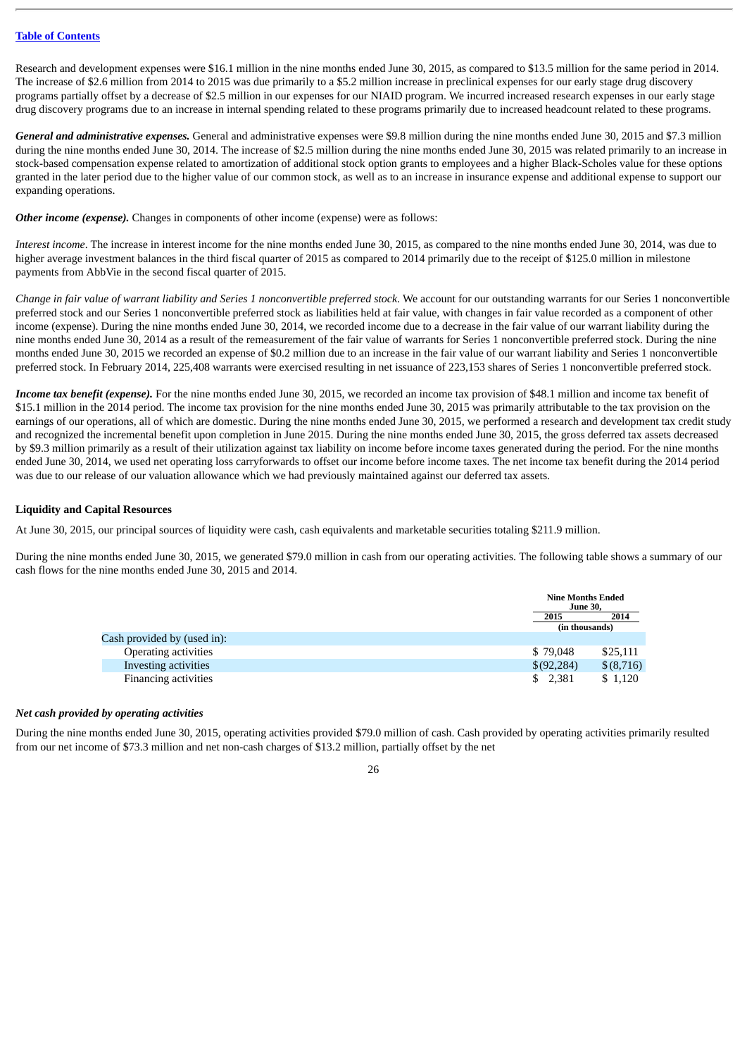Research and development expenses were $16.1 million in the nine months ended June 30, 2015, as compared to $13.5 million for the same period in 2014. The increase of $2.6 million from 2014 to 2015 was due primarily to a $5.2 million increase in preclinical expenses for our early stage drug discovery programs partially offset by a decrease of $2.5 million in our expenses for our NIAID program. We incurred increased research expenses in our early stage drug discovery programs due to an increase in internal spending related to these programs primarily due to increased headcount related to these programs.

***General and administrative expenses.*** General and administrative expenses were $9.8 million during the nine months ended June 30, 2015 and $7.3 million during the nine months ended June 30, 2014. The increase of $2.5 million during the nine months ended June 30, 2015 was related primarily to an increase in stock-based compensation expense related to amortization of additional stock option grants to employees and a higher Black-Scholes value for these options granted in the later period due to the higher value of our common stock, as well as to an increase in insurance expense and additional expense to support our expanding operations.

***Other income (expense).*** Changes in components of other income (expense) were as follows:

*Interest income*. The increase in interest income for the nine months ended June 30, 2015, as compared to the nine months ended June 30, 2014, was due to higher average investment balances in the third fiscal quarter of 2015 as compared to 2014 primarily due to the receipt of $125.0 million in milestone payments from AbbVie in the second fiscal quarter of 2015.

*Change in fair value of warrant liability and Series 1 nonconvertible preferred stock*. We account for our outstanding warrants for our Series 1 nonconvertible preferred stock and our Series 1 nonconvertible preferred stock as liabilities held at fair value, with changes in fair value recorded as a component of other income (expense). During the nine months ended June 30, 2014, we recorded income due to a decrease in the fair value of our warrant liability during the nine months ended June 30, 2014 as a result of the remeasurement of the fair value of warrants for Series 1 nonconvertible preferred stock. During the nine months ended June 30, 2015 we recorded an expense of $0.2 million due to an increase in the fair value of our warrant liability and Series 1 nonconvertible preferred stock. In February 2014, 225,408 warrants were exercised resulting in net issuance of 223,153 shares of Series 1 nonconvertible preferred stock.

***Income tax benefit (expense).*** For the nine months ended June 30, 2015, we recorded an income tax provision of $48.1 million and income tax benefit of $15.1 million in the 2014 period. The income tax provision for the nine months ended June 30, 2015 was primarily attributable to the tax provision on the earnings of our operations, all of which are domestic. During the nine months ended June 30, 2015, we performed a research and development tax credit study and recognized the incremental benefit upon completion in June 2015. During the nine months ended June 30, 2015, the gross deferred tax assets decreased by $9.3 million primarily as a result of their utilization against tax liability on income before income taxes generated during the period. For the nine months ended June 30, 2014, we used net operating loss carryforwards to offset our income before income taxes. The net income tax benefit during the 2014 period was due to our release of our valuation allowance which we had previously maintained against our deferred tax assets.

## Liquidity and Capital Resources

At June 30, 2015, our principal sources of liquidity were cash, cash equivalents and marketable securities totaling $211.9 million.

During the nine months ended June 30, 2015, we generated $79.0 million in cash from our operating activities. The following table shows a summary of our cash flows for the nine months ended June 30, 2015 and 2014.

| | Nine Months Ended June 30, | |
|---|---|---|
| | 2015 | 2014 |
| | (in thousands) | |
| Cash provided by (used in): | | |
| Operating activities | $ 79,048 | $25,111 |
| Investing activities | $(92,284) | $(8,716) |
| Financing activities | $ 2,381 | $ 1,120 |

***Net cash provided by operating activities***

During the nine months ended June 30, 2015, operating activities provided $79.0 million of cash. Cash provided by operating activities primarily resulted from our net income of $73.3 million and net non-cash charges of $13.2 million, partially offset by the net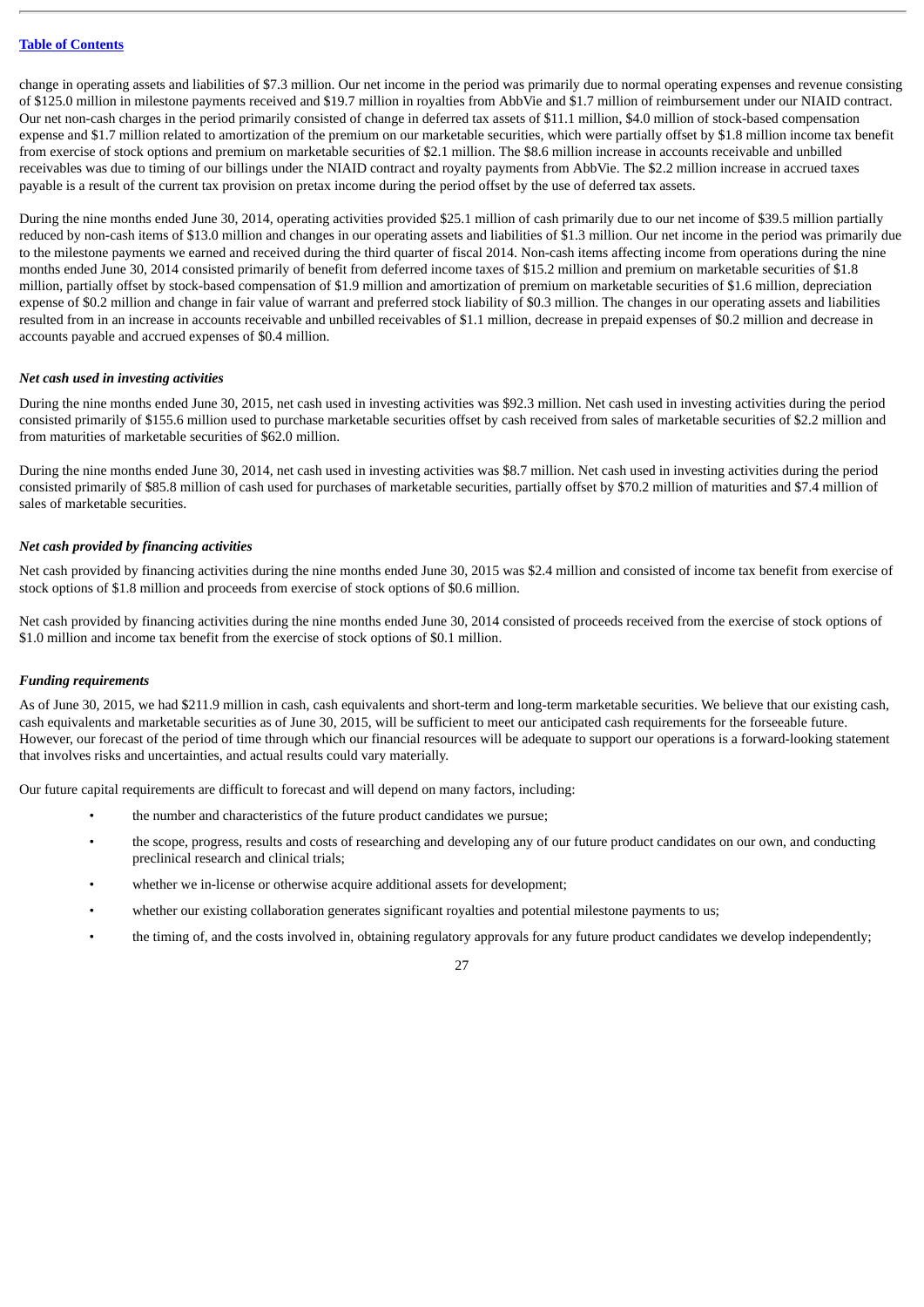change in operating assets and liabilities of $7.3 million. Our net income in the period was primarily due to normal operating expenses and revenue consisting of $125.0 million in milestone payments received and $19.7 million in royalties from AbbVie and $1.7 million of reimbursement under our NIAID contract. Our net non-cash charges in the period primarily consisted of change in deferred tax assets of $11.1 million, $4.0 million of stock-based compensation expense and $1.7 million related to amortization of the premium on our marketable securities, which were partially offset by $1.8 million income tax benefit from exercise of stock options and premium on marketable securities of $2.1 million. The $8.6 million increase in accounts receivable and unbilled receivables was due to timing of our billings under the NIAID contract and royalty payments from AbbVie. The $2.2 million increase in accrued taxes payable is a result of the current tax provision on pretax income during the period offset by the use of deferred tax assets.

During the nine months ended June 30, 2014, operating activities provided $25.1 million of cash primarily due to our net income of $39.5 million partially reduced by non-cash items of $13.0 million and changes in our operating assets and liabilities of $1.3 million. Our net income in the period was primarily due to the milestone payments we earned and received during the third quarter of fiscal 2014. Non-cash items affecting income from operations during the nine months ended June 30, 2014 consisted primarily of benefit from deferred income taxes of $15.2 million and premium on marketable securities of $1.8 million, partially offset by stock-based compensation of $1.9 million and amortization of premium on marketable securities of $1.6 million, depreciation expense of $0.2 million and change in fair value of warrant and preferred stock liability of $0.3 million. The changes in our operating assets and liabilities resulted from in an increase in accounts receivable and unbilled receivables of $1.1 million, decrease in prepaid expenses of $0.2 million and decrease in accounts payable and accrued expenses of $0.4 million.

***Net cash used in investing activities***

During the nine months ended June 30, 2015, net cash used in investing activities was $92.3 million. Net cash used in investing activities during the period consisted primarily of $155.6 million used to purchase marketable securities offset by cash received from sales of marketable securities of $2.2 million and from maturities of marketable securities of $62.0 million.

During the nine months ended June 30, 2014, net cash used in investing activities was $8.7 million. Net cash used in investing activities during the period consisted primarily of $85.8 million of cash used for purchases of marketable securities, partially offset by $70.2 million of maturities and $7.4 million of sales of marketable securities.

***Net cash provided by financing activities***

Net cash provided by financing activities during the nine months ended June 30, 2015 was $2.4 million and consisted of income tax benefit from exercise of stock options of $1.8 million and proceeds from exercise of stock options of $0.6 million.

Net cash provided by financing activities during the nine months ended June 30, 2014 consisted of proceeds received from the exercise of stock options of $1.0 million and income tax benefit from the exercise of stock options of $0.1 million.

***Funding requirements***

As of June 30, 2015, we had $211.9 million in cash, cash equivalents and short-term and long-term marketable securities. We believe that our existing cash, cash equivalents and marketable securities as of June 30, 2015, will be sufficient to meet our anticipated cash requirements for the forseeable future. However, our forecast of the period of time through which our financial resources will be adequate to support our operations is a forward-looking statement that involves risks and uncertainties, and actual results could vary materially.

Our future capital requirements are difficult to forecast and will depend on many factors, including:

- the number and characteristics of the future product candidates we pursue;
- the scope, progress, results and costs of researching and developing any of our future product candidates on our own, and conducting preclinical research and clinical trials;
- whether we in-license or otherwise acquire additional assets for development;
- whether our existing collaboration generates significant royalties and potential milestone payments to us;
- the timing of, and the costs involved in, obtaining regulatory approvals for any future product candidates we develop independently;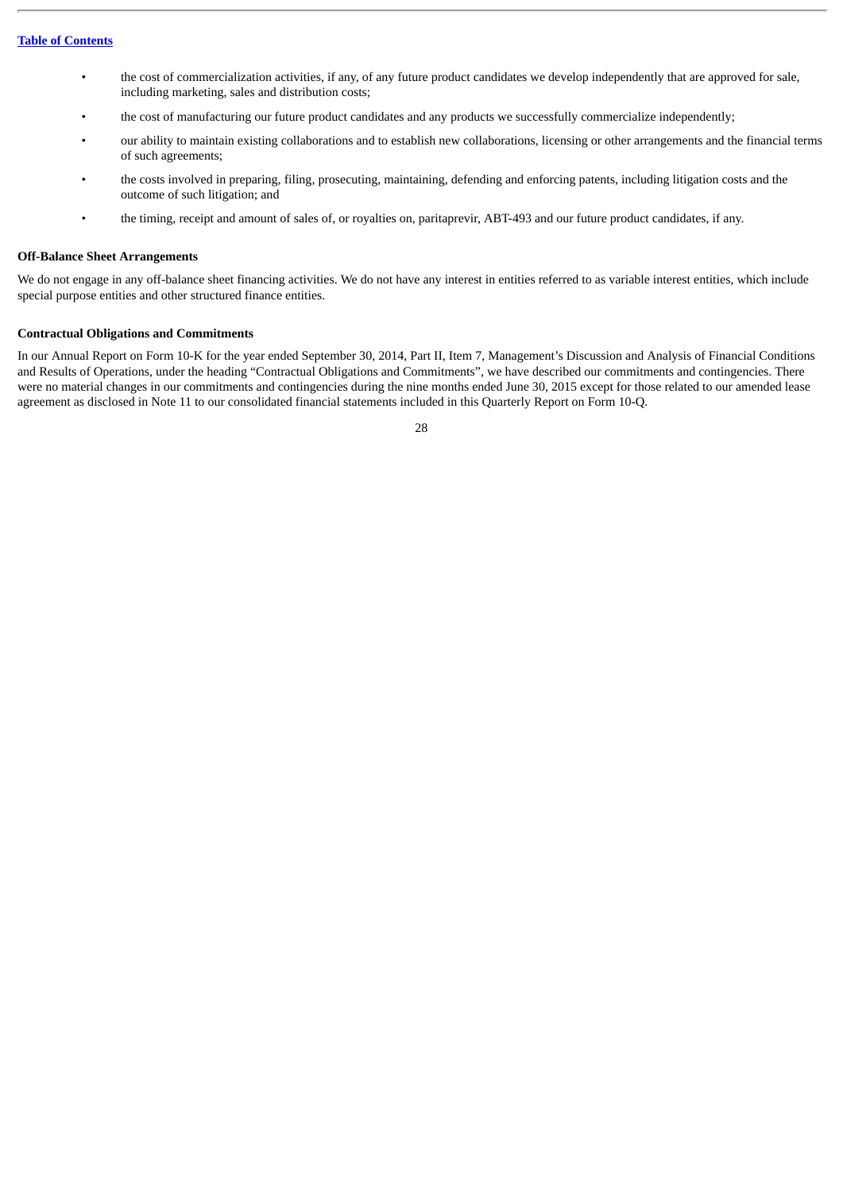- the cost of commercialization activities, if any, of any future product candidates we develop independently that are approved for sale, including marketing, sales and distribution costs;
- the cost of manufacturing our future product candidates and any products we successfully commercialize independently;
- our ability to maintain existing collaborations and to establish new collaborations, licensing or other arrangements and the financial terms of such agreements;
- the costs involved in preparing, filing, prosecuting, maintaining, defending and enforcing patents, including litigation costs and the outcome of such litigation; and
- the timing, receipt and amount of sales of, or royalties on, paritaprevir, ABT-493 and our future product candidates, if any.

**Off-Balance Sheet Arrangements**

We do not engage in any off-balance sheet financing activities. We do not have any interest in entities referred to as variable interest entities, which include special purpose entities and other structured finance entities.

**Contractual Obligations and Commitments**

In our Annual Report on Form 10-K for the year ended September 30, 2014, Part II, Item 7, Management's Discussion and Analysis of Financial Conditions and Results of Operations, under the heading "Contractual Obligations and Commitments", we have described our commitments and contingencies. There were no material changes in our commitments and contingencies during the nine months ended June 30, 2015 except for those related to our amended lease agreement as disclosed in Note 11 to our consolidated financial statements included in this Quarterly Report on Form 10-Q.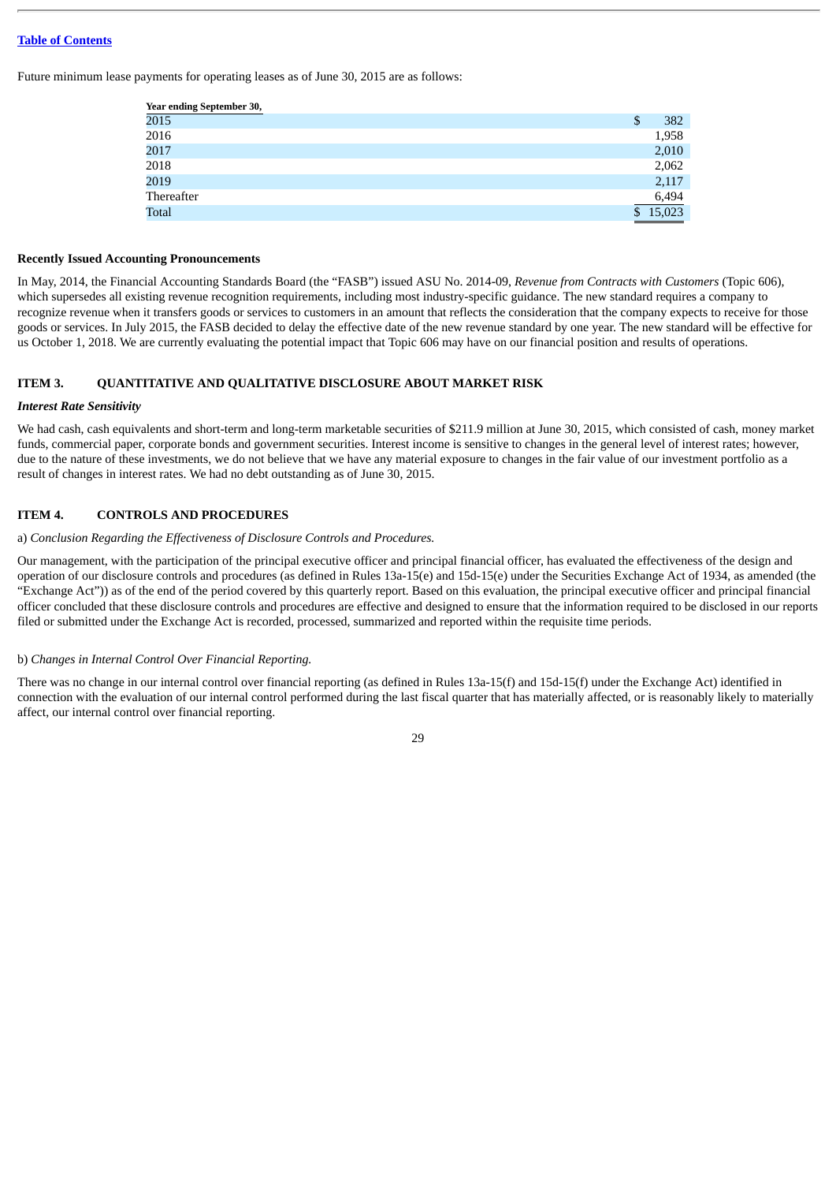[Table of Contents]

Future minimum lease payments for operating leases as of June 30, 2015 are as follows:

| Year ending September 30, | |
|---|---|
| 2015 | $ 382 |
| 2016 | 1,958 |
| 2017 | 2,010 |
| 2018 | 2,062 |
| 2019 | 2,117 |
| Thereafter | 6,494 |
| Total | $ 15,023 |

**Recently Issued Accounting Pronouncements**

In May, 2014, the Financial Accounting Standards Board (the "FASB") issued ASU No. 2014-09, *Revenue from Contracts with Customers* (Topic 606), which supersedes all existing revenue recognition requirements, including most industry-specific guidance. The new standard requires a company to recognize revenue when it transfers goods or services to customers in an amount that reflects the consideration that the company expects to receive for those goods or services. In July 2015, the FASB decided to delay the effective date of the new revenue standard by one year. The new standard will be effective for us October 1, 2018. We are currently evaluating the potential impact that Topic 606 may have on our financial position and results of operations.

## ITEM 3. QUANTITATIVE AND QUALITATIVE DISCLOSURE ABOUT MARKET RISK

***Interest Rate Sensitivity***

We had cash, cash equivalents and short-term and long-term marketable securities of $211.9 million at June 30, 2015, which consisted of cash, money market funds, commercial paper, corporate bonds and government securities. Interest income is sensitive to changes in the general level of interest rates; however, due to the nature of these investments, we do not believe that we have any material exposure to changes in the fair value of our investment portfolio as a result of changes in interest rates. We had no debt outstanding as of June 30, 2015.

## ITEM 4. CONTROLS AND PROCEDURES

a) *Conclusion Regarding the Effectiveness of Disclosure Controls and Procedures.*

Our management, with the participation of the principal executive officer and principal financial officer, has evaluated the effectiveness of the design and operation of our disclosure controls and procedures (as defined in Rules 13a-15(e) and 15d-15(e) under the Securities Exchange Act of 1934, as amended (the "Exchange Act")) as of the end of the period covered by this quarterly report. Based on this evaluation, the principal executive officer and principal financial officer concluded that these disclosure controls and procedures are effective and designed to ensure that the information required to be disclosed in our reports filed or submitted under the Exchange Act is recorded, processed, summarized and reported within the requisite time periods.

b) *Changes in Internal Control Over Financial Reporting.*

There was no change in our internal control over financial reporting (as defined in Rules 13a-15(f) and 15d-15(f) under the Exchange Act) identified in connection with the evaluation of our internal control performed during the last fiscal quarter that has materially affected, or is reasonably likely to materially affect, our internal control over financial reporting.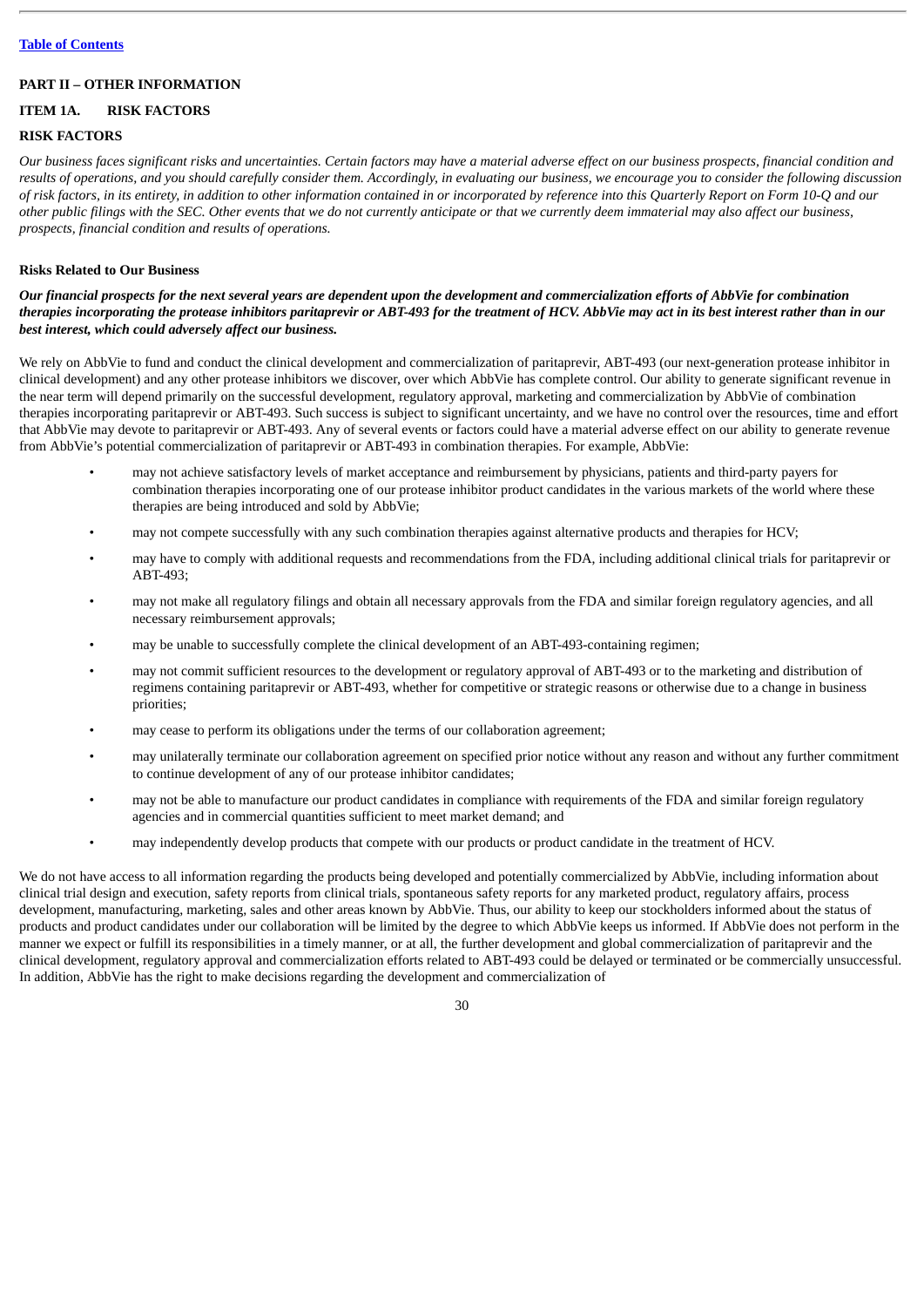## PART II – OTHER INFORMATION

## ITEM 1A. RISK FACTORS

### RISK FACTORS

*Our business faces significant risks and uncertainties. Certain factors may have a material adverse effect on our business prospects, financial condition and results of operations, and you should carefully consider them. Accordingly, in evaluating our business, we encourage you to consider the following discussion of risk factors, in its entirety, in addition to other information contained in or incorporated by reference into this Quarterly Report on Form 10-Q and our other public filings with the SEC. Other events that we do not currently anticipate or that we currently deem immaterial may also affect our business, prospects, financial condition and results of operations.*

**Risks Related to Our Business**

***Our financial prospects for the next several years are dependent upon the development and commercialization efforts of AbbVie for combination therapies incorporating the protease inhibitors paritaprevir or ABT-493 for the treatment of HCV. AbbVie may act in its best interest rather than in our best interest, which could adversely affect our business.***

We rely on AbbVie to fund and conduct the clinical development and commercialization of paritaprevir, ABT-493 (our next-generation protease inhibitor in clinical development) and any other protease inhibitors we discover, over which AbbVie has complete control. Our ability to generate significant revenue in the near term will depend primarily on the successful development, regulatory approval, marketing and commercialization by AbbVie of combination therapies incorporating paritaprevir or ABT-493. Such success is subject to significant uncertainty, and we have no control over the resources, time and effort that AbbVie may devote to paritaprevir or ABT-493. Any of several events or factors could have a material adverse effect on our ability to generate revenue from AbbVie's potential commercialization of paritaprevir or ABT-493 in combination therapies. For example, AbbVie:

- may not achieve satisfactory levels of market acceptance and reimbursement by physicians, patients and third-party payers for combination therapies incorporating one of our protease inhibitor product candidates in the various markets of the world where these therapies are being introduced and sold by AbbVie;
- may not compete successfully with any such combination therapies against alternative products and therapies for HCV;
- may have to comply with additional requests and recommendations from the FDA, including additional clinical trials for paritaprevir or ABT-493;
- may not make all regulatory filings and obtain all necessary approvals from the FDA and similar foreign regulatory agencies, and all necessary reimbursement approvals;
- may be unable to successfully complete the clinical development of an ABT-493-containing regimen;
- may not commit sufficient resources to the development or regulatory approval of ABT-493 or to the marketing and distribution of regimens containing paritaprevir or ABT-493, whether for competitive or strategic reasons or otherwise due to a change in business priorities;
- may cease to perform its obligations under the terms of our collaboration agreement;
- may unilaterally terminate our collaboration agreement on specified prior notice without any reason and without any further commitment to continue development of any of our protease inhibitor candidates;
- may not be able to manufacture our product candidates in compliance with requirements of the FDA and similar foreign regulatory agencies and in commercial quantities sufficient to meet market demand; and
- may independently develop products that compete with our products or product candidate in the treatment of HCV.

We do not have access to all information regarding the products being developed and potentially commercialized by AbbVie, including information about clinical trial design and execution, safety reports from clinical trials, spontaneous safety reports for any marketed product, regulatory affairs, process development, manufacturing, marketing, sales and other areas known by AbbVie. Thus, our ability to keep our stockholders informed about the status of products and product candidates under our collaboration will be limited by the degree to which AbbVie keeps us informed. If AbbVie does not perform in the manner we expect or fulfill its responsibilities in a timely manner, or at all, the further development and global commercialization of paritaprevir and the clinical development, regulatory approval and commercialization efforts related to ABT-493 could be delayed or terminated or be commercially unsuccessful. In addition, AbbVie has the right to make decisions regarding the development and commercialization of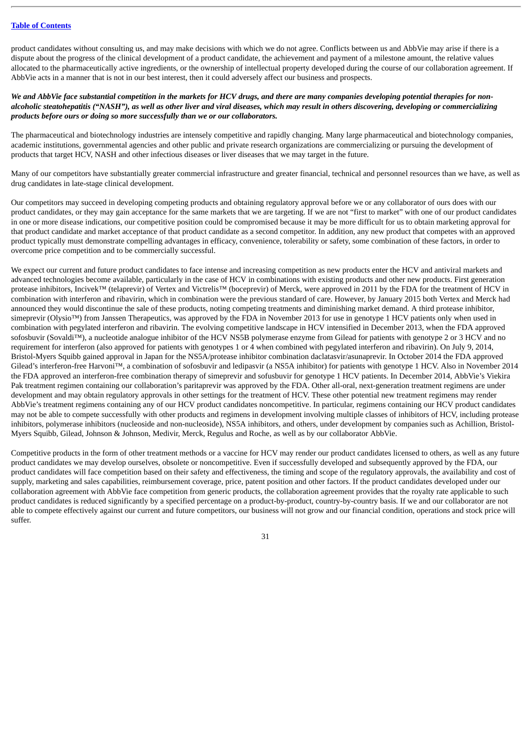product candidates without consulting us, and may make decisions with which we do not agree. Conflicts between us and AbbVie may arise if there is a dispute about the progress of the clinical development of a product candidate, the achievement and payment of a milestone amount, the relative values allocated to the pharmaceutically active ingredients, or the ownership of intellectual property developed during the course of our collaboration agreement. If AbbVie acts in a manner that is not in our best interest, then it could adversely affect our business and prospects.

***We and AbbVie face substantial competition in the markets for HCV drugs, and there are many companies developing potential therapies for non-alcoholic steatohepatitis ("NASH"), as well as other liver and viral diseases, which may result in others discovering, developing or commercializing products before ours or doing so more successfully than we or our collaborators.***

The pharmaceutical and biotechnology industries are intensely competitive and rapidly changing. Many large pharmaceutical and biotechnology companies, academic institutions, governmental agencies and other public and private research organizations are commercializing or pursuing the development of products that target HCV, NASH and other infectious diseases or liver diseases that we may target in the future.

Many of our competitors have substantially greater commercial infrastructure and greater financial, technical and personnel resources than we have, as well as drug candidates in late-stage clinical development.

Our competitors may succeed in developing competing products and obtaining regulatory approval before we or any collaborator of ours does with our product candidates, or they may gain acceptance for the same markets that we are targeting. If we are not "first to market" with one of our product candidates in one or more disease indications, our competitive position could be compromised because it may be more difficult for us to obtain marketing approval for that product candidate and market acceptance of that product candidate as a second competitor. In addition, any new product that competes with an approved product typically must demonstrate compelling advantages in efficacy, convenience, tolerability or safety, some combination of these factors, in order to overcome price competition and to be commercially successful.

We expect our current and future product candidates to face intense and increasing competition as new products enter the HCV and antiviral markets and advanced technologies become available, particularly in the case of HCV in combinations with existing products and other new products. First generation protease inhibitors, Incivek™ (telaprevir) of Vertex and Victrelis™ (boceprevir) of Merck, were approved in 2011 by the FDA for the treatment of HCV in combination with interferon and ribavirin, which in combination were the previous standard of care. However, by January 2015 both Vertex and Merck had announced they would discontinue the sale of these products, noting competing treatments and diminishing market demand. A third protease inhibitor, simeprevir (Olysio™) from Janssen Therapeutics, was approved by the FDA in November 2013 for use in genotype 1 HCV patients only when used in combination with pegylated interferon and ribavirin. The evolving competitive landscape in HCV intensified in December 2013, when the FDA approved sofosbuvir (Sovaldi™), a nucleotide analogue inhibitor of the HCV NS5B polymerase enzyme from Gilead for patients with genotype 2 or 3 HCV and no requirement for interferon (also approved for patients with genotypes 1 or 4 when combined with pegylated interferon and ribavirin). On July 9, 2014, Bristol-Myers Squibb gained approval in Japan for the NS5A/protease inhibitor combination daclatasvir/asunaprevir. In October 2014 the FDA approved Gilead's interferon-free Harvoni™, a combination of sofosbuvir and ledipasvir (a NS5A inhibitor) for patients with genotype 1 HCV. Also in November 2014 the FDA approved an interferon-free combination therapy of simeprevir and sofusbuvir for genotype 1 HCV patients. In December 2014, AbbVie's Viekira Pak treatment regimen containing our collaboration's paritaprevir was approved by the FDA. Other all-oral, next-generation treatment regimens are under development and may obtain regulatory approvals in other settings for the treatment of HCV. These other potential new treatment regimens may render AbbVie's treatment regimens containing any of our HCV product candidates noncompetitive. In particular, regimens containing our HCV product candidates may not be able to compete successfully with other products and regimens in development involving multiple classes of inhibitors of HCV, including protease inhibitors, polymerase inhibitors (nucleoside and non-nucleoside), NS5A inhibitors, and others, under development by companies such as Achillion, Bristol-Myers Squibb, Gilead, Johnson & Johnson, Medivir, Merck, Regulus and Roche, as well as by our collaborator AbbVie.

Competitive products in the form of other treatment methods or a vaccine for HCV may render our product candidates licensed to others, as well as any future product candidates we may develop ourselves, obsolete or noncompetitive. Even if successfully developed and subsequently approved by the FDA, our product candidates will face competition based on their safety and effectiveness, the timing and scope of the regulatory approvals, the availability and cost of supply, marketing and sales capabilities, reimbursement coverage, price, patent position and other factors. If the product candidates developed under our collaboration agreement with AbbVie face competition from generic products, the collaboration agreement provides that the royalty rate applicable to such product candidates is reduced significantly by a specified percentage on a product-by-product, country-by-country basis. If we and our collaborator are not able to compete effectively against our current and future competitors, our business will not grow and our financial condition, operations and stock price will suffer.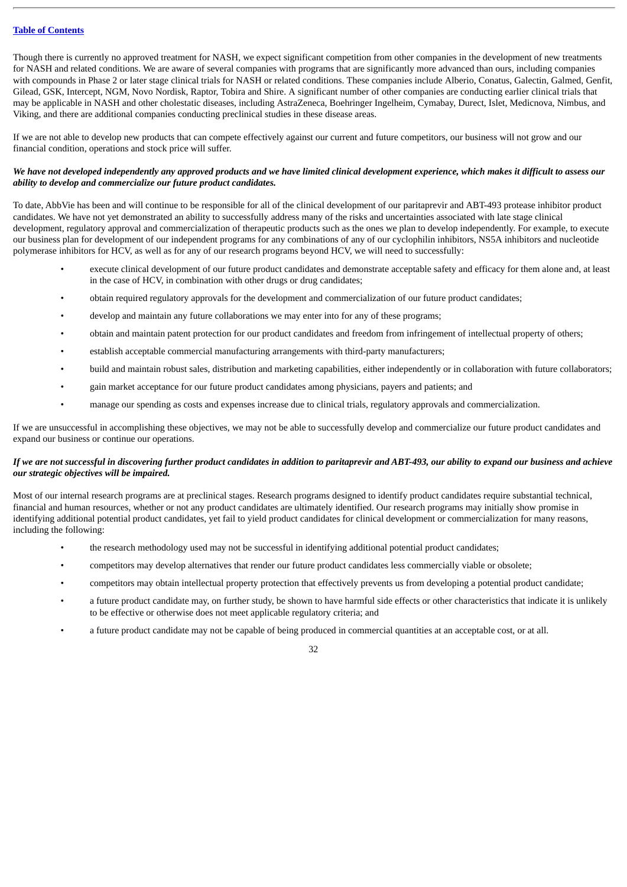Though there is currently no approved treatment for NASH, we expect significant competition from other companies in the development of new treatments for NASH and related conditions. We are aware of several companies with programs that are significantly more advanced than ours, including companies with compounds in Phase 2 or later stage clinical trials for NASH or related conditions. These companies include Alberio, Conatus, Galectin, Galmed, Genfit, Gilead, GSK, Intercept, NGM, Novo Nordisk, Raptor, Tobira and Shire. A significant number of other companies are conducting earlier clinical trials that may be applicable in NASH and other cholestatic diseases, including AstraZeneca, Boehringer Ingelheim, Cymabay, Durect, Islet, Medicnova, Nimbus, and Viking, and there are additional companies conducting preclinical studies in these disease areas.

If we are not able to develop new products that can compete effectively against our current and future competitors, our business will not grow and our financial condition, operations and stock price will suffer.

***We have not developed independently any approved products and we have limited clinical development experience, which makes it difficult to assess our ability to develop and commercialize our future product candidates.***

To date, AbbVie has been and will continue to be responsible for all of the clinical development of our paritaprevir and ABT-493 protease inhibitor product candidates. We have not yet demonstrated an ability to successfully address many of the risks and uncertainties associated with late stage clinical development, regulatory approval and commercialization of therapeutic products such as the ones we plan to develop independently. For example, to execute our business plan for development of our independent programs for any combinations of any of our cyclophilin inhibitors, NS5A inhibitors and nucleotide polymerase inhibitors for HCV, as well as for any of our research programs beyond HCV, we will need to successfully:

- execute clinical development of our future product candidates and demonstrate acceptable safety and efficacy for them alone and, at least in the case of HCV, in combination with other drugs or drug candidates;
- obtain required regulatory approvals for the development and commercialization of our future product candidates;
- develop and maintain any future collaborations we may enter into for any of these programs;
- obtain and maintain patent protection for our product candidates and freedom from infringement of intellectual property of others;
- establish acceptable commercial manufacturing arrangements with third-party manufacturers;
- build and maintain robust sales, distribution and marketing capabilities, either independently or in collaboration with future collaborators;
- gain market acceptance for our future product candidates among physicians, payers and patients; and
- manage our spending as costs and expenses increase due to clinical trials, regulatory approvals and commercialization.

If we are unsuccessful in accomplishing these objectives, we may not be able to successfully develop and commercialize our future product candidates and expand our business or continue our operations.

***If we are not successful in discovering further product candidates in addition to paritaprevir and ABT-493, our ability to expand our business and achieve our strategic objectives will be impaired.***

Most of our internal research programs are at preclinical stages. Research programs designed to identify product candidates require substantial technical, financial and human resources, whether or not any product candidates are ultimately identified. Our research programs may initially show promise in identifying additional potential product candidates, yet fail to yield product candidates for clinical development or commercialization for many reasons, including the following:

- the research methodology used may not be successful in identifying additional potential product candidates;
- competitors may develop alternatives that render our future product candidates less commercially viable or obsolete;
- competitors may obtain intellectual property protection that effectively prevents us from developing a potential product candidate;
- a future product candidate may, on further study, be shown to have harmful side effects or other characteristics that indicate it is unlikely to be effective or otherwise does not meet applicable regulatory criteria; and
- a future product candidate may not be capable of being produced in commercial quantities at an acceptable cost, or at all.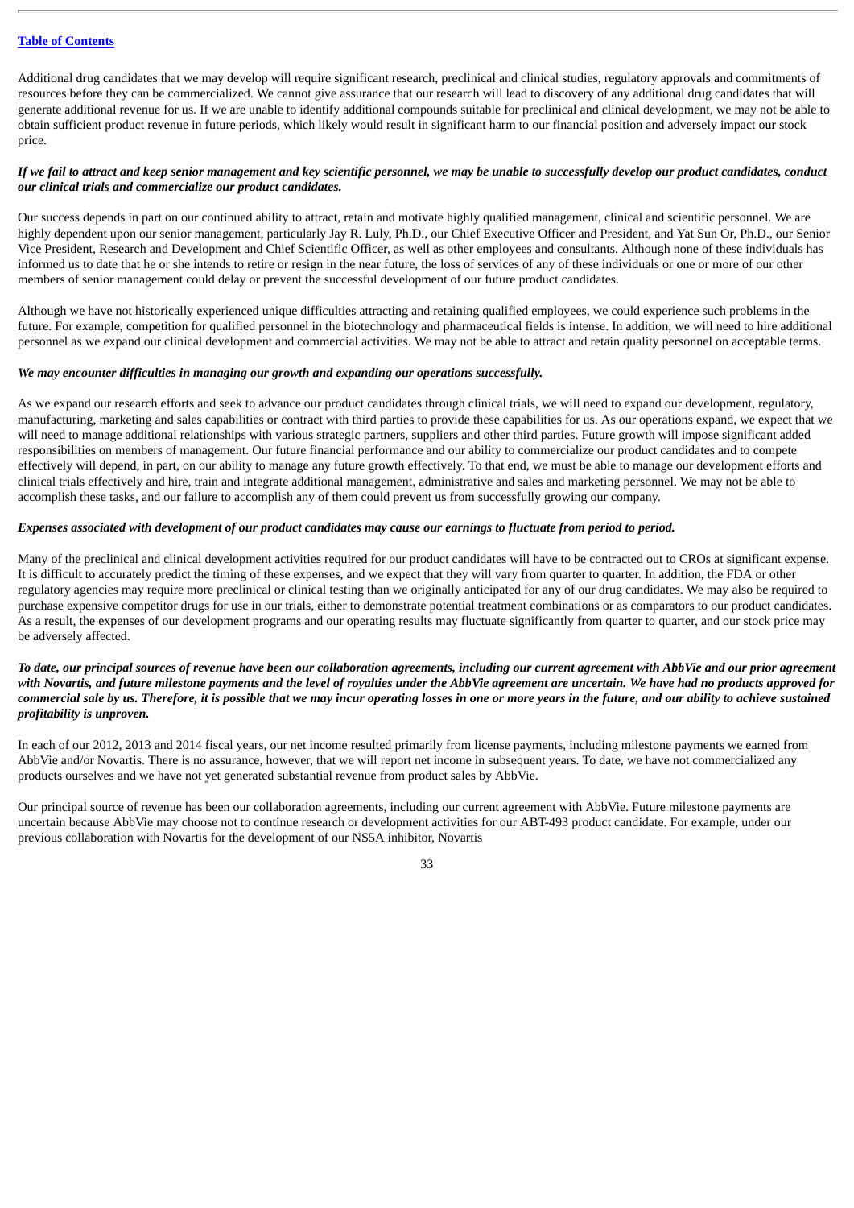Additional drug candidates that we may develop will require significant research, preclinical and clinical studies, regulatory approvals and commitments of resources before they can be commercialized. We cannot give assurance that our research will lead to discovery of any additional drug candidates that will generate additional revenue for us. If we are unable to identify additional compounds suitable for preclinical and clinical development, we may not be able to obtain sufficient product revenue in future periods, which likely would result in significant harm to our financial position and adversely impact our stock price.

***If we fail to attract and keep senior management and key scientific personnel, we may be unable to successfully develop our product candidates, conduct our clinical trials and commercialize our product candidates.***

Our success depends in part on our continued ability to attract, retain and motivate highly qualified management, clinical and scientific personnel. We are highly dependent upon our senior management, particularly Jay R. Luly, Ph.D., our Chief Executive Officer and President, and Yat Sun Or, Ph.D., our Senior Vice President, Research and Development and Chief Scientific Officer, as well as other employees and consultants. Although none of these individuals has informed us to date that he or she intends to retire or resign in the near future, the loss of services of any of these individuals or one or more of our other members of senior management could delay or prevent the successful development of our future product candidates.

Although we have not historically experienced unique difficulties attracting and retaining qualified employees, we could experience such problems in the future. For example, competition for qualified personnel in the biotechnology and pharmaceutical fields is intense. In addition, we will need to hire additional personnel as we expand our clinical development and commercial activities. We may not be able to attract and retain quality personnel on acceptable terms.

***We may encounter difficulties in managing our growth and expanding our operations successfully.***

As we expand our research efforts and seek to advance our product candidates through clinical trials, we will need to expand our development, regulatory, manufacturing, marketing and sales capabilities or contract with third parties to provide these capabilities for us. As our operations expand, we expect that we will need to manage additional relationships with various strategic partners, suppliers and other third parties. Future growth will impose significant added responsibilities on members of management. Our future financial performance and our ability to commercialize our product candidates and to compete effectively will depend, in part, on our ability to manage any future growth effectively. To that end, we must be able to manage our development efforts and clinical trials effectively and hire, train and integrate additional management, administrative and sales and marketing personnel. We may not be able to accomplish these tasks, and our failure to accomplish any of them could prevent us from successfully growing our company.

***Expenses associated with development of our product candidates may cause our earnings to fluctuate from period to period.***

Many of the preclinical and clinical development activities required for our product candidates will have to be contracted out to CROs at significant expense. It is difficult to accurately predict the timing of these expenses, and we expect that they will vary from quarter to quarter. In addition, the FDA or other regulatory agencies may require more preclinical or clinical testing than we originally anticipated for any of our drug candidates. We may also be required to purchase expensive competitor drugs for use in our trials, either to demonstrate potential treatment combinations or as comparators to our product candidates. As a result, the expenses of our development programs and our operating results may fluctuate significantly from quarter to quarter, and our stock price may be adversely affected.

***To date, our principal sources of revenue have been our collaboration agreements, including our current agreement with AbbVie and our prior agreement with Novartis, and future milestone payments and the level of royalties under the AbbVie agreement are uncertain. We have had no products approved for commercial sale by us. Therefore, it is possible that we may incur operating losses in one or more years in the future, and our ability to achieve sustained profitability is unproven.***

In each of our 2012, 2013 and 2014 fiscal years, our net income resulted primarily from license payments, including milestone payments we earned from AbbVie and/or Novartis. There is no assurance, however, that we will report net income in subsequent years. To date, we have not commercialized any products ourselves and we have not yet generated substantial revenue from product sales by AbbVie.

Our principal source of revenue has been our collaboration agreements, including our current agreement with AbbVie. Future milestone payments are uncertain because AbbVie may choose not to continue research or development activities for our ABT-493 product candidate. For example, under our previous collaboration with Novartis for the development of our NS5A inhibitor, Novartis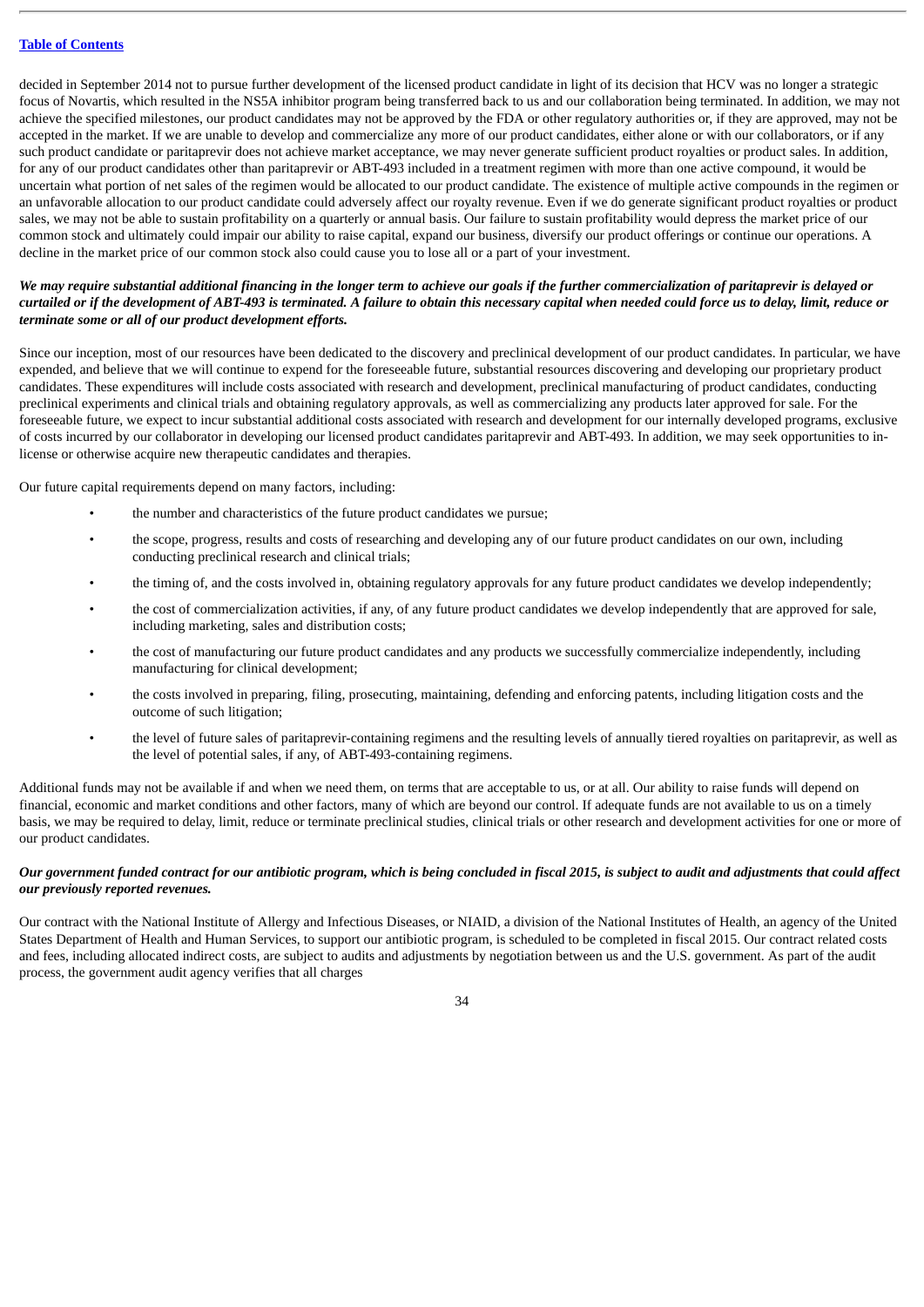decided in September 2014 not to pursue further development of the licensed product candidate in light of its decision that HCV was no longer a strategic focus of Novartis, which resulted in the NS5A inhibitor program being transferred back to us and our collaboration being terminated. In addition, we may not achieve the specified milestones, our product candidates may not be approved by the FDA or other regulatory authorities or, if they are approved, may not be accepted in the market. If we are unable to develop and commercialize any more of our product candidates, either alone or with our collaborators, or if any such product candidate or paritaprevir does not achieve market acceptance, we may never generate sufficient product royalties or product sales. In addition, for any of our product candidates other than paritaprevir or ABT-493 included in a treatment regimen with more than one active compound, it would be uncertain what portion of net sales of the regimen would be allocated to our product candidate. The existence of multiple active compounds in the regimen or an unfavorable allocation to our product candidate could adversely affect our royalty revenue. Even if we do generate significant product royalties or product sales, we may not be able to sustain profitability on a quarterly or annual basis. Our failure to sustain profitability would depress the market price of our common stock and ultimately could impair our ability to raise capital, expand our business, diversify our product offerings or continue our operations. A decline in the market price of our common stock also could cause you to lose all or a part of your investment.

***We may require substantial additional financing in the longer term to achieve our goals if the further commercialization of paritaprevir is delayed or curtailed or if the development of ABT-493 is terminated. A failure to obtain this necessary capital when needed could force us to delay, limit, reduce or terminate some or all of our product development efforts.***

Since our inception, most of our resources have been dedicated to the discovery and preclinical development of our product candidates. In particular, we have expended, and believe that we will continue to expend for the foreseeable future, substantial resources discovering and developing our proprietary product candidates. These expenditures will include costs associated with research and development, preclinical manufacturing of product candidates, conducting preclinical experiments and clinical trials and obtaining regulatory approvals, as well as commercializing any products later approved for sale. For the foreseeable future, we expect to incur substantial additional costs associated with research and development for our internally developed programs, exclusive of costs incurred by our collaborator in developing our licensed product candidates paritaprevir and ABT-493. In addition, we may seek opportunities to in-license or otherwise acquire new therapeutic candidates and therapies.

Our future capital requirements depend on many factors, including:

- the number and characteristics of the future product candidates we pursue;
- the scope, progress, results and costs of researching and developing any of our future product candidates on our own, including conducting preclinical research and clinical trials;
- the timing of, and the costs involved in, obtaining regulatory approvals for any future product candidates we develop independently;
- the cost of commercialization activities, if any, of any future product candidates we develop independently that are approved for sale, including marketing, sales and distribution costs;
- the cost of manufacturing our future product candidates and any products we successfully commercialize independently, including manufacturing for clinical development;
- the costs involved in preparing, filing, prosecuting, maintaining, defending and enforcing patents, including litigation costs and the outcome of such litigation;
- the level of future sales of paritaprevir-containing regimens and the resulting levels of annually tiered royalties on paritaprevir, as well as the level of potential sales, if any, of ABT-493-containing regimens.

Additional funds may not be available if and when we need them, on terms that are acceptable to us, or at all. Our ability to raise funds will depend on financial, economic and market conditions and other factors, many of which are beyond our control. If adequate funds are not available to us on a timely basis, we may be required to delay, limit, reduce or terminate preclinical studies, clinical trials or other research and development activities for one or more of our product candidates.

***Our government funded contract for our antibiotic program, which is being concluded in fiscal 2015, is subject to audit and adjustments that could affect our previously reported revenues.***

Our contract with the National Institute of Allergy and Infectious Diseases, or NIAID, a division of the National Institutes of Health, an agency of the United States Department of Health and Human Services, to support our antibiotic program, is scheduled to be completed in fiscal 2015. Our contract related costs and fees, including allocated indirect costs, are subject to audits and adjustments by negotiation between us and the U.S. government. As part of the audit process, the government audit agency verifies that all charges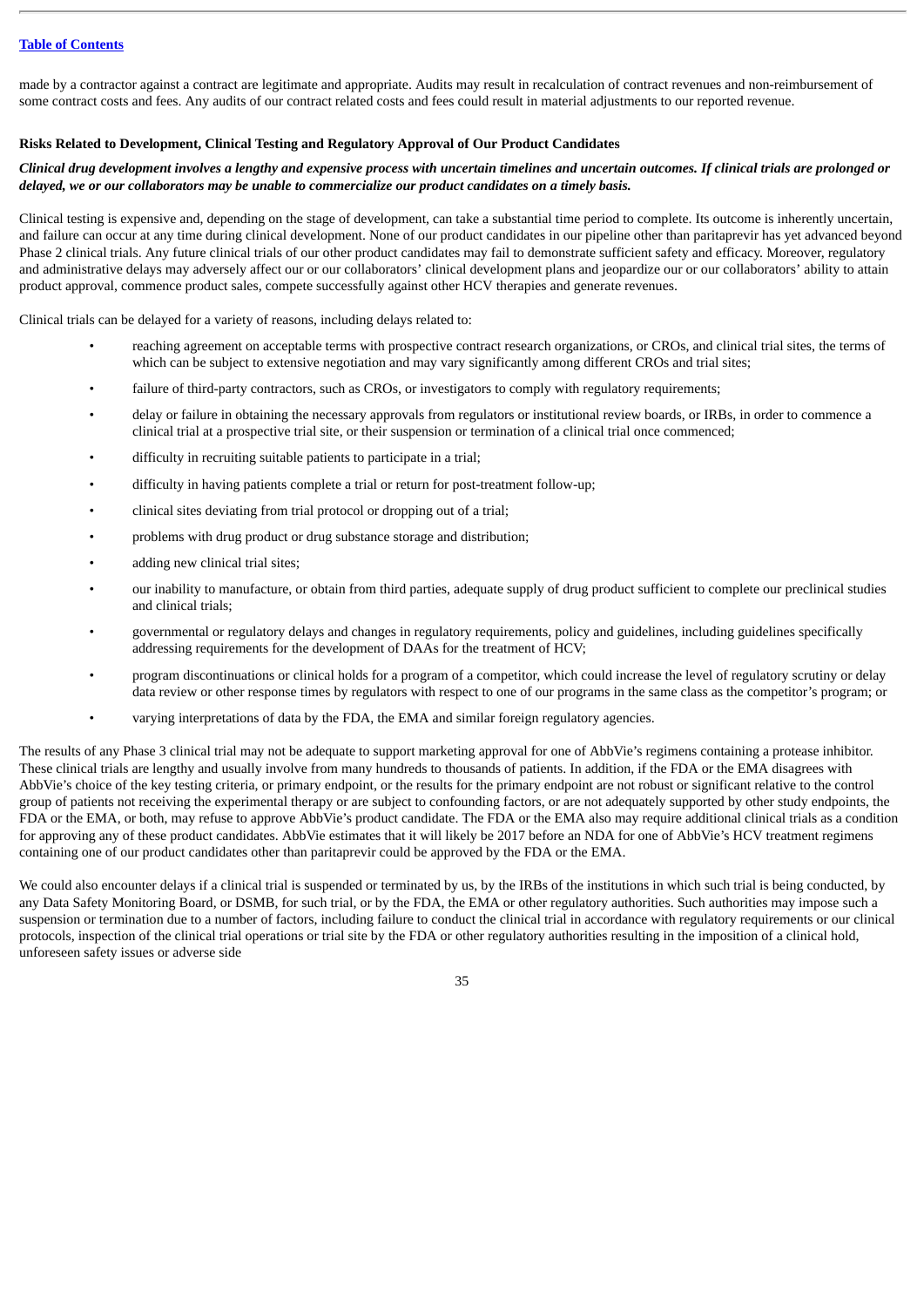made by a contractor against a contract are legitimate and appropriate. Audits may result in recalculation of contract revenues and non-reimbursement of some contract costs and fees. Any audits of our contract related costs and fees could result in material adjustments to our reported revenue.

**Risks Related to Development, Clinical Testing and Regulatory Approval of Our Product Candidates**

***Clinical drug development involves a lengthy and expensive process with uncertain timelines and uncertain outcomes. If clinical trials are prolonged or delayed, we or our collaborators may be unable to commercialize our product candidates on a timely basis.***

Clinical testing is expensive and, depending on the stage of development, can take a substantial time period to complete. Its outcome is inherently uncertain, and failure can occur at any time during clinical development. None of our product candidates in our pipeline other than paritaprevir has yet advanced beyond Phase 2 clinical trials. Any future clinical trials of our other product candidates may fail to demonstrate sufficient safety and efficacy. Moreover, regulatory and administrative delays may adversely affect our or our collaborators' clinical development plans and jeopardize our or our collaborators' ability to attain product approval, commence product sales, compete successfully against other HCV therapies and generate revenues.

Clinical trials can be delayed for a variety of reasons, including delays related to:

- reaching agreement on acceptable terms with prospective contract research organizations, or CROs, and clinical trial sites, the terms of which can be subject to extensive negotiation and may vary significantly among different CROs and trial sites;
- failure of third-party contractors, such as CROs, or investigators to comply with regulatory requirements;
- delay or failure in obtaining the necessary approvals from regulators or institutional review boards, or IRBs, in order to commence a clinical trial at a prospective trial site, or their suspension or termination of a clinical trial once commenced;
- difficulty in recruiting suitable patients to participate in a trial;
- difficulty in having patients complete a trial or return for post-treatment follow-up;
- clinical sites deviating from trial protocol or dropping out of a trial;
- problems with drug product or drug substance storage and distribution;
- adding new clinical trial sites;
- our inability to manufacture, or obtain from third parties, adequate supply of drug product sufficient to complete our preclinical studies and clinical trials;
- governmental or regulatory delays and changes in regulatory requirements, policy and guidelines, including guidelines specifically addressing requirements for the development of DAAs for the treatment of HCV;
- program discontinuations or clinical holds for a program of a competitor, which could increase the level of regulatory scrutiny or delay data review or other response times by regulators with respect to one of our programs in the same class as the competitor's program; or
- varying interpretations of data by the FDA, the EMA and similar foreign regulatory agencies.

The results of any Phase 3 clinical trial may not be adequate to support marketing approval for one of AbbVie's regimens containing a protease inhibitor. These clinical trials are lengthy and usually involve from many hundreds to thousands of patients. In addition, if the FDA or the EMA disagrees with AbbVie's choice of the key testing criteria, or primary endpoint, or the results for the primary endpoint are not robust or significant relative to the control group of patients not receiving the experimental therapy or are subject to confounding factors, or are not adequately supported by other study endpoints, the FDA or the EMA, or both, may refuse to approve AbbVie's product candidate. The FDA or the EMA also may require additional clinical trials as a condition for approving any of these product candidates. AbbVie estimates that it will likely be 2017 before an NDA for one of AbbVie's HCV treatment regimens containing one of our product candidates other than paritaprevir could be approved by the FDA or the EMA.

We could also encounter delays if a clinical trial is suspended or terminated by us, by the IRBs of the institutions in which such trial is being conducted, by any Data Safety Monitoring Board, or DSMB, for such trial, or by the FDA, the EMA or other regulatory authorities. Such authorities may impose such a suspension or termination due to a number of factors, including failure to conduct the clinical trial in accordance with regulatory requirements or our clinical protocols, inspection of the clinical trial operations or trial site by the FDA or other regulatory authorities resulting in the imposition of a clinical hold, unforeseen safety issues or adverse side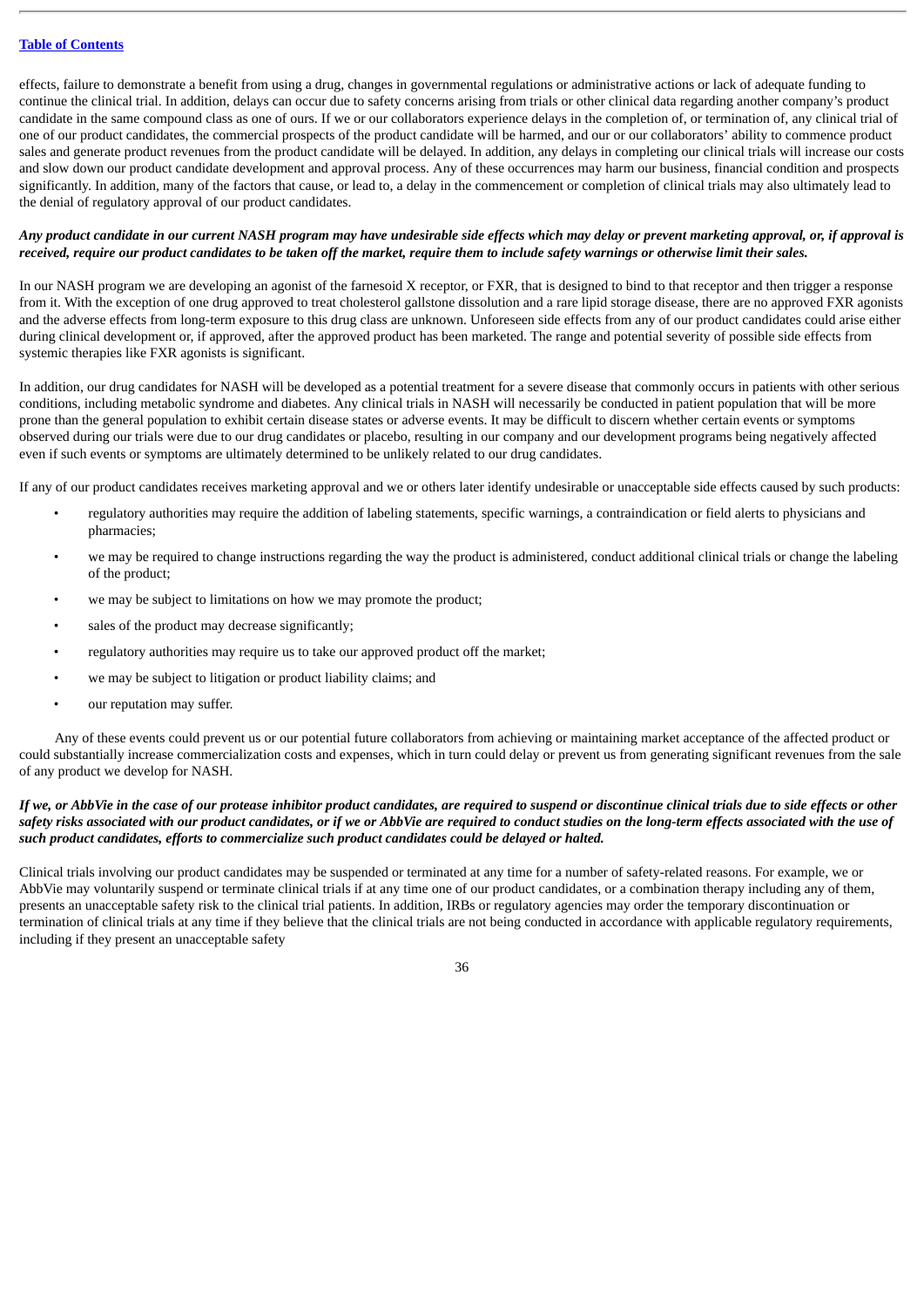effects, failure to demonstrate a benefit from using a drug, changes in governmental regulations or administrative actions or lack of adequate funding to continue the clinical trial. In addition, delays can occur due to safety concerns arising from trials or other clinical data regarding another company's product candidate in the same compound class as one of ours. If we or our collaborators experience delays in the completion of, or termination of, any clinical trial of one of our product candidates, the commercial prospects of the product candidate will be harmed, and our or our collaborators' ability to commence product sales and generate product revenues from the product candidate will be delayed. In addition, any delays in completing our clinical trials will increase our costs and slow down our product candidate development and approval process. Any of these occurrences may harm our business, financial condition and prospects significantly. In addition, many of the factors that cause, or lead to, a delay in the commencement or completion of clinical trials may also ultimately lead to the denial of regulatory approval of our product candidates.

***Any product candidate in our current NASH program may have undesirable side effects which may delay or prevent marketing approval, or, if approval is received, require our product candidates to be taken off the market, require them to include safety warnings or otherwise limit their sales.***

In our NASH program we are developing an agonist of the farnesoid X receptor, or FXR, that is designed to bind to that receptor and then trigger a response from it. With the exception of one drug approved to treat cholesterol gallstone dissolution and a rare lipid storage disease, there are no approved FXR agonists and the adverse effects from long-term exposure to this drug class are unknown. Unforeseen side effects from any of our product candidates could arise either during clinical development or, if approved, after the approved product has been marketed. The range and potential severity of possible side effects from systemic therapies like FXR agonists is significant.

In addition, our drug candidates for NASH will be developed as a potential treatment for a severe disease that commonly occurs in patients with other serious conditions, including metabolic syndrome and diabetes. Any clinical trials in NASH will necessarily be conducted in patient population that will be more prone than the general population to exhibit certain disease states or adverse events. It may be difficult to discern whether certain events or symptoms observed during our trials were due to our drug candidates or placebo, resulting in our company and our development programs being negatively affected even if such events or symptoms are ultimately determined to be unlikely related to our drug candidates.

If any of our product candidates receives marketing approval and we or others later identify undesirable or unacceptable side effects caused by such products:

- regulatory authorities may require the addition of labeling statements, specific warnings, a contraindication or field alerts to physicians and pharmacies;
- we may be required to change instructions regarding the way the product is administered, conduct additional clinical trials or change the labeling of the product;
- we may be subject to limitations on how we may promote the product;
- sales of the product may decrease significantly;
- regulatory authorities may require us to take our approved product off the market;
- we may be subject to litigation or product liability claims; and
- our reputation may suffer.

Any of these events could prevent us or our potential future collaborators from achieving or maintaining market acceptance of the affected product or could substantially increase commercialization costs and expenses, which in turn could delay or prevent us from generating significant revenues from the sale of any product we develop for NASH.

***If we, or AbbVie in the case of our protease inhibitor product candidates, are required to suspend or discontinue clinical trials due to side effects or other safety risks associated with our product candidates, or if we or AbbVie are required to conduct studies on the long-term effects associated with the use of such product candidates, efforts to commercialize such product candidates could be delayed or halted.***

Clinical trials involving our product candidates may be suspended or terminated at any time for a number of safety-related reasons. For example, we or AbbVie may voluntarily suspend or terminate clinical trials if at any time one of our product candidates, or a combination therapy including any of them, presents an unacceptable safety risk to the clinical trial patients. In addition, IRBs or regulatory agencies may order the temporary discontinuation or termination of clinical trials at any time if they believe that the clinical trials are not being conducted in accordance with applicable regulatory requirements, including if they present an unacceptable safety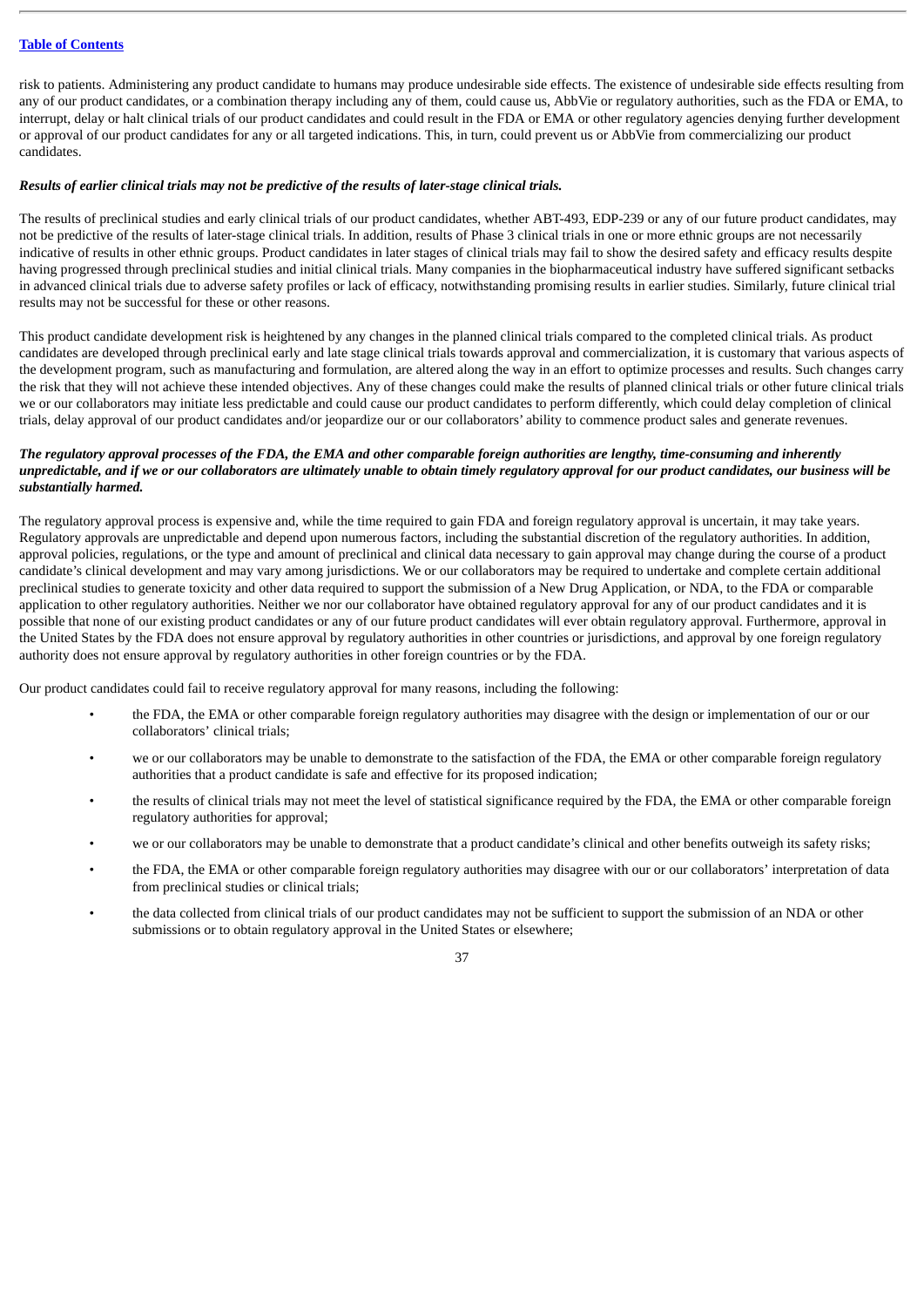risk to patients. Administering any product candidate to humans may produce undesirable side effects. The existence of undesirable side effects resulting from any of our product candidates, or a combination therapy including any of them, could cause us, AbbVie or regulatory authorities, such as the FDA or EMA, to interrupt, delay or halt clinical trials of our product candidates and could result in the FDA or EMA or other regulatory agencies denying further development or approval of our product candidates for any or all targeted indications. This, in turn, could prevent us or AbbVie from commercializing our product candidates.

***Results of earlier clinical trials may not be predictive of the results of later-stage clinical trials.***

The results of preclinical studies and early clinical trials of our product candidates, whether ABT-493, EDP-239 or any of our future product candidates, may not be predictive of the results of later-stage clinical trials. In addition, results of Phase 3 clinical trials in one or more ethnic groups are not necessarily indicative of results in other ethnic groups. Product candidates in later stages of clinical trials may fail to show the desired safety and efficacy results despite having progressed through preclinical studies and initial clinical trials. Many companies in the biopharmaceutical industry have suffered significant setbacks in advanced clinical trials due to adverse safety profiles or lack of efficacy, notwithstanding promising results in earlier studies. Similarly, future clinical trial results may not be successful for these or other reasons.

This product candidate development risk is heightened by any changes in the planned clinical trials compared to the completed clinical trials. As product candidates are developed through preclinical early and late stage clinical trials towards approval and commercialization, it is customary that various aspects of the development program, such as manufacturing and formulation, are altered along the way in an effort to optimize processes and results. Such changes carry the risk that they will not achieve these intended objectives. Any of these changes could make the results of planned clinical trials or other future clinical trials we or our collaborators may initiate less predictable and could cause our product candidates to perform differently, which could delay completion of clinical trials, delay approval of our product candidates and/or jeopardize our or our collaborators' ability to commence product sales and generate revenues.

***The regulatory approval processes of the FDA, the EMA and other comparable foreign authorities are lengthy, time-consuming and inherently unpredictable, and if we or our collaborators are ultimately unable to obtain timely regulatory approval for our product candidates, our business will be substantially harmed.***

The regulatory approval process is expensive and, while the time required to gain FDA and foreign regulatory approval is uncertain, it may take years. Regulatory approvals are unpredictable and depend upon numerous factors, including the substantial discretion of the regulatory authorities. In addition, approval policies, regulations, or the type and amount of preclinical and clinical data necessary to gain approval may change during the course of a product candidate's clinical development and may vary among jurisdictions. We or our collaborators may be required to undertake and complete certain additional preclinical studies to generate toxicity and other data required to support the submission of a New Drug Application, or NDA, to the FDA or comparable application to other regulatory authorities. Neither we nor our collaborator have obtained regulatory approval for any of our product candidates and it is possible that none of our existing product candidates or any of our future product candidates will ever obtain regulatory approval. Furthermore, approval in the United States by the FDA does not ensure approval by regulatory authorities in other countries or jurisdictions, and approval by one foreign regulatory authority does not ensure approval by regulatory authorities in other foreign countries or by the FDA.

Our product candidates could fail to receive regulatory approval for many reasons, including the following:

- the FDA, the EMA or other comparable foreign regulatory authorities may disagree with the design or implementation of our or our collaborators' clinical trials;
- we or our collaborators may be unable to demonstrate to the satisfaction of the FDA, the EMA or other comparable foreign regulatory authorities that a product candidate is safe and effective for its proposed indication;
- the results of clinical trials may not meet the level of statistical significance required by the FDA, the EMA or other comparable foreign regulatory authorities for approval;
- we or our collaborators may be unable to demonstrate that a product candidate's clinical and other benefits outweigh its safety risks;
- the FDA, the EMA or other comparable foreign regulatory authorities may disagree with our or our collaborators' interpretation of data from preclinical studies or clinical trials;
- the data collected from clinical trials of our product candidates may not be sufficient to support the submission of an NDA or other submissions or to obtain regulatory approval in the United States or elsewhere;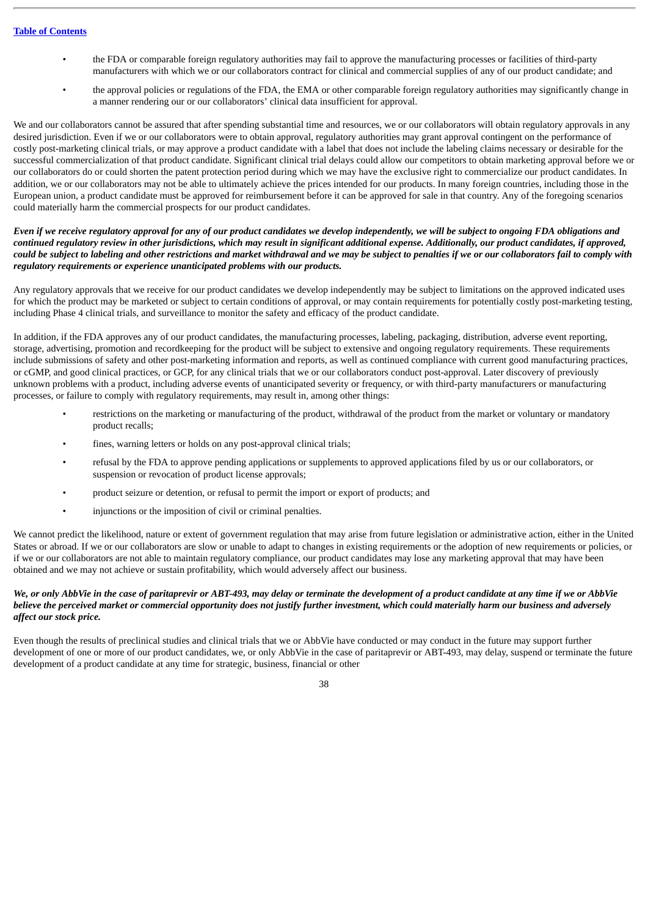- the FDA or comparable foreign regulatory authorities may fail to approve the manufacturing processes or facilities of third-party manufacturers with which we or our collaborators contract for clinical and commercial supplies of any of our product candidate; and
- the approval policies or regulations of the FDA, the EMA or other comparable foreign regulatory authorities may significantly change in a manner rendering our or our collaborators' clinical data insufficient for approval.

We and our collaborators cannot be assured that after spending substantial time and resources, we or our collaborators will obtain regulatory approvals in any desired jurisdiction. Even if we or our collaborators were to obtain approval, regulatory authorities may grant approval contingent on the performance of costly post-marketing clinical trials, or may approve a product candidate with a label that does not include the labeling claims necessary or desirable for the successful commercialization of that product candidate. Significant clinical trial delays could allow our competitors to obtain marketing approval before we or our collaborators do or could shorten the patent protection period during which we may have the exclusive right to commercialize our product candidates. In addition, we or our collaborators may not be able to ultimately achieve the prices intended for our products. In many foreign countries, including those in the European union, a product candidate must be approved for reimbursement before it can be approved for sale in that country. Any of the foregoing scenarios could materially harm the commercial prospects for our product candidates.

***Even if we receive regulatory approval for any of our product candidates we develop independently, we will be subject to ongoing FDA obligations and continued regulatory review in other jurisdictions, which may result in significant additional expense. Additionally, our product candidates, if approved, could be subject to labeling and other restrictions and market withdrawal and we may be subject to penalties if we or our collaborators fail to comply with regulatory requirements or experience unanticipated problems with our products.***

Any regulatory approvals that we receive for our product candidates we develop independently may be subject to limitations on the approved indicated uses for which the product may be marketed or subject to certain conditions of approval, or may contain requirements for potentially costly post-marketing testing, including Phase 4 clinical trials, and surveillance to monitor the safety and efficacy of the product candidate.

In addition, if the FDA approves any of our product candidates, the manufacturing processes, labeling, packaging, distribution, adverse event reporting, storage, advertising, promotion and recordkeeping for the product will be subject to extensive and ongoing regulatory requirements. These requirements include submissions of safety and other post-marketing information and reports, as well as continued compliance with current good manufacturing practices, or cGMP, and good clinical practices, or GCP, for any clinical trials that we or our collaborators conduct post-approval. Later discovery of previously unknown problems with a product, including adverse events of unanticipated severity or frequency, or with third-party manufacturers or manufacturing processes, or failure to comply with regulatory requirements, may result in, among other things:

- restrictions on the marketing or manufacturing of the product, withdrawal of the product from the market or voluntary or mandatory product recalls;
- fines, warning letters or holds on any post-approval clinical trials;
- refusal by the FDA to approve pending applications or supplements to approved applications filed by us or our collaborators, or suspension or revocation of product license approvals;
- product seizure or detention, or refusal to permit the import or export of products; and
- injunctions or the imposition of civil or criminal penalties.

We cannot predict the likelihood, nature or extent of government regulation that may arise from future legislation or administrative action, either in the United States or abroad. If we or our collaborators are slow or unable to adapt to changes in existing requirements or the adoption of new requirements or policies, or if we or our collaborators are not able to maintain regulatory compliance, our product candidates may lose any marketing approval that may have been obtained and we may not achieve or sustain profitability, which would adversely affect our business.

***We, or only AbbVie in the case of paritaprevir or ABT-493, may delay or terminate the development of a product candidate at any time if we or AbbVie believe the perceived market or commercial opportunity does not justify further investment, which could materially harm our business and adversely affect our stock price.***

Even though the results of preclinical studies and clinical trials that we or AbbVie have conducted or may conduct in the future may support further development of one or more of our product candidates, we, or only AbbVie in the case of paritaprevir or ABT-493, may delay, suspend or terminate the future development of a product candidate at any time for strategic, business, financial or other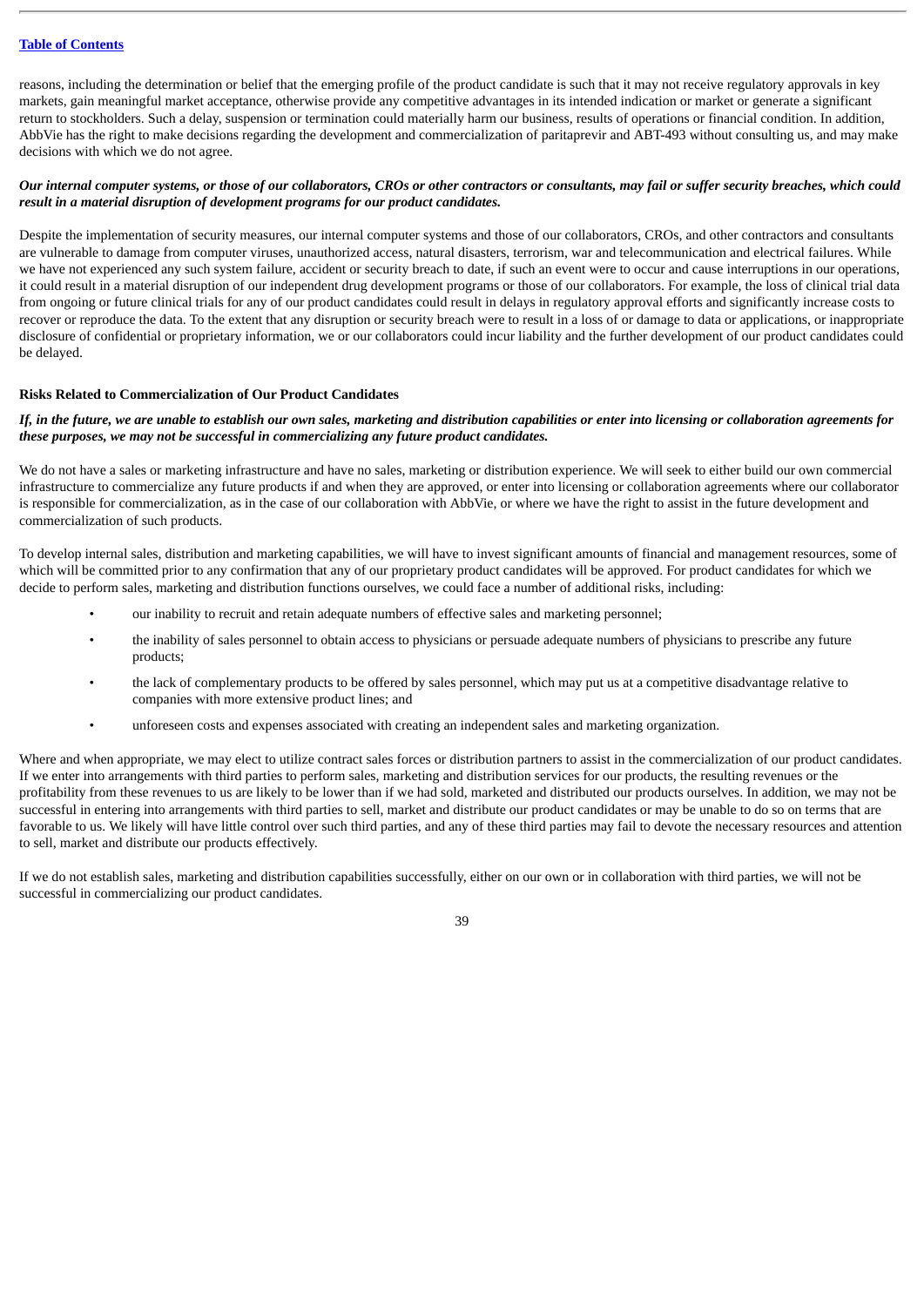reasons, including the determination or belief that the emerging profile of the product candidate is such that it may not receive regulatory approvals in key markets, gain meaningful market acceptance, otherwise provide any competitive advantages in its intended indication or market or generate a significant return to stockholders. Such a delay, suspension or termination could materially harm our business, results of operations or financial condition. In addition, AbbVie has the right to make decisions regarding the development and commercialization of paritaprevir and ABT-493 without consulting us, and may make decisions with which we do not agree.

***Our internal computer systems, or those of our collaborators, CROs or other contractors or consultants, may fail or suffer security breaches, which could result in a material disruption of development programs for our product candidates.***

Despite the implementation of security measures, our internal computer systems and those of our collaborators, CROs, and other contractors and consultants are vulnerable to damage from computer viruses, unauthorized access, natural disasters, terrorism, war and telecommunication and electrical failures. While we have not experienced any such system failure, accident or security breach to date, if such an event were to occur and cause interruptions in our operations, it could result in a material disruption of our independent drug development programs or those of our collaborators. For example, the loss of clinical trial data from ongoing or future clinical trials for any of our product candidates could result in delays in regulatory approval efforts and significantly increase costs to recover or reproduce the data. To the extent that any disruption or security breach were to result in a loss of or damage to data or applications, or inappropriate disclosure of confidential or proprietary information, we or our collaborators could incur liability and the further development of our product candidates could be delayed.

**Risks Related to Commercialization of Our Product Candidates**

***If, in the future, we are unable to establish our own sales, marketing and distribution capabilities or enter into licensing or collaboration agreements for these purposes, we may not be successful in commercializing any future product candidates.***

We do not have a sales or marketing infrastructure and have no sales, marketing or distribution experience. We will seek to either build our own commercial infrastructure to commercialize any future products if and when they are approved, or enter into licensing or collaboration agreements where our collaborator is responsible for commercialization, as in the case of our collaboration with AbbVie, or where we have the right to assist in the future development and commercialization of such products.

To develop internal sales, distribution and marketing capabilities, we will have to invest significant amounts of financial and management resources, some of which will be committed prior to any confirmation that any of our proprietary product candidates will be approved. For product candidates for which we decide to perform sales, marketing and distribution functions ourselves, we could face a number of additional risks, including:

- our inability to recruit and retain adequate numbers of effective sales and marketing personnel;
- the inability of sales personnel to obtain access to physicians or persuade adequate numbers of physicians to prescribe any future products;
- the lack of complementary products to be offered by sales personnel, which may put us at a competitive disadvantage relative to companies with more extensive product lines; and
- unforeseen costs and expenses associated with creating an independent sales and marketing organization.

Where and when appropriate, we may elect to utilize contract sales forces or distribution partners to assist in the commercialization of our product candidates. If we enter into arrangements with third parties to perform sales, marketing and distribution services for our products, the resulting revenues or the profitability from these revenues to us are likely to be lower than if we had sold, marketed and distributed our products ourselves. In addition, we may not be successful in entering into arrangements with third parties to sell, market and distribute our product candidates or may be unable to do so on terms that are favorable to us. We likely will have little control over such third parties, and any of these third parties may fail to devote the necessary resources and attention to sell, market and distribute our products effectively.

If we do not establish sales, marketing and distribution capabilities successfully, either on our own or in collaboration with third parties, we will not be successful in commercializing our product candidates.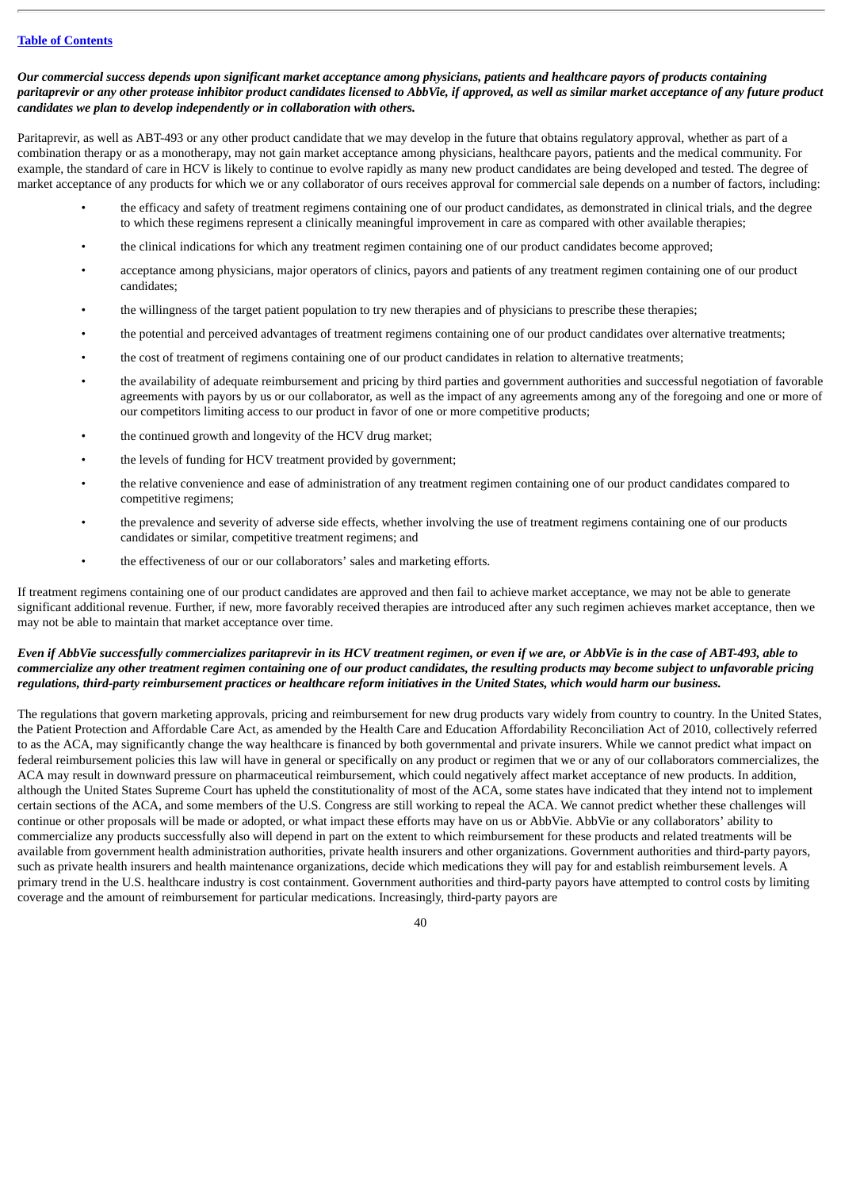***Our commercial success depends upon significant market acceptance among physicians, patients and healthcare payors of products containing paritaprevir or any other protease inhibitor product candidates licensed to AbbVie, if approved, as well as similar market acceptance of any future product candidates we plan to develop independently or in collaboration with others.***

Paritaprevir, as well as ABT-493 or any other product candidate that we may develop in the future that obtains regulatory approval, whether as part of a combination therapy or as a monotherapy, may not gain market acceptance among physicians, healthcare payors, patients and the medical community. For example, the standard of care in HCV is likely to continue to evolve rapidly as many new product candidates are being developed and tested. The degree of market acceptance of any products for which we or any collaborator of ours receives approval for commercial sale depends on a number of factors, including:

- the efficacy and safety of treatment regimens containing one of our product candidates, as demonstrated in clinical trials, and the degree to which these regimens represent a clinically meaningful improvement in care as compared with other available therapies;
- the clinical indications for which any treatment regimen containing one of our product candidates become approved;
- acceptance among physicians, major operators of clinics, payors and patients of any treatment regimen containing one of our product candidates;
- the willingness of the target patient population to try new therapies and of physicians to prescribe these therapies;
- the potential and perceived advantages of treatment regimens containing one of our product candidates over alternative treatments;
- the cost of treatment of regimens containing one of our product candidates in relation to alternative treatments;
- the availability of adequate reimbursement and pricing by third parties and government authorities and successful negotiation of favorable agreements with payors by us or our collaborator, as well as the impact of any agreements among any of the foregoing and one or more of our competitors limiting access to our product in favor of one or more competitive products;
- the continued growth and longevity of the HCV drug market;
- the levels of funding for HCV treatment provided by government;
- the relative convenience and ease of administration of any treatment regimen containing one of our product candidates compared to competitive regimens;
- the prevalence and severity of adverse side effects, whether involving the use of treatment regimens containing one of our products candidates or similar, competitive treatment regimens; and
- the effectiveness of our or our collaborators' sales and marketing efforts.

If treatment regimens containing one of our product candidates are approved and then fail to achieve market acceptance, we may not be able to generate significant additional revenue. Further, if new, more favorably received therapies are introduced after any such regimen achieves market acceptance, then we may not be able to maintain that market acceptance over time.

***Even if AbbVie successfully commercializes paritaprevir in its HCV treatment regimen, or even if we are, or AbbVie is in the case of ABT-493, able to commercialize any other treatment regimen containing one of our product candidates, the resulting products may become subject to unfavorable pricing regulations, third-party reimbursement practices or healthcare reform initiatives in the United States, which would harm our business.***

The regulations that govern marketing approvals, pricing and reimbursement for new drug products vary widely from country to country. In the United States, the Patient Protection and Affordable Care Act, as amended by the Health Care and Education Affordability Reconciliation Act of 2010, collectively referred to as the ACA, may significantly change the way healthcare is financed by both governmental and private insurers. While we cannot predict what impact on federal reimbursement policies this law will have in general or specifically on any product or regimen that we or any of our collaborators commercializes, the ACA may result in downward pressure on pharmaceutical reimbursement, which could negatively affect market acceptance of new products. In addition, although the United States Supreme Court has upheld the constitutionality of most of the ACA, some states have indicated that they intend not to implement certain sections of the ACA, and some members of the U.S. Congress are still working to repeal the ACA. We cannot predict whether these challenges will continue or other proposals will be made or adopted, or what impact these efforts may have on us or AbbVie. AbbVie or any collaborators' ability to commercialize any products successfully also will depend in part on the extent to which reimbursement for these products and related treatments will be available from government health administration authorities, private health insurers and other organizations. Government authorities and third-party payors, such as private health insurers and health maintenance organizations, decide which medications they will pay for and establish reimbursement levels. A primary trend in the U.S. healthcare industry is cost containment. Government authorities and third-party payors have attempted to control costs by limiting coverage and the amount of reimbursement for particular medications. Increasingly, third-party payors are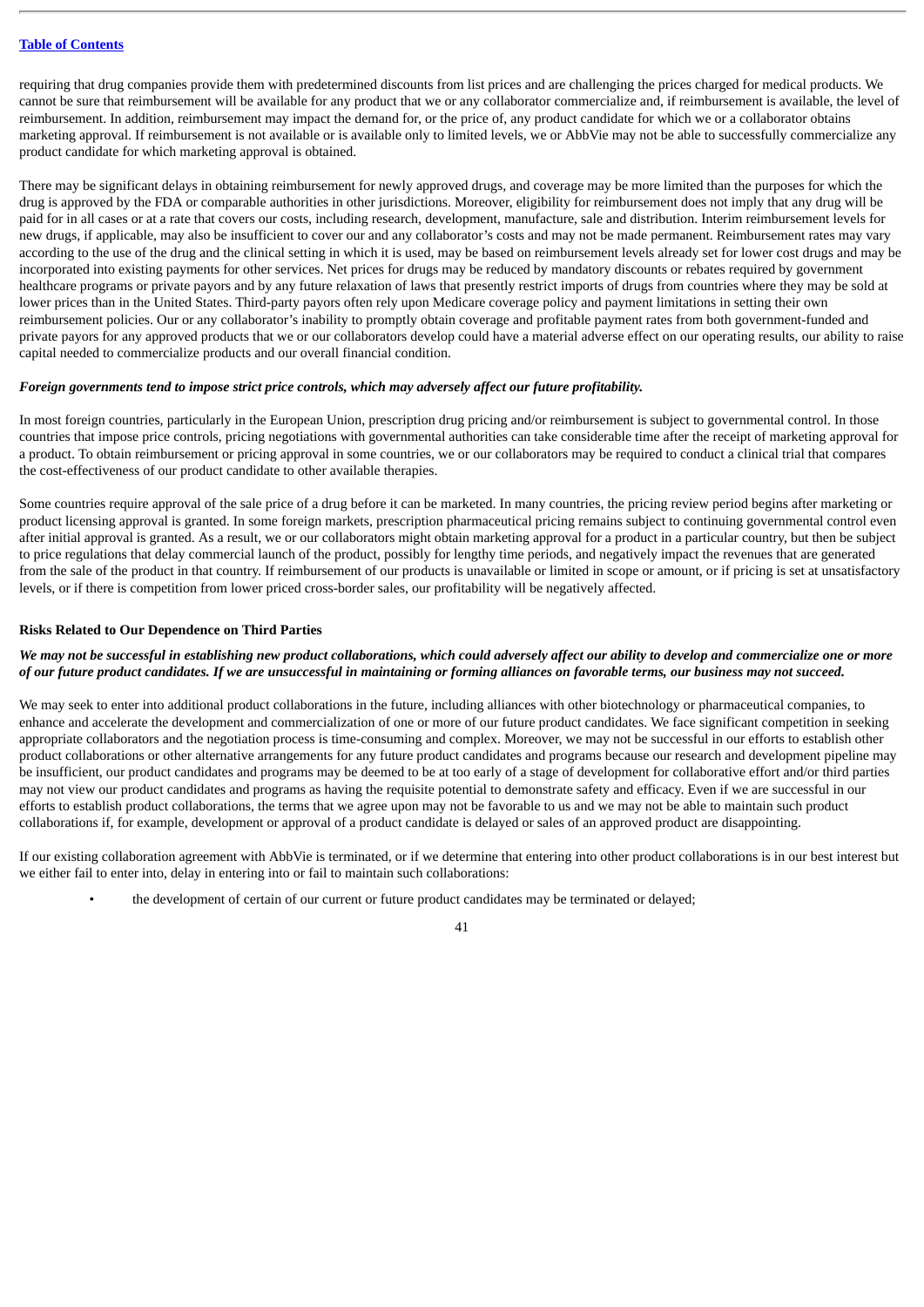requiring that drug companies provide them with predetermined discounts from list prices and are challenging the prices charged for medical products. We cannot be sure that reimbursement will be available for any product that we or any collaborator commercialize and, if reimbursement is available, the level of reimbursement. In addition, reimbursement may impact the demand for, or the price of, any product candidate for which we or a collaborator obtains marketing approval. If reimbursement is not available or is available only to limited levels, we or AbbVie may not be able to successfully commercialize any product candidate for which marketing approval is obtained.

There may be significant delays in obtaining reimbursement for newly approved drugs, and coverage may be more limited than the purposes for which the drug is approved by the FDA or comparable authorities in other jurisdictions. Moreover, eligibility for reimbursement does not imply that any drug will be paid for in all cases or at a rate that covers our costs, including research, development, manufacture, sale and distribution. Interim reimbursement levels for new drugs, if applicable, may also be insufficient to cover our and any collaborator's costs and may not be made permanent. Reimbursement rates may vary according to the use of the drug and the clinical setting in which it is used, may be based on reimbursement levels already set for lower cost drugs and may be incorporated into existing payments for other services. Net prices for drugs may be reduced by mandatory discounts or rebates required by government healthcare programs or private payors and by any future relaxation of laws that presently restrict imports of drugs from countries where they may be sold at lower prices than in the United States. Third-party payors often rely upon Medicare coverage policy and payment limitations in setting their own reimbursement policies. Our or any collaborator's inability to promptly obtain coverage and profitable payment rates from both government-funded and private payors for any approved products that we or our collaborators develop could have a material adverse effect on our operating results, our ability to raise capital needed to commercialize products and our overall financial condition.

***Foreign governments tend to impose strict price controls, which may adversely affect our future profitability.***

In most foreign countries, particularly in the European Union, prescription drug pricing and/or reimbursement is subject to governmental control. In those countries that impose price controls, pricing negotiations with governmental authorities can take considerable time after the receipt of marketing approval for a product. To obtain reimbursement or pricing approval in some countries, we or our collaborators may be required to conduct a clinical trial that compares the cost-effectiveness of our product candidate to other available therapies.

Some countries require approval of the sale price of a drug before it can be marketed. In many countries, the pricing review period begins after marketing or product licensing approval is granted. In some foreign markets, prescription pharmaceutical pricing remains subject to continuing governmental control even after initial approval is granted. As a result, we or our collaborators might obtain marketing approval for a product in a particular country, but then be subject to price regulations that delay commercial launch of the product, possibly for lengthy time periods, and negatively impact the revenues that are generated from the sale of the product in that country. If reimbursement of our products is unavailable or limited in scope or amount, or if pricing is set at unsatisfactory levels, or if there is competition from lower priced cross-border sales, our profitability will be negatively affected.

**Risks Related to Our Dependence on Third Parties**

***We may not be successful in establishing new product collaborations, which could adversely affect our ability to develop and commercialize one or more of our future product candidates. If we are unsuccessful in maintaining or forming alliances on favorable terms, our business may not succeed.***

We may seek to enter into additional product collaborations in the future, including alliances with other biotechnology or pharmaceutical companies, to enhance and accelerate the development and commercialization of one or more of our future product candidates. We face significant competition in seeking appropriate collaborators and the negotiation process is time-consuming and complex. Moreover, we may not be successful in our efforts to establish other product collaborations or other alternative arrangements for any future product candidates and programs because our research and development pipeline may be insufficient, our product candidates and programs may be deemed to be at too early of a stage of development for collaborative effort and/or third parties may not view our product candidates and programs as having the requisite potential to demonstrate safety and efficacy. Even if we are successful in our efforts to establish product collaborations, the terms that we agree upon may not be favorable to us and we may not be able to maintain such product collaborations if, for example, development or approval of a product candidate is delayed or sales of an approved product are disappointing.

If our existing collaboration agreement with AbbVie is terminated, or if we determine that entering into other product collaborations is in our best interest but we either fail to enter into, delay in entering into or fail to maintain such collaborations:

- the development of certain of our current or future product candidates may be terminated or delayed;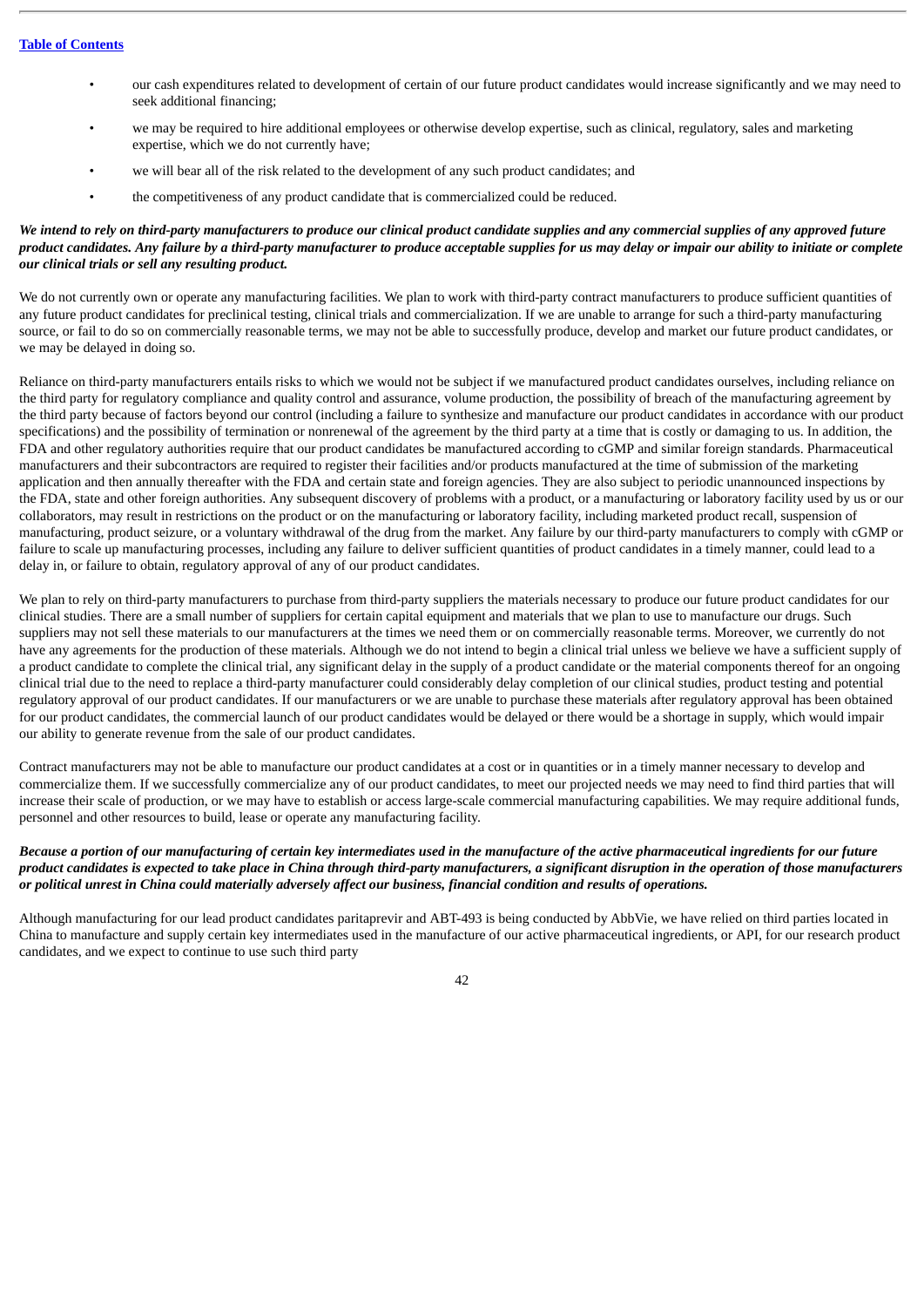- our cash expenditures related to development of certain of our future product candidates would increase significantly and we may need to seek additional financing;
- we may be required to hire additional employees or otherwise develop expertise, such as clinical, regulatory, sales and marketing expertise, which we do not currently have;
- we will bear all of the risk related to the development of any such product candidates; and
- the competitiveness of any product candidate that is commercialized could be reduced.

***We intend to rely on third-party manufacturers to produce our clinical product candidate supplies and any commercial supplies of any approved future product candidates. Any failure by a third-party manufacturer to produce acceptable supplies for us may delay or impair our ability to initiate or complete our clinical trials or sell any resulting product.***

We do not currently own or operate any manufacturing facilities. We plan to work with third-party contract manufacturers to produce sufficient quantities of any future product candidates for preclinical testing, clinical trials and commercialization. If we are unable to arrange for such a third-party manufacturing source, or fail to do so on commercially reasonable terms, we may not be able to successfully produce, develop and market our future product candidates, or we may be delayed in doing so.

Reliance on third-party manufacturers entails risks to which we would not be subject if we manufactured product candidates ourselves, including reliance on the third party for regulatory compliance and quality control and assurance, volume production, the possibility of breach of the manufacturing agreement by the third party because of factors beyond our control (including a failure to synthesize and manufacture our product candidates in accordance with our product specifications) and the possibility of termination or nonrenewal of the agreement by the third party at a time that is costly or damaging to us. In addition, the FDA and other regulatory authorities require that our product candidates be manufactured according to cGMP and similar foreign standards. Pharmaceutical manufacturers and their subcontractors are required to register their facilities and/or products manufactured at the time of submission of the marketing application and then annually thereafter with the FDA and certain state and foreign agencies. They are also subject to periodic unannounced inspections by the FDA, state and other foreign authorities. Any subsequent discovery of problems with a product, or a manufacturing or laboratory facility used by us or our collaborators, may result in restrictions on the product or on the manufacturing or laboratory facility, including marketed product recall, suspension of manufacturing, product seizure, or a voluntary withdrawal of the drug from the market. Any failure by our third-party manufacturers to comply with cGMP or failure to scale up manufacturing processes, including any failure to deliver sufficient quantities of product candidates in a timely manner, could lead to a delay in, or failure to obtain, regulatory approval of any of our product candidates.

We plan to rely on third-party manufacturers to purchase from third-party suppliers the materials necessary to produce our future product candidates for our clinical studies. There are a small number of suppliers for certain capital equipment and materials that we plan to use to manufacture our drugs. Such suppliers may not sell these materials to our manufacturers at the times we need them or on commercially reasonable terms. Moreover, we currently do not have any agreements for the production of these materials. Although we do not intend to begin a clinical trial unless we believe we have a sufficient supply of a product candidate to complete the clinical trial, any significant delay in the supply of a product candidate or the material components thereof for an ongoing clinical trial due to the need to replace a third-party manufacturer could considerably delay completion of our clinical studies, product testing and potential regulatory approval of our product candidates. If our manufacturers or we are unable to purchase these materials after regulatory approval has been obtained for our product candidates, the commercial launch of our product candidates would be delayed or there would be a shortage in supply, which would impair our ability to generate revenue from the sale of our product candidates.

Contract manufacturers may not be able to manufacture our product candidates at a cost or in quantities or in a timely manner necessary to develop and commercialize them. If we successfully commercialize any of our product candidates, to meet our projected needs we may need to find third parties that will increase their scale of production, or we may have to establish or access large-scale commercial manufacturing capabilities. We may require additional funds, personnel and other resources to build, lease or operate any manufacturing facility.

***Because a portion of our manufacturing of certain key intermediates used in the manufacture of the active pharmaceutical ingredients for our future product candidates is expected to take place in China through third-party manufacturers, a significant disruption in the operation of those manufacturers or political unrest in China could materially adversely affect our business, financial condition and results of operations.***

Although manufacturing for our lead product candidates paritaprevir and ABT-493 is being conducted by AbbVie, we have relied on third parties located in China to manufacture and supply certain key intermediates used in the manufacture of our active pharmaceutical ingredients, or API, for our research product candidates, and we expect to continue to use such third party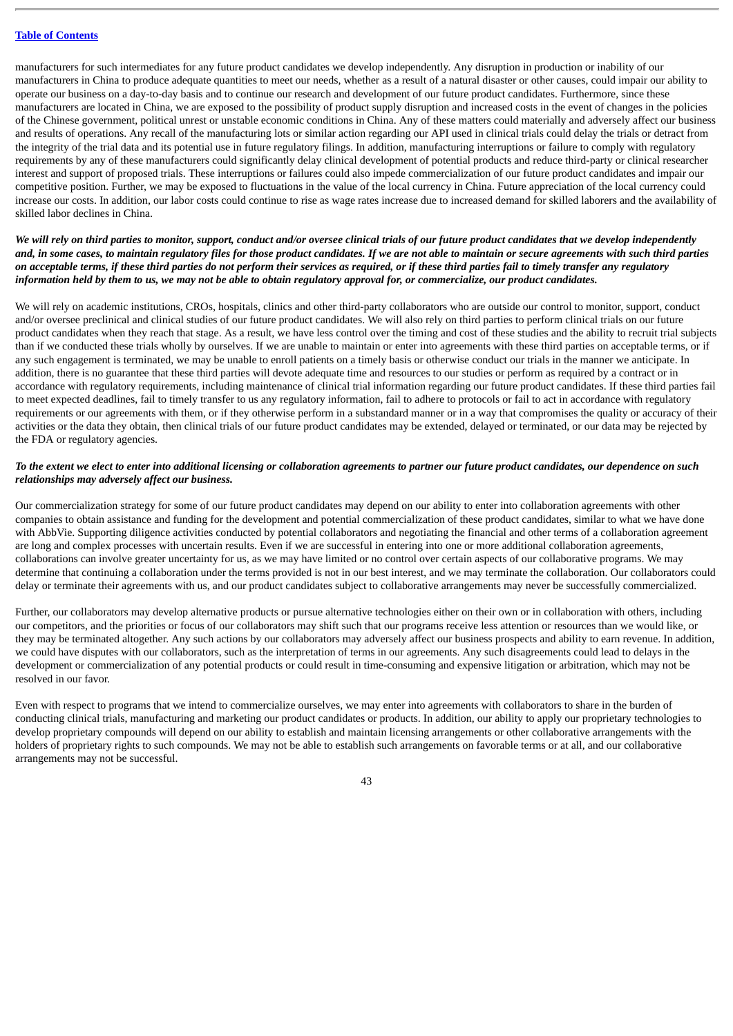manufacturers for such intermediates for any future product candidates we develop independently. Any disruption in production or inability of our manufacturers in China to produce adequate quantities to meet our needs, whether as a result of a natural disaster or other causes, could impair our ability to operate our business on a day-to-day basis and to continue our research and development of our future product candidates. Furthermore, since these manufacturers are located in China, we are exposed to the possibility of product supply disruption and increased costs in the event of changes in the policies of the Chinese government, political unrest or unstable economic conditions in China. Any of these matters could materially and adversely affect our business and results of operations. Any recall of the manufacturing lots or similar action regarding our API used in clinical trials could delay the trials or detract from the integrity of the trial data and its potential use in future regulatory filings. In addition, manufacturing interruptions or failure to comply with regulatory requirements by any of these manufacturers could significantly delay clinical development of potential products and reduce third-party or clinical researcher interest and support of proposed trials. These interruptions or failures could also impede commercialization of our future product candidates and impair our competitive position. Further, we may be exposed to fluctuations in the value of the local currency in China. Future appreciation of the local currency could increase our costs. In addition, our labor costs could continue to rise as wage rates increase due to increased demand for skilled laborers and the availability of skilled labor declines in China.

***We will rely on third parties to monitor, support, conduct and/or oversee clinical trials of our future product candidates that we develop independently and, in some cases, to maintain regulatory files for those product candidates. If we are not able to maintain or secure agreements with such third parties on acceptable terms, if these third parties do not perform their services as required, or if these third parties fail to timely transfer any regulatory information held by them to us, we may not be able to obtain regulatory approval for, or commercialize, our product candidates.***

We will rely on academic institutions, CROs, hospitals, clinics and other third-party collaborators who are outside our control to monitor, support, conduct and/or oversee preclinical and clinical studies of our future product candidates. We will also rely on third parties to perform clinical trials on our future product candidates when they reach that stage. As a result, we have less control over the timing and cost of these studies and the ability to recruit trial subjects than if we conducted these trials wholly by ourselves. If we are unable to maintain or enter into agreements with these third parties on acceptable terms, or if any such engagement is terminated, we may be unable to enroll patients on a timely basis or otherwise conduct our trials in the manner we anticipate. In addition, there is no guarantee that these third parties will devote adequate time and resources to our studies or perform as required by a contract or in accordance with regulatory requirements, including maintenance of clinical trial information regarding our future product candidates. If these third parties fail to meet expected deadlines, fail to timely transfer to us any regulatory information, fail to adhere to protocols or fail to act in accordance with regulatory requirements or our agreements with them, or if they otherwise perform in a substandard manner or in a way that compromises the quality or accuracy of their activities or the data they obtain, then clinical trials of our future product candidates may be extended, delayed or terminated, or our data may be rejected by the FDA or regulatory agencies.

***To the extent we elect to enter into additional licensing or collaboration agreements to partner our future product candidates, our dependence on such relationships may adversely affect our business.***

Our commercialization strategy for some of our future product candidates may depend on our ability to enter into collaboration agreements with other companies to obtain assistance and funding for the development and potential commercialization of these product candidates, similar to what we have done with AbbVie. Supporting diligence activities conducted by potential collaborators and negotiating the financial and other terms of a collaboration agreement are long and complex processes with uncertain results. Even if we are successful in entering into one or more additional collaboration agreements, collaborations can involve greater uncertainty for us, as we may have limited or no control over certain aspects of our collaborative programs. We may determine that continuing a collaboration under the terms provided is not in our best interest, and we may terminate the collaboration. Our collaborators could delay or terminate their agreements with us, and our product candidates subject to collaborative arrangements may never be successfully commercialized.

Further, our collaborators may develop alternative products or pursue alternative technologies either on their own or in collaboration with others, including our competitors, and the priorities or focus of our collaborators may shift such that our programs receive less attention or resources than we would like, or they may be terminated altogether. Any such actions by our collaborators may adversely affect our business prospects and ability to earn revenue. In addition, we could have disputes with our collaborators, such as the interpretation of terms in our agreements. Any such disagreements could lead to delays in the development or commercialization of any potential products or could result in time-consuming and expensive litigation or arbitration, which may not be resolved in our favor.

Even with respect to programs that we intend to commercialize ourselves, we may enter into agreements with collaborators to share in the burden of conducting clinical trials, manufacturing and marketing our product candidates or products. In addition, our ability to apply our proprietary technologies to develop proprietary compounds will depend on our ability to establish and maintain licensing arrangements or other collaborative arrangements with the holders of proprietary rights to such compounds. We may not be able to establish such arrangements on favorable terms or at all, and our collaborative arrangements may not be successful.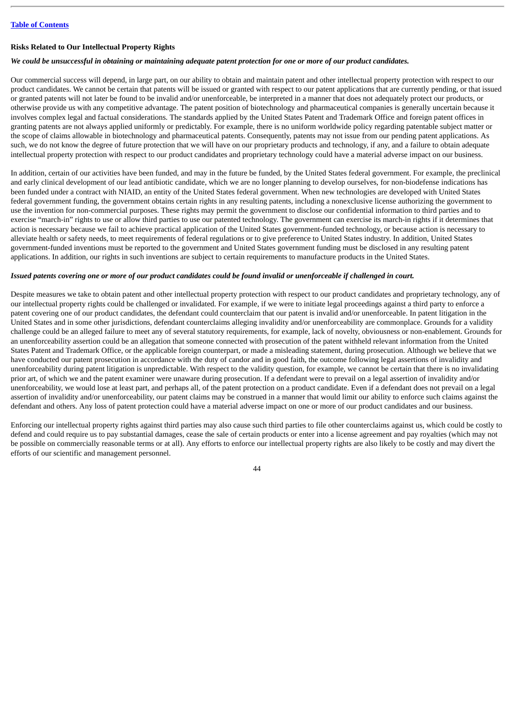**Risks Related to Our Intellectual Property Rights**

***We could be unsuccessful in obtaining or maintaining adequate patent protection for one or more of our product candidates.***

Our commercial success will depend, in large part, on our ability to obtain and maintain patent and other intellectual property protection with respect to our product candidates. We cannot be certain that patents will be issued or granted with respect to our patent applications that are currently pending, or that issued or granted patents will not later be found to be invalid and/or unenforceable, be interpreted in a manner that does not adequately protect our products, or otherwise provide us with any competitive advantage. The patent position of biotechnology and pharmaceutical companies is generally uncertain because it involves complex legal and factual considerations. The standards applied by the United States Patent and Trademark Office and foreign patent offices in granting patents are not always applied uniformly or predictably. For example, there is no uniform worldwide policy regarding patentable subject matter or the scope of claims allowable in biotechnology and pharmaceutical patents. Consequently, patents may not issue from our pending patent applications. As such, we do not know the degree of future protection that we will have on our proprietary products and technology, if any, and a failure to obtain adequate intellectual property protection with respect to our product candidates and proprietary technology could have a material adverse impact on our business.

In addition, certain of our activities have been funded, and may in the future be funded, by the United States federal government. For example, the preclinical and early clinical development of our lead antibiotic candidate, which we are no longer planning to develop ourselves, for non-biodefense indications has been funded under a contract with NIAID, an entity of the United States federal government. When new technologies are developed with United States federal government funding, the government obtains certain rights in any resulting patents, including a nonexclusive license authorizing the government to use the invention for non-commercial purposes. These rights may permit the government to disclose our confidential information to third parties and to exercise "march-in" rights to use or allow third parties to use our patented technology. The government can exercise its march-in rights if it determines that action is necessary because we fail to achieve practical application of the United States government-funded technology, or because action is necessary to alleviate health or safety needs, to meet requirements of federal regulations or to give preference to United States industry. In addition, United States government-funded inventions must be reported to the government and United States government funding must be disclosed in any resulting patent applications. In addition, our rights in such inventions are subject to certain requirements to manufacture products in the United States.

***Issued patents covering one or more of our product candidates could be found invalid or unenforceable if challenged in court.***

Despite measures we take to obtain patent and other intellectual property protection with respect to our product candidates and proprietary technology, any of our intellectual property rights could be challenged or invalidated. For example, if we were to initiate legal proceedings against a third party to enforce a patent covering one of our product candidates, the defendant could counterclaim that our patent is invalid and/or unenforceable. In patent litigation in the United States and in some other jurisdictions, defendant counterclaims alleging invalidity and/or unenforceability are commonplace. Grounds for a validity challenge could be an alleged failure to meet any of several statutory requirements, for example, lack of novelty, obviousness or non-enablement. Grounds for an unenforceability assertion could be an allegation that someone connected with prosecution of the patent withheld relevant information from the United States Patent and Trademark Office, or the applicable foreign counterpart, or made a misleading statement, during prosecution. Although we believe that we have conducted our patent prosecution in accordance with the duty of candor and in good faith, the outcome following legal assertions of invalidity and unenforceability during patent litigation is unpredictable. With respect to the validity question, for example, we cannot be certain that there is no invalidating prior art, of which we and the patent examiner were unaware during prosecution. If a defendant were to prevail on a legal assertion of invalidity and/or unenforceability, we would lose at least part, and perhaps all, of the patent protection on a product candidate. Even if a defendant does not prevail on a legal assertion of invalidity and/or unenforceability, our patent claims may be construed in a manner that would limit our ability to enforce such claims against the defendant and others. Any loss of patent protection could have a material adverse impact on one or more of our product candidates and our business.

Enforcing our intellectual property rights against third parties may also cause such third parties to file other counterclaims against us, which could be costly to defend and could require us to pay substantial damages, cease the sale of certain products or enter into a license agreement and pay royalties (which may not be possible on commercially reasonable terms or at all). Any efforts to enforce our intellectual property rights are also likely to be costly and may divert the efforts of our scientific and management personnel.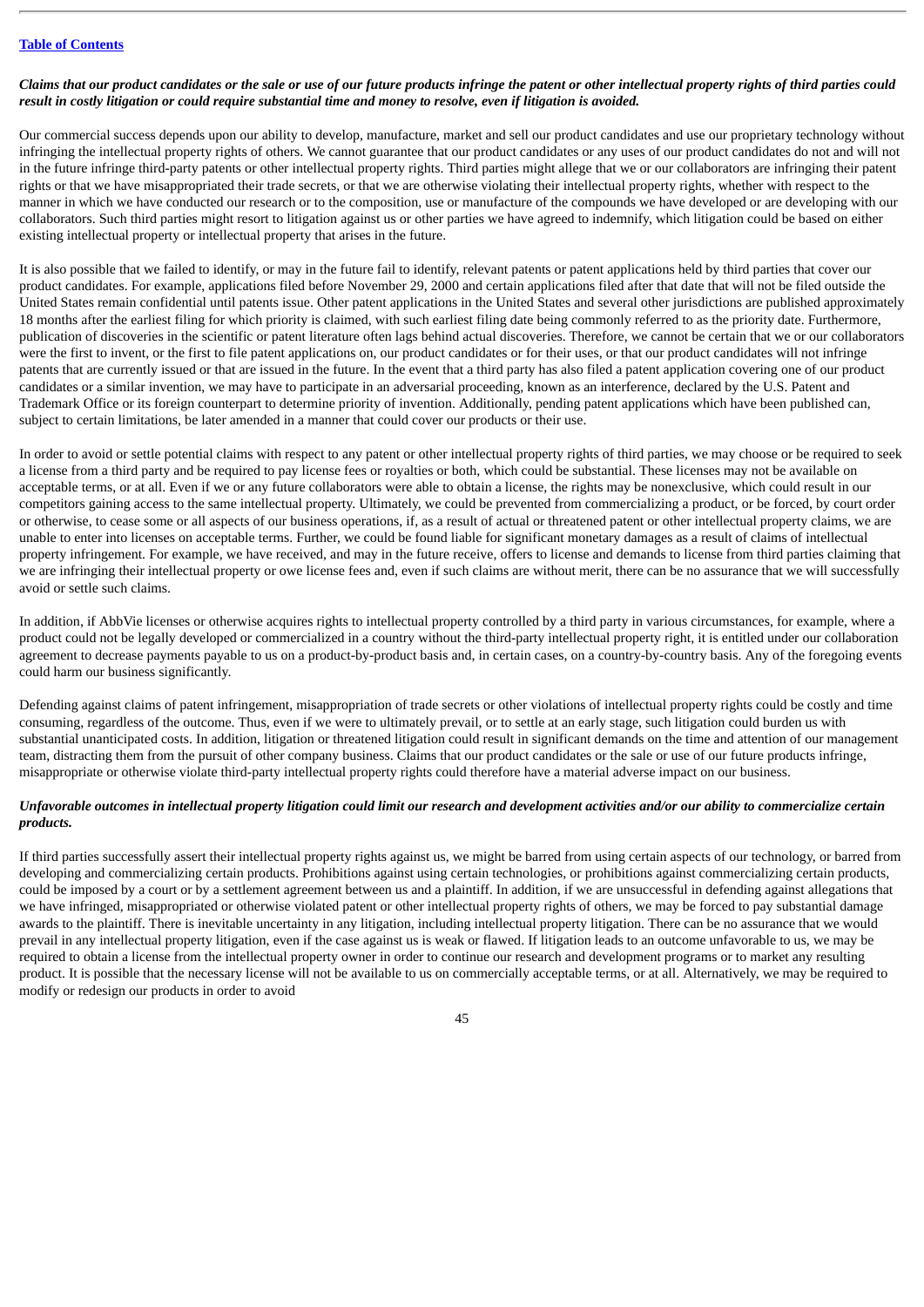***Claims that our product candidates or the sale or use of our future products infringe the patent or other intellectual property rights of third parties could result in costly litigation or could require substantial time and money to resolve, even if litigation is avoided.***

Our commercial success depends upon our ability to develop, manufacture, market and sell our product candidates and use our proprietary technology without infringing the intellectual property rights of others. We cannot guarantee that our product candidates or any uses of our product candidates do not and will not in the future infringe third-party patents or other intellectual property rights. Third parties might allege that we or our collaborators are infringing their patent rights or that we have misappropriated their trade secrets, or that we are otherwise violating their intellectual property rights, whether with respect to the manner in which we have conducted our research or to the composition, use or manufacture of the compounds we have developed or are developing with our collaborators. Such third parties might resort to litigation against us or other parties we have agreed to indemnify, which litigation could be based on either existing intellectual property or intellectual property that arises in the future.

It is also possible that we failed to identify, or may in the future fail to identify, relevant patents or patent applications held by third parties that cover our product candidates. For example, applications filed before November 29, 2000 and certain applications filed after that date that will not be filed outside the United States remain confidential until patents issue. Other patent applications in the United States and several other jurisdictions are published approximately 18 months after the earliest filing for which priority is claimed, with such earliest filing date being commonly referred to as the priority date. Furthermore, publication of discoveries in the scientific or patent literature often lags behind actual discoveries. Therefore, we cannot be certain that we or our collaborators were the first to invent, or the first to file patent applications on, our product candidates or for their uses, or that our product candidates will not infringe patents that are currently issued or that are issued in the future. In the event that a third party has also filed a patent application covering one of our product candidates or a similar invention, we may have to participate in an adversarial proceeding, known as an interference, declared by the U.S. Patent and Trademark Office or its foreign counterpart to determine priority of invention. Additionally, pending patent applications which have been published can, subject to certain limitations, be later amended in a manner that could cover our products or their use.

In order to avoid or settle potential claims with respect to any patent or other intellectual property rights of third parties, we may choose or be required to seek a license from a third party and be required to pay license fees or royalties or both, which could be substantial. These licenses may not be available on acceptable terms, or at all. Even if we or any future collaborators were able to obtain a license, the rights may be nonexclusive, which could result in our competitors gaining access to the same intellectual property. Ultimately, we could be prevented from commercializing a product, or be forced, by court order or otherwise, to cease some or all aspects of our business operations, if, as a result of actual or threatened patent or other intellectual property claims, we are unable to enter into licenses on acceptable terms. Further, we could be found liable for significant monetary damages as a result of claims of intellectual property infringement. For example, we have received, and may in the future receive, offers to license and demands to license from third parties claiming that we are infringing their intellectual property or owe license fees and, even if such claims are without merit, there can be no assurance that we will successfully avoid or settle such claims.

In addition, if AbbVie licenses or otherwise acquires rights to intellectual property controlled by a third party in various circumstances, for example, where a product could not be legally developed or commercialized in a country without the third-party intellectual property right, it is entitled under our collaboration agreement to decrease payments payable to us on a product-by-product basis and, in certain cases, on a country-by-country basis. Any of the foregoing events could harm our business significantly.

Defending against claims of patent infringement, misappropriation of trade secrets or other violations of intellectual property rights could be costly and time consuming, regardless of the outcome. Thus, even if we were to ultimately prevail, or to settle at an early stage, such litigation could burden us with substantial unanticipated costs. In addition, litigation or threatened litigation could result in significant demands on the time and attention of our management team, distracting them from the pursuit of other company business. Claims that our product candidates or the sale or use of our future products infringe, misappropriate or otherwise violate third-party intellectual property rights could therefore have a material adverse impact on our business.

***Unfavorable outcomes in intellectual property litigation could limit our research and development activities and/or our ability to commercialize certain products.***

If third parties successfully assert their intellectual property rights against us, we might be barred from using certain aspects of our technology, or barred from developing and commercializing certain products. Prohibitions against using certain technologies, or prohibitions against commercializing certain products, could be imposed by a court or by a settlement agreement between us and a plaintiff. In addition, if we are unsuccessful in defending against allegations that we have infringed, misappropriated or otherwise violated patent or other intellectual property rights of others, we may be forced to pay substantial damage awards to the plaintiff. There is inevitable uncertainty in any litigation, including intellectual property litigation. There can be no assurance that we would prevail in any intellectual property litigation, even if the case against us is weak or flawed. If litigation leads to an outcome unfavorable to us, we may be required to obtain a license from the intellectual property owner in order to continue our research and development programs or to market any resulting product. It is possible that the necessary license will not be available to us on commercially acceptable terms, or at all. Alternatively, we may be required to modify or redesign our products in order to avoid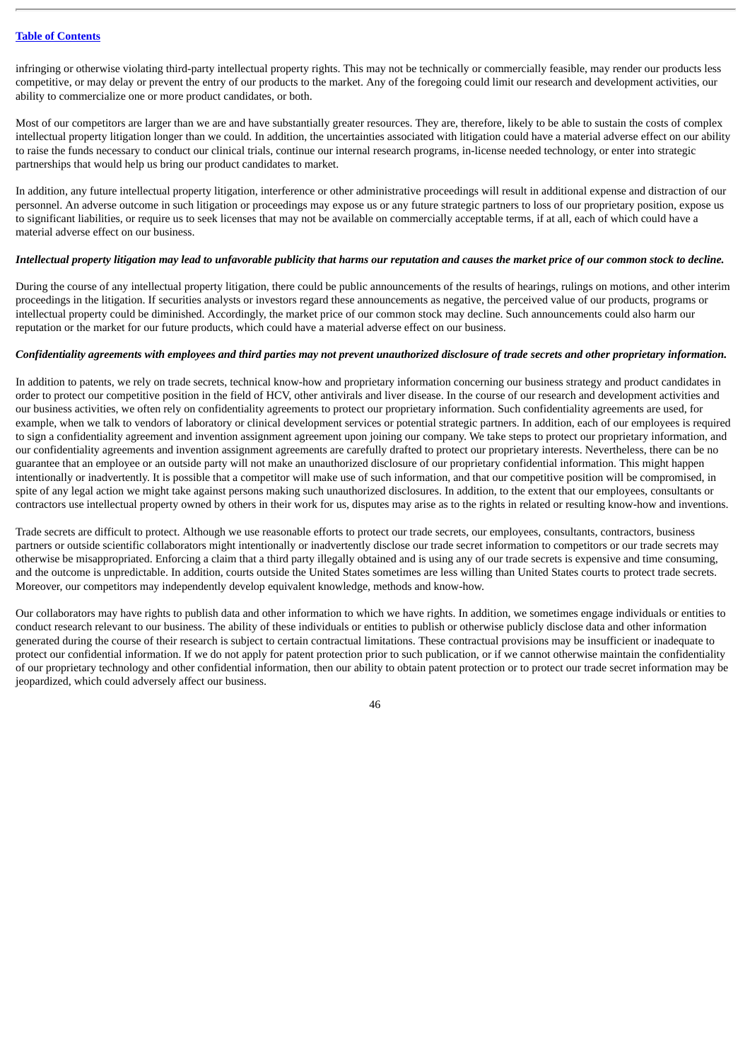infringing or otherwise violating third-party intellectual property rights. This may not be technically or commercially feasible, may render our products less competitive, or may delay or prevent the entry of our products to the market. Any of the foregoing could limit our research and development activities, our ability to commercialize one or more product candidates, or both.

Most of our competitors are larger than we are and have substantially greater resources. They are, therefore, likely to be able to sustain the costs of complex intellectual property litigation longer than we could. In addition, the uncertainties associated with litigation could have a material adverse effect on our ability to raise the funds necessary to conduct our clinical trials, continue our internal research programs, in-license needed technology, or enter into strategic partnerships that would help us bring our product candidates to market.

In addition, any future intellectual property litigation, interference or other administrative proceedings will result in additional expense and distraction of our personnel. An adverse outcome in such litigation or proceedings may expose us or any future strategic partners to loss of our proprietary position, expose us to significant liabilities, or require us to seek licenses that may not be available on commercially acceptable terms, if at all, each of which could have a material adverse effect on our business.

***Intellectual property litigation may lead to unfavorable publicity that harms our reputation and causes the market price of our common stock to decline.***

During the course of any intellectual property litigation, there could be public announcements of the results of hearings, rulings on motions, and other interim proceedings in the litigation. If securities analysts or investors regard these announcements as negative, the perceived value of our products, programs or intellectual property could be diminished. Accordingly, the market price of our common stock may decline. Such announcements could also harm our reputation or the market for our future products, which could have a material adverse effect on our business.

***Confidentiality agreements with employees and third parties may not prevent unauthorized disclosure of trade secrets and other proprietary information.***

In addition to patents, we rely on trade secrets, technical know-how and proprietary information concerning our business strategy and product candidates in order to protect our competitive position in the field of HCV, other antivirals and liver disease. In the course of our research and development activities and our business activities, we often rely on confidentiality agreements to protect our proprietary information. Such confidentiality agreements are used, for example, when we talk to vendors of laboratory or clinical development services or potential strategic partners. In addition, each of our employees is required to sign a confidentiality agreement and invention assignment agreement upon joining our company. We take steps to protect our proprietary information, and our confidentiality agreements and invention assignment agreements are carefully drafted to protect our proprietary interests. Nevertheless, there can be no guarantee that an employee or an outside party will not make an unauthorized disclosure of our proprietary confidential information. This might happen intentionally or inadvertently. It is possible that a competitor will make use of such information, and that our competitive position will be compromised, in spite of any legal action we might take against persons making such unauthorized disclosures. In addition, to the extent that our employees, consultants or contractors use intellectual property owned by others in their work for us, disputes may arise as to the rights in related or resulting know-how and inventions.

Trade secrets are difficult to protect. Although we use reasonable efforts to protect our trade secrets, our employees, consultants, contractors, business partners or outside scientific collaborators might intentionally or inadvertently disclose our trade secret information to competitors or our trade secrets may otherwise be misappropriated. Enforcing a claim that a third party illegally obtained and is using any of our trade secrets is expensive and time consuming, and the outcome is unpredictable. In addition, courts outside the United States sometimes are less willing than United States courts to protect trade secrets. Moreover, our competitors may independently develop equivalent knowledge, methods and know-how.

Our collaborators may have rights to publish data and other information to which we have rights. In addition, we sometimes engage individuals or entities to conduct research relevant to our business. The ability of these individuals or entities to publish or otherwise publicly disclose data and other information generated during the course of their research is subject to certain contractual limitations. These contractual provisions may be insufficient or inadequate to protect our confidential information. If we do not apply for patent protection prior to such publication, or if we cannot otherwise maintain the confidentiality of our proprietary technology and other confidential information, then our ability to obtain patent protection or to protect our trade secret information may be jeopardized, which could adversely affect our business.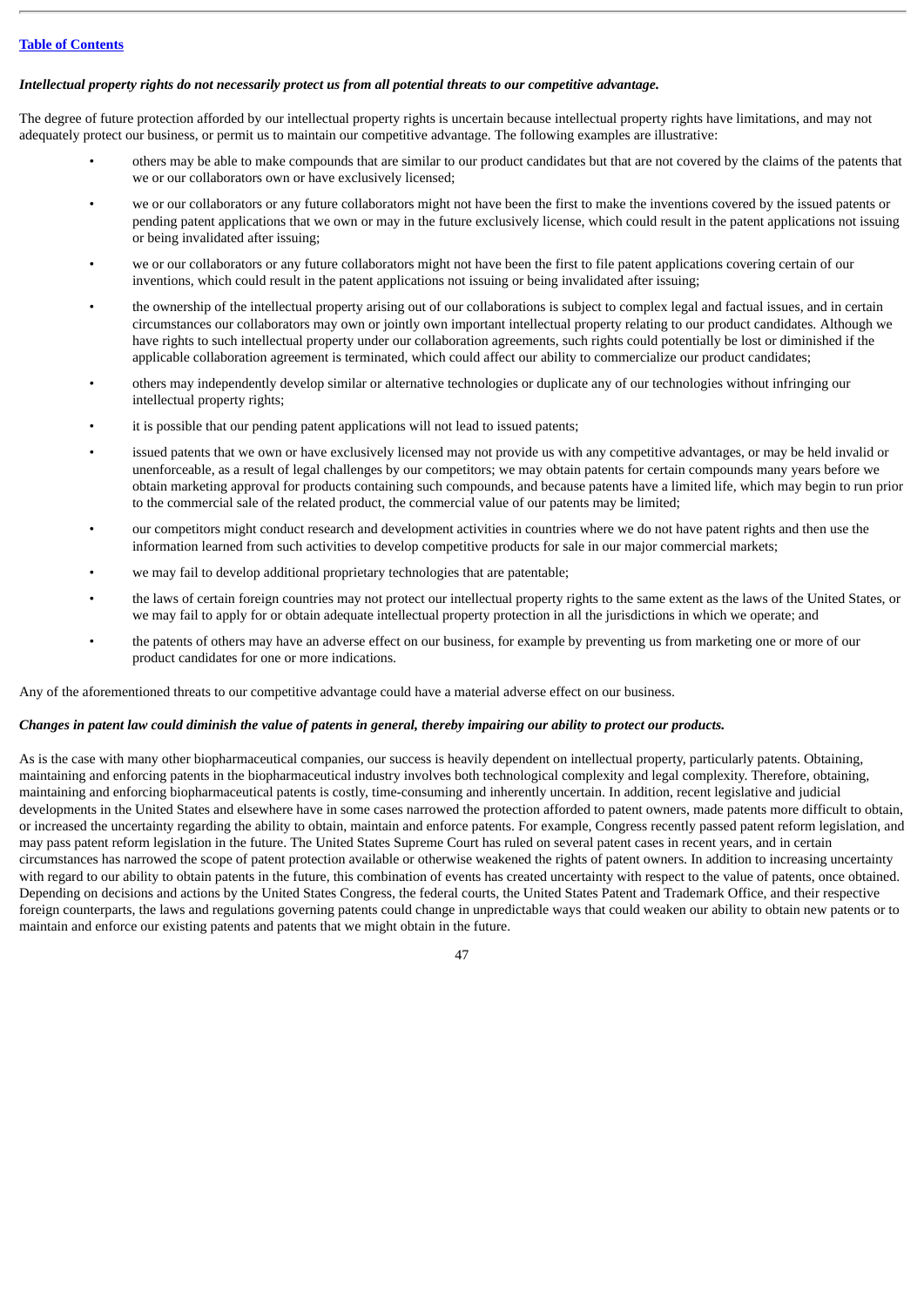***Intellectual property rights do not necessarily protect us from all potential threats to our competitive advantage.***

The degree of future protection afforded by our intellectual property rights is uncertain because intellectual property rights have limitations, and may not adequately protect our business, or permit us to maintain our competitive advantage. The following examples are illustrative:

- others may be able to make compounds that are similar to our product candidates but that are not covered by the claims of the patents that we or our collaborators own or have exclusively licensed;
- we or our collaborators or any future collaborators might not have been the first to make the inventions covered by the issued patents or pending patent applications that we own or may in the future exclusively license, which could result in the patent applications not issuing or being invalidated after issuing;
- we or our collaborators or any future collaborators might not have been the first to file patent applications covering certain of our inventions, which could result in the patent applications not issuing or being invalidated after issuing;
- the ownership of the intellectual property arising out of our collaborations is subject to complex legal and factual issues, and in certain circumstances our collaborators may own or jointly own important intellectual property relating to our product candidates. Although we have rights to such intellectual property under our collaboration agreements, such rights could potentially be lost or diminished if the applicable collaboration agreement is terminated, which could affect our ability to commercialize our product candidates;
- others may independently develop similar or alternative technologies or duplicate any of our technologies without infringing our intellectual property rights;
- it is possible that our pending patent applications will not lead to issued patents;
- issued patents that we own or have exclusively licensed may not provide us with any competitive advantages, or may be held invalid or unenforceable, as a result of legal challenges by our competitors; we may obtain patents for certain compounds many years before we obtain marketing approval for products containing such compounds, and because patents have a limited life, which may begin to run prior to the commercial sale of the related product, the commercial value of our patents may be limited;
- our competitors might conduct research and development activities in countries where we do not have patent rights and then use the information learned from such activities to develop competitive products for sale in our major commercial markets;
- we may fail to develop additional proprietary technologies that are patentable;
- the laws of certain foreign countries may not protect our intellectual property rights to the same extent as the laws of the United States, or we may fail to apply for or obtain adequate intellectual property protection in all the jurisdictions in which we operate; and
- the patents of others may have an adverse effect on our business, for example by preventing us from marketing one or more of our product candidates for one or more indications.

Any of the aforementioned threats to our competitive advantage could have a material adverse effect on our business.

***Changes in patent law could diminish the value of patents in general, thereby impairing our ability to protect our products.***

As is the case with many other biopharmaceutical companies, our success is heavily dependent on intellectual property, particularly patents. Obtaining, maintaining and enforcing patents in the biopharmaceutical industry involves both technological complexity and legal complexity. Therefore, obtaining, maintaining and enforcing biopharmaceutical patents is costly, time-consuming and inherently uncertain. In addition, recent legislative and judicial developments in the United States and elsewhere have in some cases narrowed the protection afforded to patent owners, made patents more difficult to obtain, or increased the uncertainty regarding the ability to obtain, maintain and enforce patents. For example, Congress recently passed patent reform legislation, and may pass patent reform legislation in the future. The United States Supreme Court has ruled on several patent cases in recent years, and in certain circumstances has narrowed the scope of patent protection available or otherwise weakened the rights of patent owners. In addition to increasing uncertainty with regard to our ability to obtain patents in the future, this combination of events has created uncertainty with respect to the value of patents, once obtained. Depending on decisions and actions by the United States Congress, the federal courts, the United States Patent and Trademark Office, and their respective foreign counterparts, the laws and regulations governing patents could change in unpredictable ways that could weaken our ability to obtain new patents or to maintain and enforce our existing patents and patents that we might obtain in the future.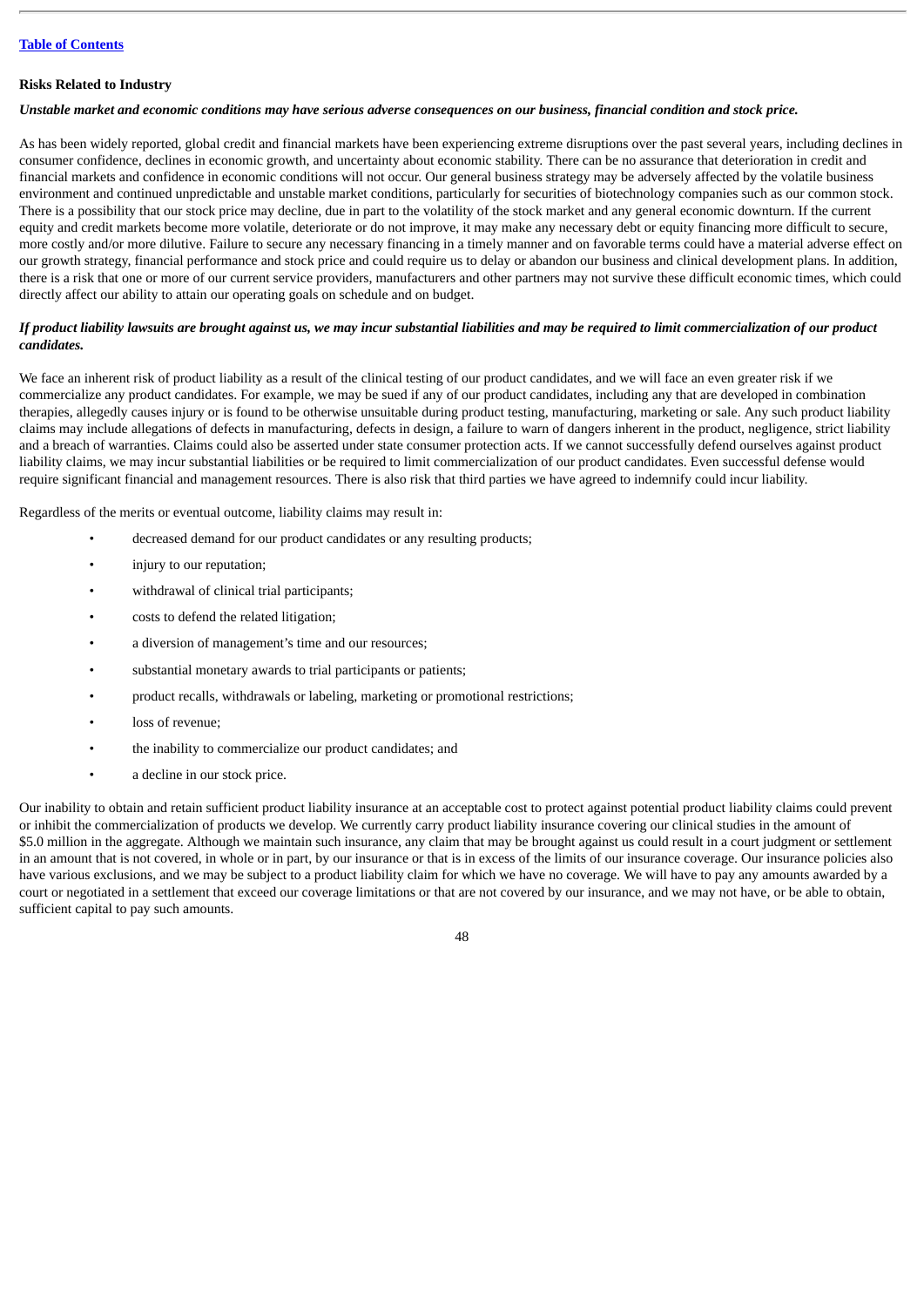**Risks Related to Industry**

***Unstable market and economic conditions may have serious adverse consequences on our business, financial condition and stock price.***

As has been widely reported, global credit and financial markets have been experiencing extreme disruptions over the past several years, including declines in consumer confidence, declines in economic growth, and uncertainty about economic stability. There can be no assurance that deterioration in credit and financial markets and confidence in economic conditions will not occur. Our general business strategy may be adversely affected by the volatile business environment and continued unpredictable and unstable market conditions, particularly for securities of biotechnology companies such as our common stock. There is a possibility that our stock price may decline, due in part to the volatility of the stock market and any general economic downturn. If the current equity and credit markets become more volatile, deteriorate or do not improve, it may make any necessary debt or equity financing more difficult to secure, more costly and/or more dilutive. Failure to secure any necessary financing in a timely manner and on favorable terms could have a material adverse effect on our growth strategy, financial performance and stock price and could require us to delay or abandon our business and clinical development plans. In addition, there is a risk that one or more of our current service providers, manufacturers and other partners may not survive these difficult economic times, which could directly affect our ability to attain our operating goals on schedule and on budget.

***If product liability lawsuits are brought against us, we may incur substantial liabilities and may be required to limit commercialization of our product candidates.***

We face an inherent risk of product liability as a result of the clinical testing of our product candidates, and we will face an even greater risk if we commercialize any product candidates. For example, we may be sued if any of our product candidates, including any that are developed in combination therapies, allegedly causes injury or is found to be otherwise unsuitable during product testing, manufacturing, marketing or sale. Any such product liability claims may include allegations of defects in manufacturing, defects in design, a failure to warn of dangers inherent in the product, negligence, strict liability and a breach of warranties. Claims could also be asserted under state consumer protection acts. If we cannot successfully defend ourselves against product liability claims, we may incur substantial liabilities or be required to limit commercialization of our product candidates. Even successful defense would require significant financial and management resources. There is also risk that third parties we have agreed to indemnify could incur liability.

Regardless of the merits or eventual outcome, liability claims may result in:

- decreased demand for our product candidates or any resulting products;
- injury to our reputation;
- withdrawal of clinical trial participants;
- costs to defend the related litigation;
- a diversion of management's time and our resources;
- substantial monetary awards to trial participants or patients;
- product recalls, withdrawals or labeling, marketing or promotional restrictions;
- loss of revenue;
- the inability to commercialize our product candidates; and
- a decline in our stock price.

Our inability to obtain and retain sufficient product liability insurance at an acceptable cost to protect against potential product liability claims could prevent or inhibit the commercialization of products we develop. We currently carry product liability insurance covering our clinical studies in the amount of $5.0 million in the aggregate. Although we maintain such insurance, any claim that may be brought against us could result in a court judgment or settlement in an amount that is not covered, in whole or in part, by our insurance or that is in excess of the limits of our insurance coverage. Our insurance policies also have various exclusions, and we may be subject to a product liability claim for which we have no coverage. We will have to pay any amounts awarded by a court or negotiated in a settlement that exceed our coverage limitations or that are not covered by our insurance, and we may not have, or be able to obtain, sufficient capital to pay such amounts.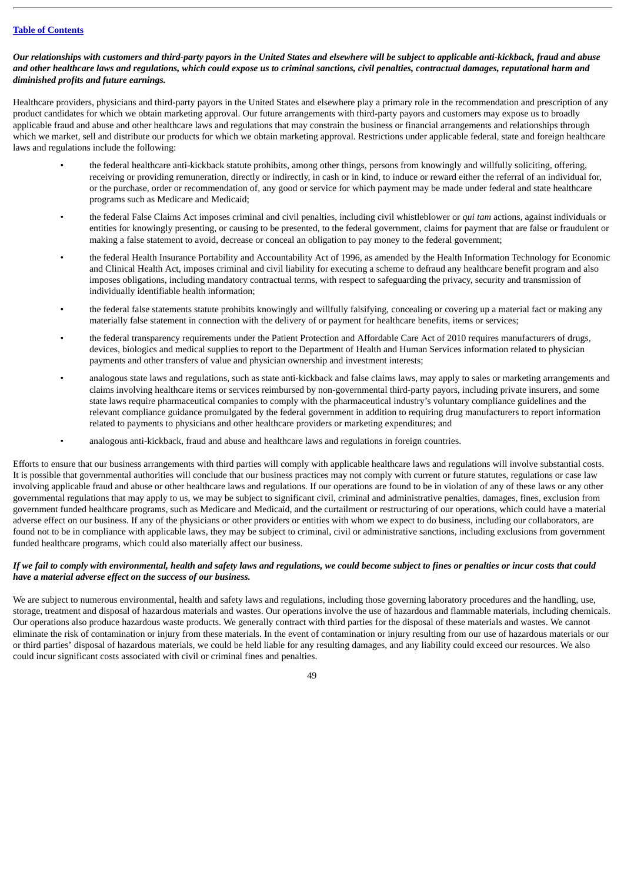*Our relationships with customers and third-party payors in the United States and elsewhere will be subject to applicable anti-kickback, fraud and abuse and other healthcare laws and regulations, which could expose us to criminal sanctions, civil penalties, contractual damages, reputational harm and diminished profits and future earnings.*

Healthcare providers, physicians and third-party payors in the United States and elsewhere play a primary role in the recommendation and prescription of any product candidates for which we obtain marketing approval. Our future arrangements with third-party payors and customers may expose us to broadly applicable fraud and abuse and other healthcare laws and regulations that may constrain the business or financial arrangements and relationships through which we market, sell and distribute our products for which we obtain marketing approval. Restrictions under applicable federal, state and foreign healthcare laws and regulations include the following:

- the federal healthcare anti-kickback statute prohibits, among other things, persons from knowingly and willfully soliciting, offering, receiving or providing remuneration, directly or indirectly, in cash or in kind, to induce or reward either the referral of an individual for, or the purchase, order or recommendation of, any good or service for which payment may be made under federal and state healthcare programs such as Medicare and Medicaid;
- the federal False Claims Act imposes criminal and civil penalties, including civil whistleblower or *qui tam* actions, against individuals or entities for knowingly presenting, or causing to be presented, to the federal government, claims for payment that are false or fraudulent or making a false statement to avoid, decrease or conceal an obligation to pay money to the federal government;
- the federal Health Insurance Portability and Accountability Act of 1996, as amended by the Health Information Technology for Economic and Clinical Health Act, imposes criminal and civil liability for executing a scheme to defraud any healthcare benefit program and also imposes obligations, including mandatory contractual terms, with respect to safeguarding the privacy, security and transmission of individually identifiable health information;
- the federal false statements statute prohibits knowingly and willfully falsifying, concealing or covering up a material fact or making any materially false statement in connection with the delivery of or payment for healthcare benefits, items or services;
- the federal transparency requirements under the Patient Protection and Affordable Care Act of 2010 requires manufacturers of drugs, devices, biologics and medical supplies to report to the Department of Health and Human Services information related to physician payments and other transfers of value and physician ownership and investment interests;
- analogous state laws and regulations, such as state anti-kickback and false claims laws, may apply to sales or marketing arrangements and claims involving healthcare items or services reimbursed by non-governmental third-party payors, including private insurers, and some state laws require pharmaceutical companies to comply with the pharmaceutical industry's voluntary compliance guidelines and the relevant compliance guidance promulgated by the federal government in addition to requiring drug manufacturers to report information related to payments to physicians and other healthcare providers or marketing expenditures; and
- analogous anti-kickback, fraud and abuse and healthcare laws and regulations in foreign countries.

Efforts to ensure that our business arrangements with third parties will comply with applicable healthcare laws and regulations will involve substantial costs. It is possible that governmental authorities will conclude that our business practices may not comply with current or future statutes, regulations or case law involving applicable fraud and abuse or other healthcare laws and regulations. If our operations are found to be in violation of any of these laws or any other governmental regulations that may apply to us, we may be subject to significant civil, criminal and administrative penalties, damages, fines, exclusion from government funded healthcare programs, such as Medicare and Medicaid, and the curtailment or restructuring of our operations, which could have a material adverse effect on our business. If any of the physicians or other providers or entities with whom we expect to do business, including our collaborators, are found not to be in compliance with applicable laws, they may be subject to criminal, civil or administrative sanctions, including exclusions from government funded healthcare programs, which could also materially affect our business.

*If we fail to comply with environmental, health and safety laws and regulations, we could become subject to fines or penalties or incur costs that could have a material adverse effect on the success of our business.*

We are subject to numerous environmental, health and safety laws and regulations, including those governing laboratory procedures and the handling, use, storage, treatment and disposal of hazardous materials and wastes. Our operations involve the use of hazardous and flammable materials, including chemicals. Our operations also produce hazardous waste products. We generally contract with third parties for the disposal of these materials and wastes. We cannot eliminate the risk of contamination or injury from these materials. In the event of contamination or injury resulting from our use of hazardous materials or our or third parties' disposal of hazardous materials, we could be held liable for any resulting damages, and any liability could exceed our resources. We also could incur significant costs associated with civil or criminal fines and penalties.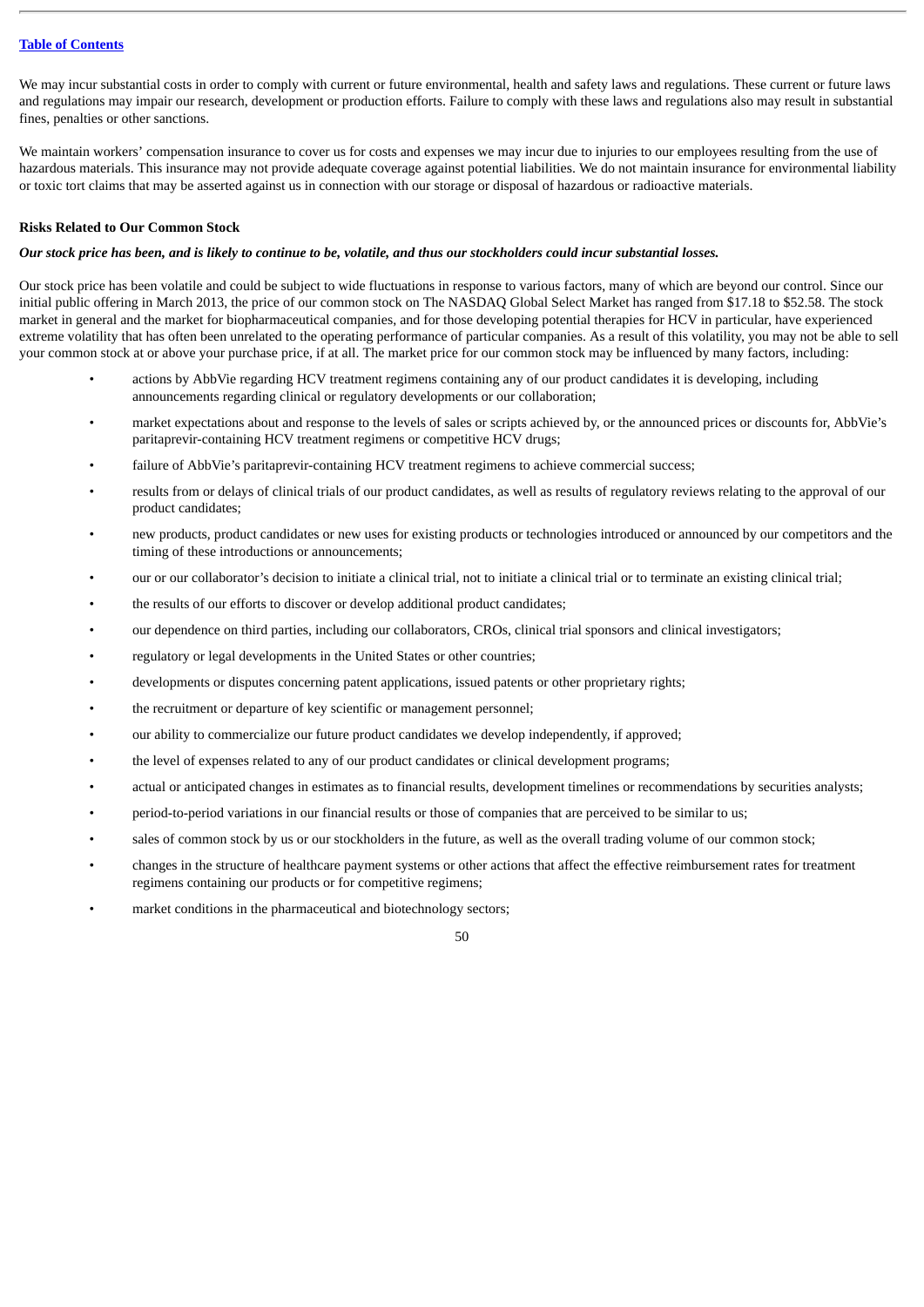We may incur substantial costs in order to comply with current or future environmental, health and safety laws and regulations. These current or future laws and regulations may impair our research, development or production efforts. Failure to comply with these laws and regulations also may result in substantial fines, penalties or other sanctions.

We maintain workers' compensation insurance to cover us for costs and expenses we may incur due to injuries to our employees resulting from the use of hazardous materials. This insurance may not provide adequate coverage against potential liabilities. We do not maintain insurance for environmental liability or toxic tort claims that may be asserted against us in connection with our storage or disposal of hazardous or radioactive materials.

**Risks Related to Our Common Stock**

***Our stock price has been, and is likely to continue to be, volatile, and thus our stockholders could incur substantial losses.***

Our stock price has been volatile and could be subject to wide fluctuations in response to various factors, many of which are beyond our control. Since our initial public offering in March 2013, the price of our common stock on The NASDAQ Global Select Market has ranged from $17.18 to $52.58. The stock market in general and the market for biopharmaceutical companies, and for those developing potential therapies for HCV in particular, have experienced extreme volatility that has often been unrelated to the operating performance of particular companies. As a result of this volatility, you may not be able to sell your common stock at or above your purchase price, if at all. The market price for our common stock may be influenced by many factors, including:

- actions by AbbVie regarding HCV treatment regimens containing any of our product candidates it is developing, including announcements regarding clinical or regulatory developments or our collaboration;
- market expectations about and response to the levels of sales or scripts achieved by, or the announced prices or discounts for, AbbVie's paritaprevir-containing HCV treatment regimens or competitive HCV drugs;
- failure of AbbVie's paritaprevir-containing HCV treatment regimens to achieve commercial success;
- results from or delays of clinical trials of our product candidates, as well as results of regulatory reviews relating to the approval of our product candidates;
- new products, product candidates or new uses for existing products or technologies introduced or announced by our competitors and the timing of these introductions or announcements;
- our or our collaborator's decision to initiate a clinical trial, not to initiate a clinical trial or to terminate an existing clinical trial;
- the results of our efforts to discover or develop additional product candidates;
- our dependence on third parties, including our collaborators, CROs, clinical trial sponsors and clinical investigators;
- regulatory or legal developments in the United States or other countries;
- developments or disputes concerning patent applications, issued patents or other proprietary rights;
- the recruitment or departure of key scientific or management personnel;
- our ability to commercialize our future product candidates we develop independently, if approved;
- the level of expenses related to any of our product candidates or clinical development programs;
- actual or anticipated changes in estimates as to financial results, development timelines or recommendations by securities analysts;
- period-to-period variations in our financial results or those of companies that are perceived to be similar to us;
- sales of common stock by us or our stockholders in the future, as well as the overall trading volume of our common stock;
- changes in the structure of healthcare payment systems or other actions that affect the effective reimbursement rates for treatment regimens containing our products or for competitive regimens;
- market conditions in the pharmaceutical and biotechnology sectors;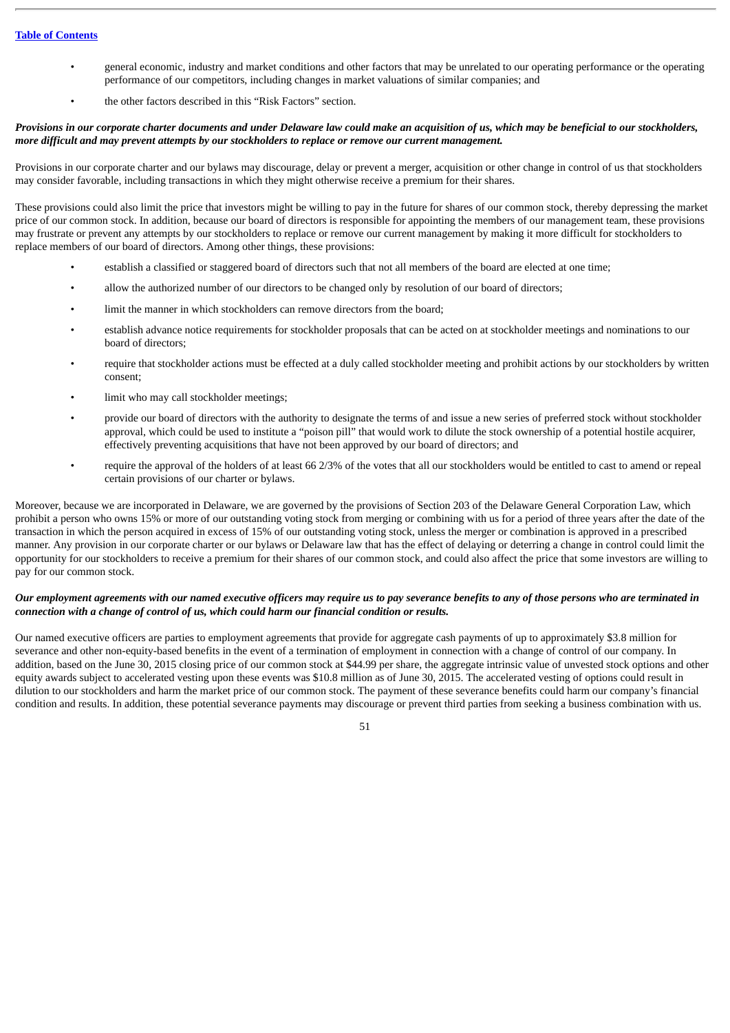- general economic, industry and market conditions and other factors that may be unrelated to our operating performance or the operating performance of our competitors, including changes in market valuations of similar companies; and
- the other factors described in this "Risk Factors" section.

***Provisions in our corporate charter documents and under Delaware law could make an acquisition of us, which may be beneficial to our stockholders, more difficult and may prevent attempts by our stockholders to replace or remove our current management.***

Provisions in our corporate charter and our bylaws may discourage, delay or prevent a merger, acquisition or other change in control of us that stockholders may consider favorable, including transactions in which they might otherwise receive a premium for their shares.

These provisions could also limit the price that investors might be willing to pay in the future for shares of our common stock, thereby depressing the market price of our common stock. In addition, because our board of directors is responsible for appointing the members of our management team, these provisions may frustrate or prevent any attempts by our stockholders to replace or remove our current management by making it more difficult for stockholders to replace members of our board of directors. Among other things, these provisions:

- establish a classified or staggered board of directors such that not all members of the board are elected at one time;
- allow the authorized number of our directors to be changed only by resolution of our board of directors;
- limit the manner in which stockholders can remove directors from the board;
- establish advance notice requirements for stockholder proposals that can be acted on at stockholder meetings and nominations to our board of directors;
- require that stockholder actions must be effected at a duly called stockholder meeting and prohibit actions by our stockholders by written consent;
- limit who may call stockholder meetings;
- provide our board of directors with the authority to designate the terms of and issue a new series of preferred stock without stockholder approval, which could be used to institute a "poison pill" that would work to dilute the stock ownership of a potential hostile acquirer, effectively preventing acquisitions that have not been approved by our board of directors; and
- require the approval of the holders of at least 66 2/3% of the votes that all our stockholders would be entitled to cast to amend or repeal certain provisions of our charter or bylaws.

Moreover, because we are incorporated in Delaware, we are governed by the provisions of Section 203 of the Delaware General Corporation Law, which prohibit a person who owns 15% or more of our outstanding voting stock from merging or combining with us for a period of three years after the date of the transaction in which the person acquired in excess of 15% of our outstanding voting stock, unless the merger or combination is approved in a prescribed manner. Any provision in our corporate charter or our bylaws or Delaware law that has the effect of delaying or deterring a change in control could limit the opportunity for our stockholders to receive a premium for their shares of our common stock, and could also affect the price that some investors are willing to pay for our common stock.

***Our employment agreements with our named executive officers may require us to pay severance benefits to any of those persons who are terminated in connection with a change of control of us, which could harm our financial condition or results.***

Our named executive officers are parties to employment agreements that provide for aggregate cash payments of up to approximately $3.8 million for severance and other non-equity-based benefits in the event of a termination of employment in connection with a change of control of our company. In addition, based on the June 30, 2015 closing price of our common stock at $44.99 per share, the aggregate intrinsic value of unvested stock options and other equity awards subject to accelerated vesting upon these events was $10.8 million as of June 30, 2015. The accelerated vesting of options could result in dilution to our stockholders and harm the market price of our common stock. The payment of these severance benefits could harm our company's financial condition and results. In addition, these potential severance payments may discourage or prevent third parties from seeking a business combination with us.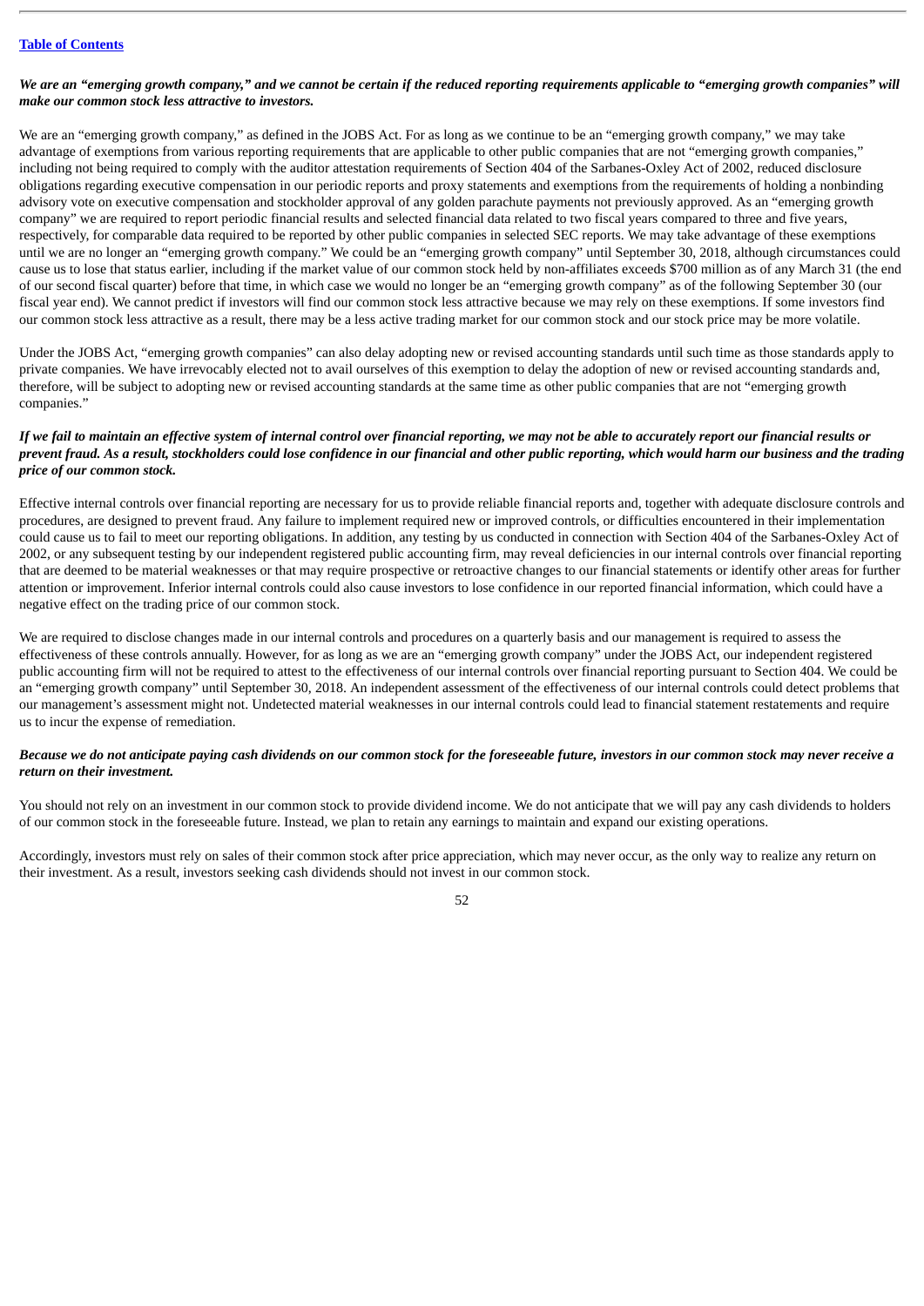***We are an "emerging growth company," and we cannot be certain if the reduced reporting requirements applicable to "emerging growth companies" will make our common stock less attractive to investors.***

We are an "emerging growth company," as defined in the JOBS Act. For as long as we continue to be an "emerging growth company," we may take advantage of exemptions from various reporting requirements that are applicable to other public companies that are not "emerging growth companies," including not being required to comply with the auditor attestation requirements of Section 404 of the Sarbanes-Oxley Act of 2002, reduced disclosure obligations regarding executive compensation in our periodic reports and proxy statements and exemptions from the requirements of holding a nonbinding advisory vote on executive compensation and stockholder approval of any golden parachute payments not previously approved. As an "emerging growth company" we are required to report periodic financial results and selected financial data related to two fiscal years compared to three and five years, respectively, for comparable data required to be reported by other public companies in selected SEC reports. We may take advantage of these exemptions until we are no longer an "emerging growth company." We could be an "emerging growth company" until September 30, 2018, although circumstances could cause us to lose that status earlier, including if the market value of our common stock held by non-affiliates exceeds $700 million as of any March 31 (the end of our second fiscal quarter) before that time, in which case we would no longer be an "emerging growth company" as of the following September 30 (our fiscal year end). We cannot predict if investors will find our common stock less attractive because we may rely on these exemptions. If some investors find our common stock less attractive as a result, there may be a less active trading market for our common stock and our stock price may be more volatile.

Under the JOBS Act, "emerging growth companies" can also delay adopting new or revised accounting standards until such time as those standards apply to private companies. We have irrevocably elected not to avail ourselves of this exemption to delay the adoption of new or revised accounting standards and, therefore, will be subject to adopting new or revised accounting standards at the same time as other public companies that are not "emerging growth companies."

***If we fail to maintain an effective system of internal control over financial reporting, we may not be able to accurately report our financial results or prevent fraud. As a result, stockholders could lose confidence in our financial and other public reporting, which would harm our business and the trading price of our common stock.***

Effective internal controls over financial reporting are necessary for us to provide reliable financial reports and, together with adequate disclosure controls and procedures, are designed to prevent fraud. Any failure to implement required new or improved controls, or difficulties encountered in their implementation could cause us to fail to meet our reporting obligations. In addition, any testing by us conducted in connection with Section 404 of the Sarbanes-Oxley Act of 2002, or any subsequent testing by our independent registered public accounting firm, may reveal deficiencies in our internal controls over financial reporting that are deemed to be material weaknesses or that may require prospective or retroactive changes to our financial statements or identify other areas for further attention or improvement. Inferior internal controls could also cause investors to lose confidence in our reported financial information, which could have a negative effect on the trading price of our common stock.

We are required to disclose changes made in our internal controls and procedures on a quarterly basis and our management is required to assess the effectiveness of these controls annually. However, for as long as we are an "emerging growth company" under the JOBS Act, our independent registered public accounting firm will not be required to attest to the effectiveness of our internal controls over financial reporting pursuant to Section 404. We could be an "emerging growth company" until September 30, 2018. An independent assessment of the effectiveness of our internal controls could detect problems that our management's assessment might not. Undetected material weaknesses in our internal controls could lead to financial statement restatements and require us to incur the expense of remediation.

***Because we do not anticipate paying cash dividends on our common stock for the foreseeable future, investors in our common stock may never receive a return on their investment.***

You should not rely on an investment in our common stock to provide dividend income. We do not anticipate that we will pay any cash dividends to holders of our common stock in the foreseeable future. Instead, we plan to retain any earnings to maintain and expand our existing operations.

Accordingly, investors must rely on sales of their common stock after price appreciation, which may never occur, as the only way to realize any return on their investment. As a result, investors seeking cash dividends should not invest in our common stock.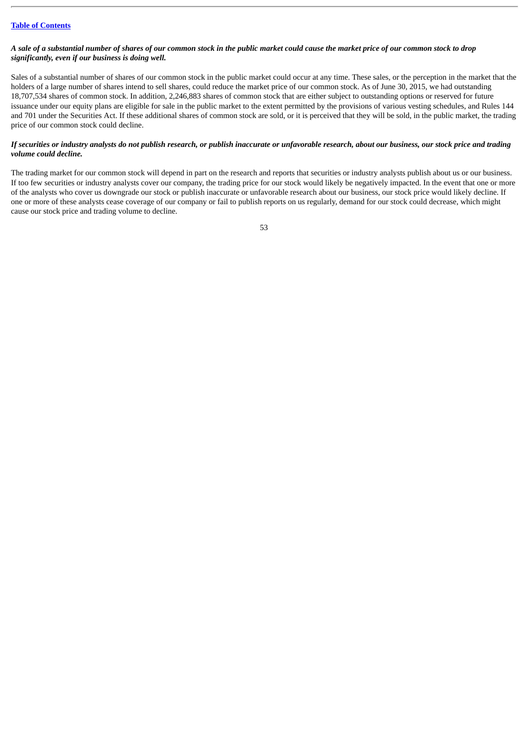***A sale of a substantial number of shares of our common stock in the public market could cause the market price of our common stock to drop significantly, even if our business is doing well.***

Sales of a substantial number of shares of our common stock in the public market could occur at any time. These sales, or the perception in the market that the holders of a large number of shares intend to sell shares, could reduce the market price of our common stock. As of June 30, 2015, we had outstanding 18,707,534 shares of common stock. In addition, 2,246,883 shares of common stock that are either subject to outstanding options or reserved for future issuance under our equity plans are eligible for sale in the public market to the extent permitted by the provisions of various vesting schedules, and Rules 144 and 701 under the Securities Act. If these additional shares of common stock are sold, or it is perceived that they will be sold, in the public market, the trading price of our common stock could decline.

***If securities or industry analysts do not publish research, or publish inaccurate or unfavorable research, about our business, our stock price and trading volume could decline.***

The trading market for our common stock will depend in part on the research and reports that securities or industry analysts publish about us or our business. If too few securities or industry analysts cover our company, the trading price for our stock would likely be negatively impacted. In the event that one or more of the analysts who cover us downgrade our stock or publish inaccurate or unfavorable research about our business, our stock price would likely decline. If one or more of these analysts cease coverage of our company or fail to publish reports on us regularly, demand for our stock could decrease, which might cause our stock price and trading volume to decline.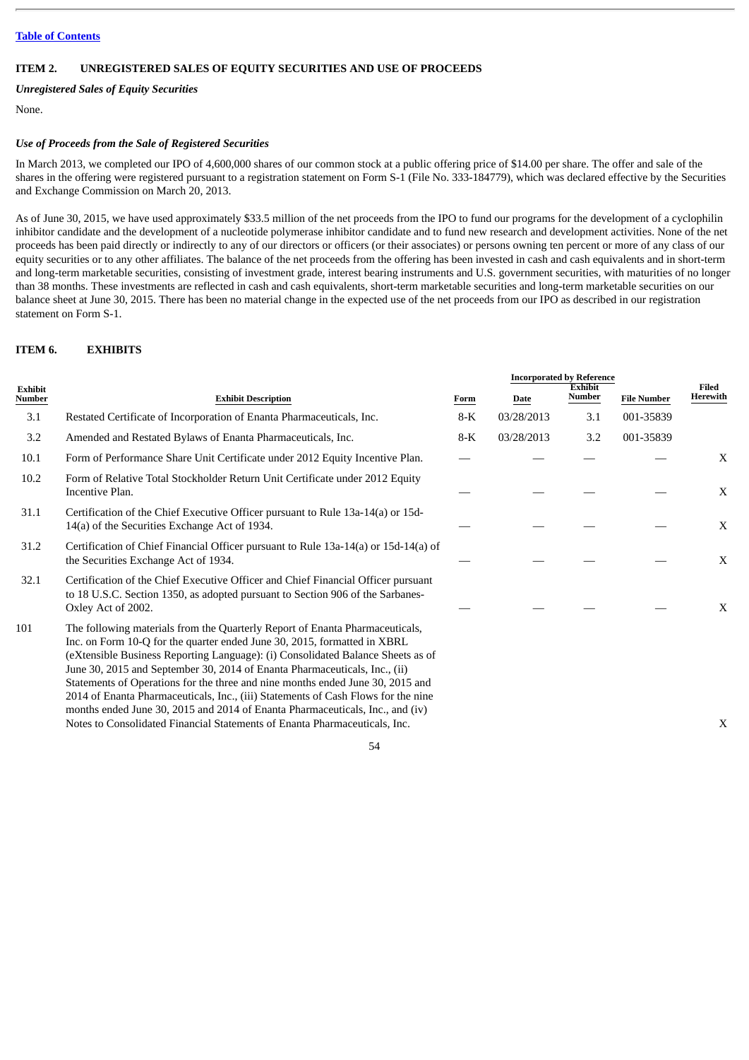## ITEM 2. UNREGISTERED SALES OF EQUITY SECURITIES AND USE OF PROCEEDS

***Unregistered Sales of Equity Securities***

None.

***Use of Proceeds from the Sale of Registered Securities***

In March 2013, we completed our IPO of 4,600,000 shares of our common stock at a public offering price of $14.00 per share. The offer and sale of the shares in the offering were registered pursuant to a registration statement on Form S-1 (File No. 333-184779), which was declared effective by the Securities and Exchange Commission on March 20, 2013.

As of June 30, 2015, we have used approximately $33.5 million of the net proceeds from the IPO to fund our programs for the development of a cyclophilin inhibitor candidate and the development of a nucleotide polymerase inhibitor candidate and to fund new research and development activities. None of the net proceeds has been paid directly or indirectly to any of our directors or officers (or their associates) or persons owning ten percent or more of any class of our equity securities or to any other affiliates. The balance of the net proceeds from the offering has been invested in cash and cash equivalents and in short-term and long-term marketable securities, consisting of investment grade, interest bearing instruments and U.S. government securities, with maturities of no longer than 38 months. These investments are reflected in cash and cash equivalents, short-term marketable securities and long-term marketable securities on our balance sheet at June 30, 2015. There has been no material change in the expected use of the net proceeds from our IPO as described in our registration statement on Form S-1.

## ITEM 6. EXHIBITS

| | | Incorporated by Reference | | | | |
|---|---|---|---|---|---|---|
| **Exhibit Number** | **Exhibit Description** | **Form** | **Date** | **Exhibit Number** | **File Number** | **Filed Herewith** |
| 3.1 | Restated Certificate of Incorporation of Enanta Pharmaceuticals, Inc. | 8-K | 03/28/2013 | 3.1 | 001-35839 | |
| 3.2 | Amended and Restated Bylaws of Enanta Pharmaceuticals, Inc. | 8-K | 03/28/2013 | 3.2 | 001-35839 | |
| 10.1 | Form of Performance Share Unit Certificate under 2012 Equity Incentive Plan. | — | — | — | — | X |
| 10.2 | Form of Relative Total Stockholder Return Unit Certificate under 2012 Equity Incentive Plan. | — | — | — | — | X |
| 31.1 | Certification of the Chief Executive Officer pursuant to Rule 13a-14(a) or 15d-14(a) of the Securities Exchange Act of 1934. | — | — | — | — | X |
| 31.2 | Certification of Chief Financial Officer pursuant to Rule 13a-14(a) or 15d-14(a) of the Securities Exchange Act of 1934. | — | — | — | — | X |
| 32.1 | Certification of the Chief Executive Officer and Chief Financial Officer pursuant to 18 U.S.C. Section 1350, as adopted pursuant to Section 906 of the Sarbanes-Oxley Act of 2002. | — | — | — | — | X |
| 101 | The following materials from the Quarterly Report of Enanta Pharmaceuticals, Inc. on Form 10-Q for the quarter ended June 30, 2015, formatted in XBRL (eXtensible Business Reporting Language): (i) Consolidated Balance Sheets as of June 30, 2015 and September 30, 2014 of Enanta Pharmaceuticals, Inc., (ii) Statements of Operations for the three and nine months ended June 30, 2015 and 2014 of Enanta Pharmaceuticals, Inc., (iii) Statements of Cash Flows for the nine months ended June 30, 2015 and 2014 of Enanta Pharmaceuticals, Inc., and (iv) Notes to Consolidated Financial Statements of Enanta Pharmaceuticals, Inc. | | | | | X |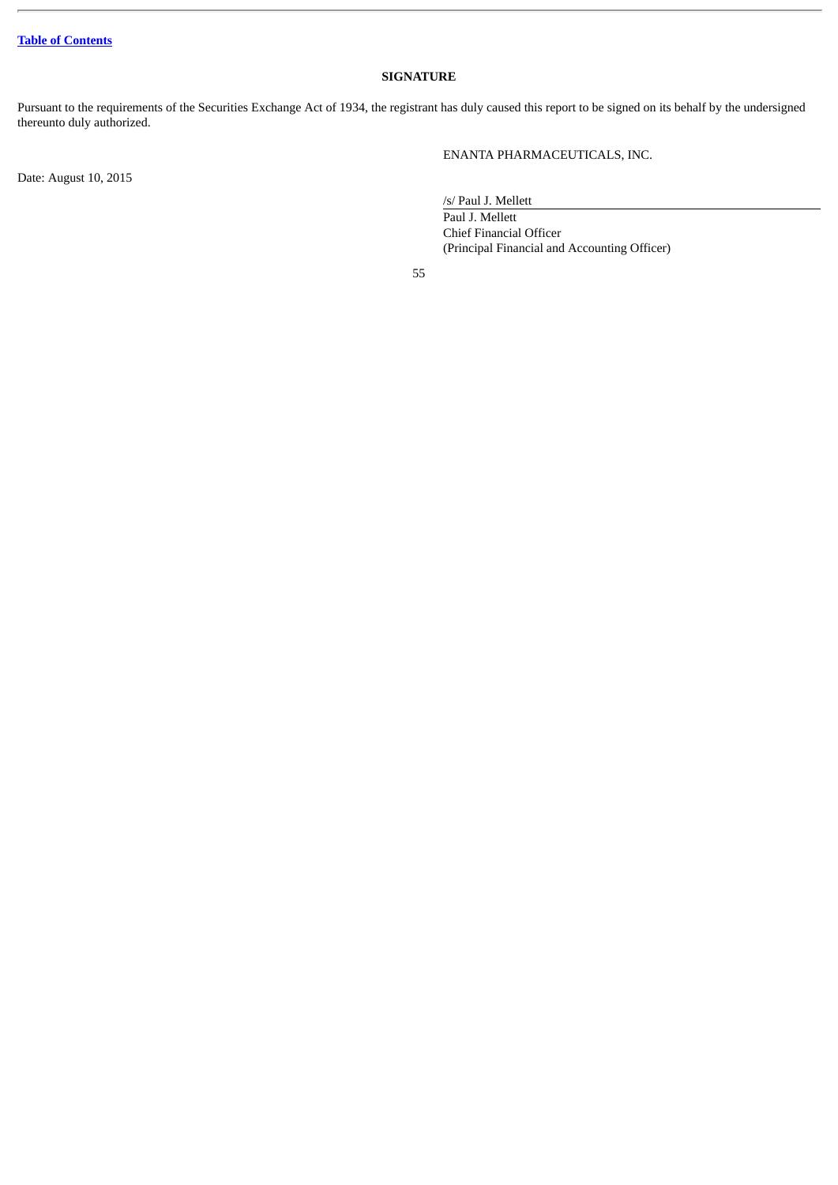## SIGNATURE

Pursuant to the requirements of the Securities Exchange Act of 1934, the registrant has duly caused this report to be signed on its behalf by the undersigned thereunto duly authorized.

ENANTA PHARMACEUTICALS, INC.

Date: August 10, 2015

/s/ Paul J. Mellett

Paul J. Mellett
Chief Financial Officer
(Principal Financial and Accounting Officer)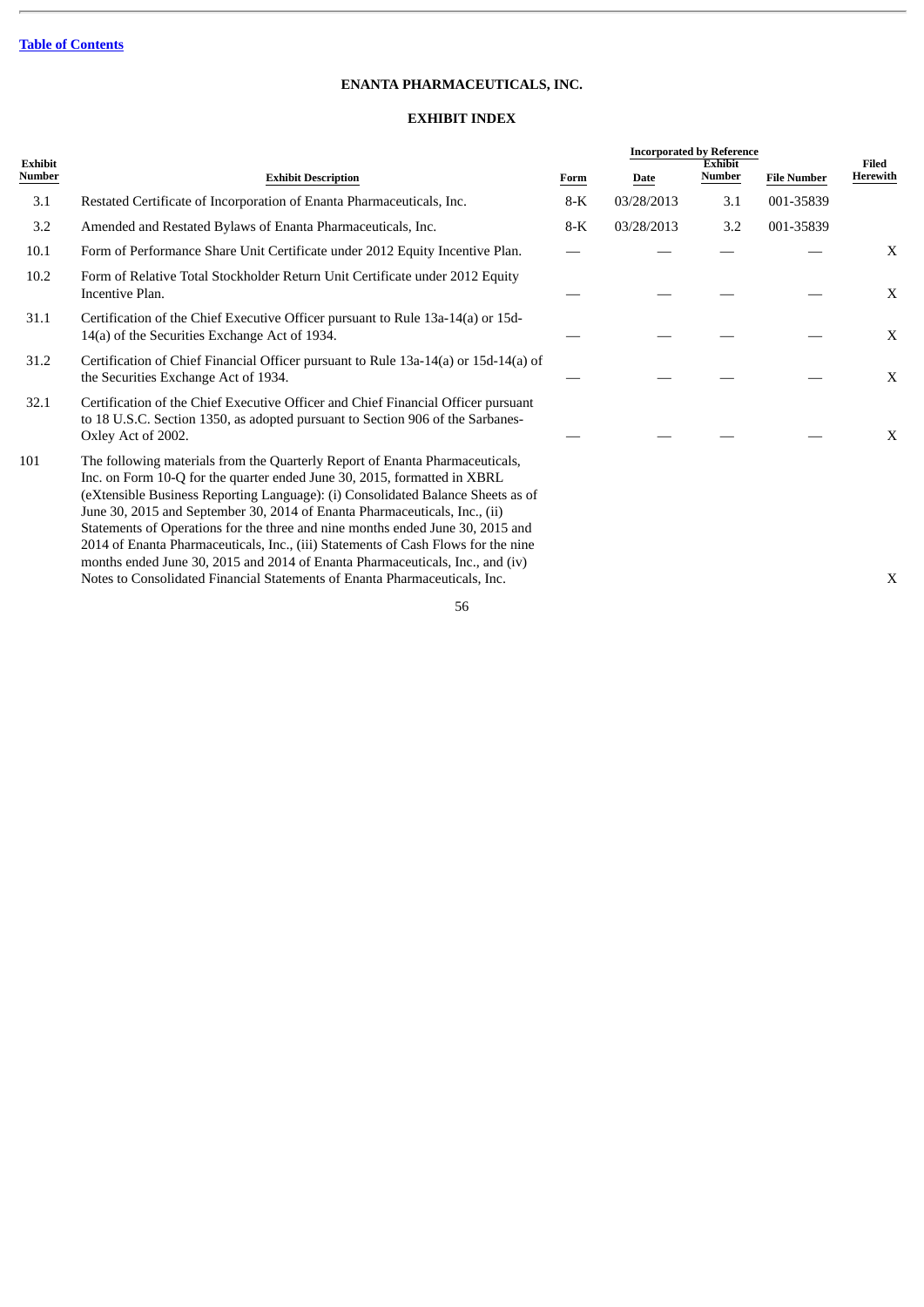[Table of Contents](#)

**ENANTA PHARMACEUTICALS, INC.**

**EXHIBIT INDEX**

| Exhibit Number | Exhibit Description | Incorporated by Reference | | | | Filed Herewith |
|---|---|---|---|---|---|---|
| | | Form | Date | Exhibit Number | File Number | |
| 3.1 | Restated Certificate of Incorporation of Enanta Pharmaceuticals, Inc. | 8-K | 03/28/2013 | 3.1 | 001-35839 | |
| 3.2 | Amended and Restated Bylaws of Enanta Pharmaceuticals, Inc. | 8-K | 03/28/2013 | 3.2 | 001-35839 | |
| 10.1 | Form of Performance Share Unit Certificate under 2012 Equity Incentive Plan. | — | — | — | — | X |
| 10.2 | Form of Relative Total Stockholder Return Unit Certificate under 2012 Equity Incentive Plan. | — | — | — | — | X |
| 31.1 | Certification of the Chief Executive Officer pursuant to Rule 13a-14(a) or 15d-14(a) of the Securities Exchange Act of 1934. | — | — | — | — | X |
| 31.2 | Certification of Chief Financial Officer pursuant to Rule 13a-14(a) or 15d-14(a) of the Securities Exchange Act of 1934. | — | — | — | — | X |
| 32.1 | Certification of the Chief Executive Officer and Chief Financial Officer pursuant to 18 U.S.C. Section 1350, as adopted pursuant to Section 906 of the Sarbanes-Oxley Act of 2002. | — | — | — | — | X |
| 101 | The following materials from the Quarterly Report of Enanta Pharmaceuticals, Inc. on Form 10-Q for the quarter ended June 30, 2015, formatted in XBRL (eXtensible Business Reporting Language): (i) Consolidated Balance Sheets as of June 30, 2015 and September 30, 2014 of Enanta Pharmaceuticals, Inc., (ii) Statements of Operations for the three and nine months ended June 30, 2015 and 2014 of Enanta Pharmaceuticals, Inc., (iii) Statements of Cash Flows for the nine months ended June 30, 2015 and 2014 of Enanta Pharmaceuticals, Inc., and (iv) Notes to Consolidated Financial Statements of Enanta Pharmaceuticals, Inc. | | | | | X |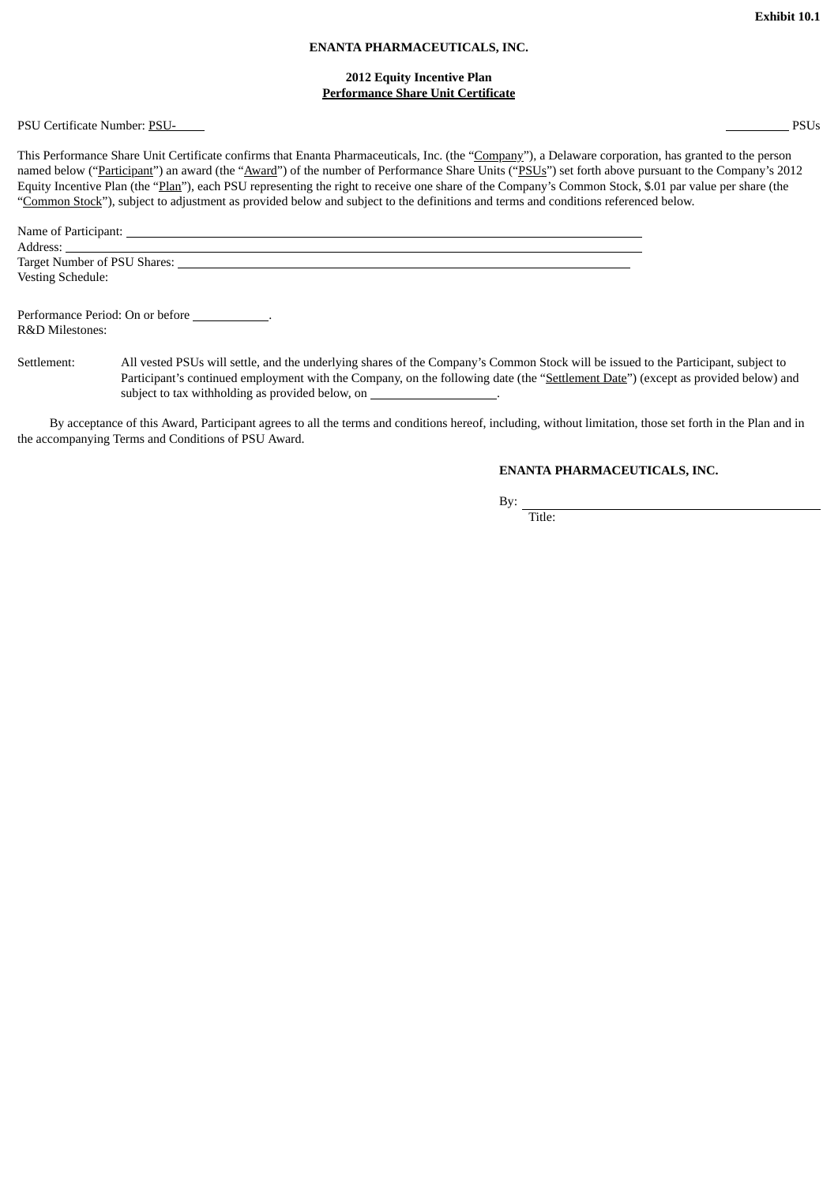Exhibit 10.1

**ENANTA PHARMACEUTICALS, INC.**

**2012 Equity Incentive Plan**
**Performance Share Unit Certificate**

PSU Certificate Number: PSU-\_\_\_\_\_ \_\_\_\_\_\_\_\_\_\_ PSUs

This Performance Share Unit Certificate confirms that Enanta Pharmaceuticals, Inc. (the "Company"), a Delaware corporation, has granted to the person named below ("Participant") an award (the "Award") of the number of Performance Share Units ("PSUs") set forth above pursuant to the Company's 2012 Equity Incentive Plan (the "Plan"), each PSU representing the right to receive one share of the Company's Common Stock, $.01 par value per share (the "Common Stock"), subject to adjustment as provided below and subject to the definitions and terms and conditions referenced below.

Name of Participant: \_\_\_\_\_\_\_\_\_\_\_\_\_\_\_\_\_\_\_\_\_\_\_\_\_\_\_\_\_\_\_\_\_\_\_\_\_\_\_\_
Address: \_\_\_\_\_\_\_\_\_\_\_\_\_\_\_\_\_\_\_\_\_\_\_\_\_\_\_\_\_\_\_\_\_\_\_\_\_\_\_\_
Target Number of PSU Shares: \_\_\_\_\_\_\_\_\_\_\_\_\_\_\_\_\_\_\_\_\_\_\_\_\_\_\_\_\_\_\_\_\_\_\_\_\_\_\_\_
Vesting Schedule:

Performance Period: On or before \_\_\_\_\_\_\_\_\_\_\_\_.
R&D Milestones:

Settlement: All vested PSUs will settle, and the underlying shares of the Company's Common Stock will be issued to the Participant, subject to Participant's continued employment with the Company, on the following date (the "Settlement Date") (except as provided below) and subject to tax withholding as provided below, on \_\_\_\_\_\_\_\_\_\_\_\_\_\_\_\_\_\_\_\_.

By acceptance of this Award, Participant agrees to all the terms and conditions hereof, including, without limitation, those set forth in the Plan and in the accompanying Terms and Conditions of PSU Award.

**ENANTA PHARMACEUTICALS, INC.**

By: \_\_\_\_\_\_\_\_\_\_\_\_\_\_\_\_\_\_\_\_\_\_\_\_\_\_\_\_\_\_\_\_\_\_\_\_\_\_\_\_
Title: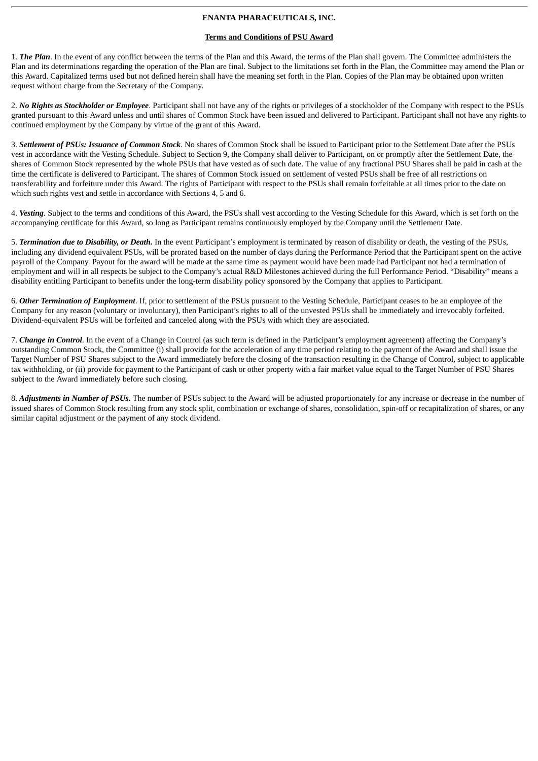**ENANTA PHARACEUTICALS, INC.**

**Terms and Conditions of PSU Award**

1. ***The Plan***. In the event of any conflict between the terms of the Plan and this Award, the terms of the Plan shall govern. The Committee administers the Plan and its determinations regarding the operation of the Plan are final. Subject to the limitations set forth in the Plan, the Committee may amend the Plan or this Award. Capitalized terms used but not defined herein shall have the meaning set forth in the Plan. Copies of the Plan may be obtained upon written request without charge from the Secretary of the Company.

2. ***No Rights as Stockholder or Employee***. Participant shall not have any of the rights or privileges of a stockholder of the Company with respect to the PSUs granted pursuant to this Award unless and until shares of Common Stock have been issued and delivered to Participant. Participant shall not have any rights to continued employment by the Company by virtue of the grant of this Award.

3. ***Settlement of PSUs: Issuance of Common Stock***. No shares of Common Stock shall be issued to Participant prior to the Settlement Date after the PSUs vest in accordance with the Vesting Schedule. Subject to Section 9, the Company shall deliver to Participant, on or promptly after the Settlement Date, the shares of Common Stock represented by the whole PSUs that have vested as of such date. The value of any fractional PSU Shares shall be paid in cash at the time the certificate is delivered to Participant. The shares of Common Stock issued on settlement of vested PSUs shall be free of all restrictions on transferability and forfeiture under this Award. The rights of Participant with respect to the PSUs shall remain forfeitable at all times prior to the date on which such rights vest and settle in accordance with Sections 4, 5 and 6.

4. ***Vesting***. Subject to the terms and conditions of this Award, the PSUs shall vest according to the Vesting Schedule for this Award, which is set forth on the accompanying certificate for this Award, so long as Participant remains continuously employed by the Company until the Settlement Date.

5. ***Termination due to Disability, or Death.*** In the event Participant's employment is terminated by reason of disability or death, the vesting of the PSUs, including any dividend equivalent PSUs, will be prorated based on the number of days during the Performance Period that the Participant spent on the active payroll of the Company. Payout for the award will be made at the same time as payment would have been made had Participant not had a termination of employment and will in all respects be subject to the Company's actual R&D Milestones achieved during the full Performance Period. "Disability" means a disability entitling Participant to benefits under the long-term disability policy sponsored by the Company that applies to Participant.

6. ***Other Termination of Employment***. If, prior to settlement of the PSUs pursuant to the Vesting Schedule, Participant ceases to be an employee of the Company for any reason (voluntary or involuntary), then Participant's rights to all of the unvested PSUs shall be immediately and irrevocably forfeited. Dividend-equivalent PSUs will be forfeited and canceled along with the PSUs with which they are associated.

7. ***Change in Control***. In the event of a Change in Control (as such term is defined in the Participant's employment agreement) affecting the Company's outstanding Common Stock, the Committee (i) shall provide for the acceleration of any time period relating to the payment of the Award and shall issue the Target Number of PSU Shares subject to the Award immediately before the closing of the transaction resulting in the Change of Control, subject to applicable tax withholding, or (ii) provide for payment to the Participant of cash or other property with a fair market value equal to the Target Number of PSU Shares subject to the Award immediately before such closing.

8. ***Adjustments in Number of PSUs.*** The number of PSUs subject to the Award will be adjusted proportionately for any increase or decrease in the number of issued shares of Common Stock resulting from any stock split, combination or exchange of shares, consolidation, spin-off or recapitalization of shares, or any similar capital adjustment or the payment of any stock dividend.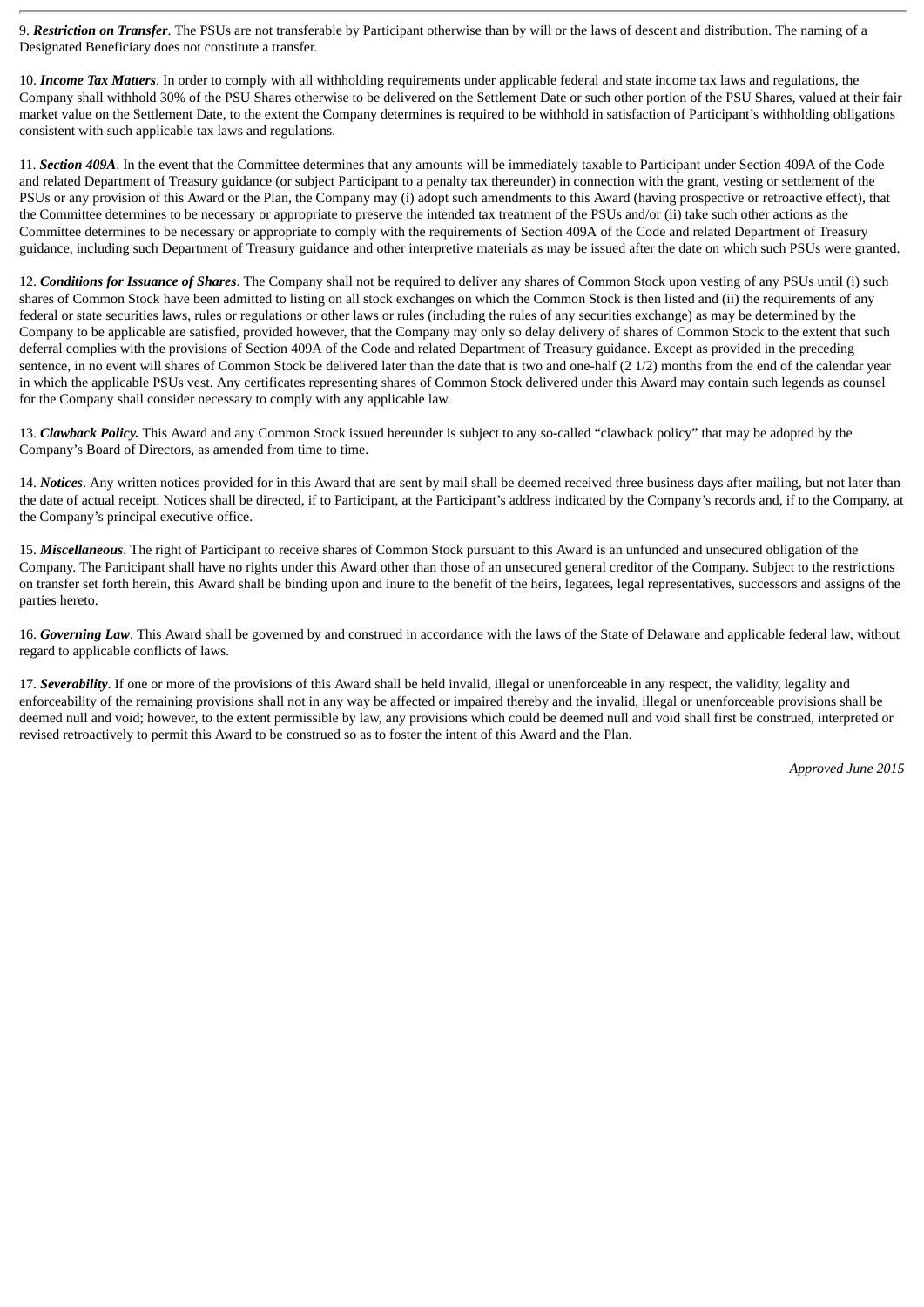9. ***Restriction on Transfer***. The PSUs are not transferable by Participant otherwise than by will or the laws of descent and distribution. The naming of a Designated Beneficiary does not constitute a transfer.

10. ***Income Tax Matters***. In order to comply with all withholding requirements under applicable federal and state income tax laws and regulations, the Company shall withhold 30% of the PSU Shares otherwise to be delivered on the Settlement Date or such other portion of the PSU Shares, valued at their fair market value on the Settlement Date, to the extent the Company determines is required to be withhold in satisfaction of Participant's withholding obligations consistent with such applicable tax laws and regulations.

11. ***Section 409A***. In the event that the Committee determines that any amounts will be immediately taxable to Participant under Section 409A of the Code and related Department of Treasury guidance (or subject Participant to a penalty tax thereunder) in connection with the grant, vesting or settlement of the PSUs or any provision of this Award or the Plan, the Company may (i) adopt such amendments to this Award (having prospective or retroactive effect), that the Committee determines to be necessary or appropriate to preserve the intended tax treatment of the PSUs and/or (ii) take such other actions as the Committee determines to be necessary or appropriate to comply with the requirements of Section 409A of the Code and related Department of Treasury guidance, including such Department of Treasury guidance and other interpretive materials as may be issued after the date on which such PSUs were granted.

12. ***Conditions for Issuance of Shares***. The Company shall not be required to deliver any shares of Common Stock upon vesting of any PSUs until (i) such shares of Common Stock have been admitted to listing on all stock exchanges on which the Common Stock is then listed and (ii) the requirements of any federal or state securities laws, rules or regulations or other laws or rules (including the rules of any securities exchange) as may be determined by the Company to be applicable are satisfied, provided however, that the Company may only so delay delivery of shares of Common Stock to the extent that such deferral complies with the provisions of Section 409A of the Code and related Department of Treasury guidance. Except as provided in the preceding sentence, in no event will shares of Common Stock be delivered later than the date that is two and one-half (2 1/2) months from the end of the calendar year in which the applicable PSUs vest. Any certificates representing shares of Common Stock delivered under this Award may contain such legends as counsel for the Company shall consider necessary to comply with any applicable law.

13. ***Clawback Policy.*** This Award and any Common Stock issued hereunder is subject to any so-called "clawback policy" that may be adopted by the Company's Board of Directors, as amended from time to time.

14. ***Notices***. Any written notices provided for in this Award that are sent by mail shall be deemed received three business days after mailing, but not later than the date of actual receipt. Notices shall be directed, if to Participant, at the Participant's address indicated by the Company's records and, if to the Company, at the Company's principal executive office.

15. ***Miscellaneous***. The right of Participant to receive shares of Common Stock pursuant to this Award is an unfunded and unsecured obligation of the Company. The Participant shall have no rights under this Award other than those of an unsecured general creditor of the Company. Subject to the restrictions on transfer set forth herein, this Award shall be binding upon and inure to the benefit of the heirs, legatees, legal representatives, successors and assigns of the parties hereto.

16. ***Governing Law***. This Award shall be governed by and construed in accordance with the laws of the State of Delaware and applicable federal law, without regard to applicable conflicts of laws.

17. ***Severability***. If one or more of the provisions of this Award shall be held invalid, illegal or unenforceable in any respect, the validity, legality and enforceability of the remaining provisions shall not in any way be affected or impaired thereby and the invalid, illegal or unenforceable provisions shall be deemed null and void; however, to the extent permissible by law, any provisions which could be deemed null and void shall first be construed, interpreted or revised retroactively to permit this Award to be construed so as to foster the intent of this Award and the Plan.

*Approved June 2015*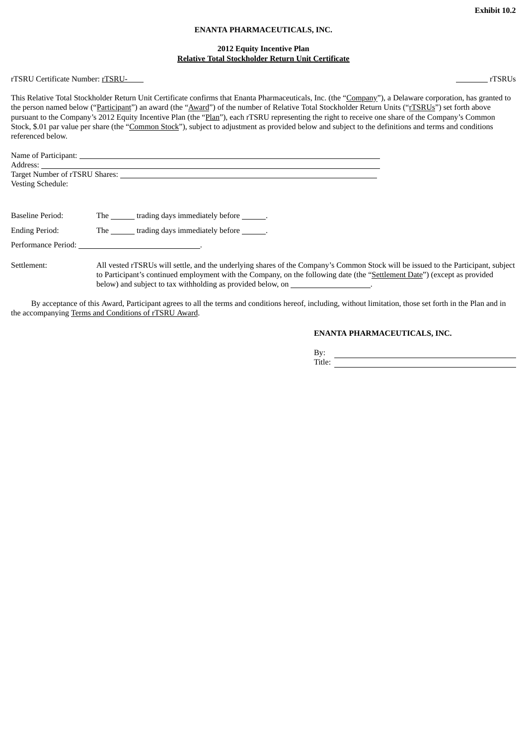**Exhibit 10.2**

**ENANTA PHARMACEUTICALS, INC.**

**2012 Equity Incentive Plan**
**Relative Total Stockholder Return Unit Certificate**

rTSRU Certificate Number: rTSRU-\_\_\_\_ \_\_\_\_\_\_\_\_ rTSRUs

This Relative Total Stockholder Return Unit Certificate confirms that Enanta Pharmaceuticals, Inc. (the "Company"), a Delaware corporation, has granted to the person named below ("Participant") an award (the "Award") of the number of Relative Total Stockholder Return Units ("rTSRUs") set forth above pursuant to the Company's 2012 Equity Incentive Plan (the "Plan"), each rTSRU representing the right to receive one share of the Company's Common Stock, $.01 par value per share (the "Common Stock"), subject to adjustment as provided below and subject to the definitions and terms and conditions referenced below.

Name of Participant: \_\_\_\_\_\_\_\_\_\_\_\_\_\_\_\_\_\_\_\_\_\_\_\_\_\_\_\_\_\_\_\_\_\_\_\_\_\_\_\_
Address: \_\_\_\_\_\_\_\_\_\_\_\_\_\_\_\_\_\_\_\_\_\_\_\_\_\_\_\_\_\_\_\_\_\_\_\_\_\_\_\_
Target Number of rTSRU Shares: \_\_\_\_\_\_\_\_\_\_\_\_\_\_\_\_\_\_\_\_\_\_\_\_\_\_\_\_\_\_\_\_\_\_\_\_\_\_\_\_
Vesting Schedule:

Baseline Period: The \_\_\_\_\_\_ trading days immediately before \_\_\_\_\_\_.

Ending Period: The \_\_\_\_\_\_ trading days immediately before \_\_\_\_\_\_.

Performance Period: \_\_\_\_\_\_\_\_\_\_\_\_\_\_\_\_\_\_\_\_\_\_\_\_\_\_\_\_\_\_.

Settlement: All vested rTSRUs will settle, and the underlying shares of the Company's Common Stock will be issued to the Participant, subject to Participant's continued employment with the Company, on the following date (the "Settlement Date") (except as provided below) and subject to tax withholding as provided below, on \_\_\_\_\_\_\_\_\_\_\_\_\_\_\_\_\_\_\_\_.

By acceptance of this Award, Participant agrees to all the terms and conditions hereof, including, without limitation, those set forth in the Plan and in the accompanying Terms and Conditions of rTSRU Award.

**ENANTA PHARMACEUTICALS, INC.**

By: \_\_\_\_\_\_\_\_\_\_\_\_\_\_\_\_\_\_\_\_\_\_\_\_\_\_\_\_\_\_\_\_\_\_\_\_\_\_\_\_
Title: \_\_\_\_\_\_\_\_\_\_\_\_\_\_\_\_\_\_\_\_\_\_\_\_\_\_\_\_\_\_\_\_\_\_\_\_\_\_\_\_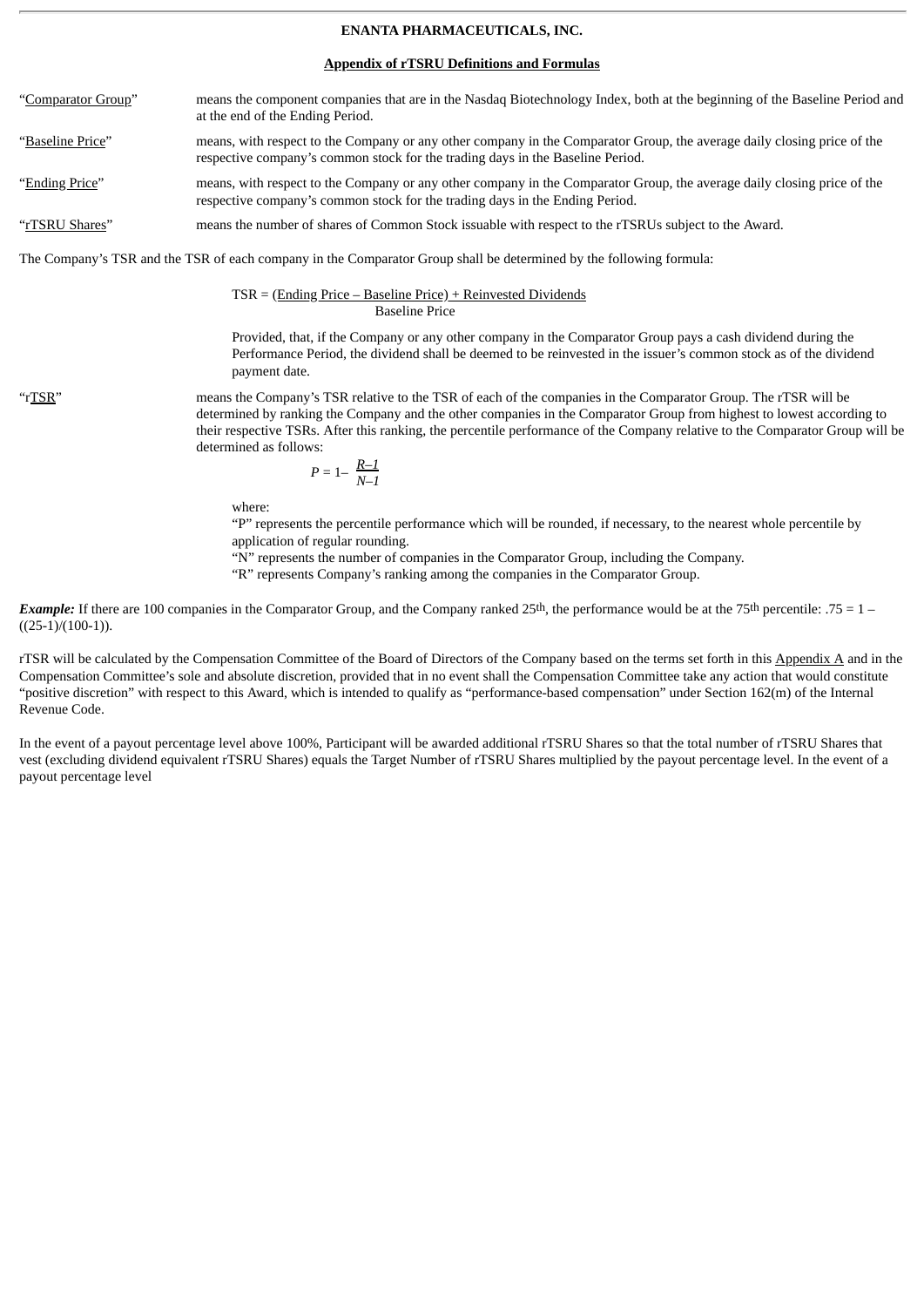**ENANTA PHARMACEUTICALS, INC.**

**Appendix of rTSRU Definitions and Formulas**

"Comparator Group" means the component companies that are in the Nasdaq Biotechnology Index, both at the beginning of the Baseline Period and at the end of the Ending Period.

"Baseline Price" means, with respect to the Company or any other company in the Comparator Group, the average daily closing price of the respective company's common stock for the trading days in the Baseline Period.

"Ending Price" means, with respect to the Company or any other company in the Comparator Group, the average daily closing price of the respective company's common stock for the trading days in the Ending Period.

"rTSRU Shares" means the number of shares of Common Stock issuable with respect to the rTSRUs subject to the Award.

The Company's TSR and the TSR of each company in the Comparator Group shall be determined by the following formula:

$$TSR = \frac{(\text{Ending Price} - \text{Baseline Price}) + \text{Reinvested Dividends}}{\text{Baseline Price}}$$

Provided, that, if the Company or any other company in the Comparator Group pays a cash dividend during the Performance Period, the dividend shall be deemed to be reinvested in the issuer's common stock as of the dividend payment date.

"rTSR" means the Company's TSR relative to the TSR of each of the companies in the Comparator Group. The rTSR will be determined by ranking the Company and the other companies in the Comparator Group from highest to lowest according to their respective TSRs. After this ranking, the percentile performance of the Company relative to the Comparator Group will be determined as follows:

$$P = 1 - \frac{R-1}{N-1}$$

where:
"P" represents the percentile performance which will be rounded, if necessary, to the nearest whole percentile by application of regular rounding.
"N" represents the number of companies in the Comparator Group, including the Company.
"R" represents Company's ranking among the companies in the Comparator Group.

***Example:*** If there are 100 companies in the Comparator Group, and the Company ranked 25th, the performance would be at the 75th percentile: .75 = 1 – ((25-1)/(100-1)).

rTSR will be calculated by the Compensation Committee of the Board of Directors of the Company based on the terms set forth in this Appendix A and in the Compensation Committee's sole and absolute discretion, provided that in no event shall the Compensation Committee take any action that would constitute "positive discretion" with respect to this Award, which is intended to qualify as "performance-based compensation" under Section 162(m) of the Internal Revenue Code.

In the event of a payout percentage level above 100%, Participant will be awarded additional rTSRU Shares so that the total number of rTSRU Shares that vest (excluding dividend equivalent rTSRU Shares) equals the Target Number of rTSRU Shares multiplied by the payout percentage level. In the event of a payout percentage level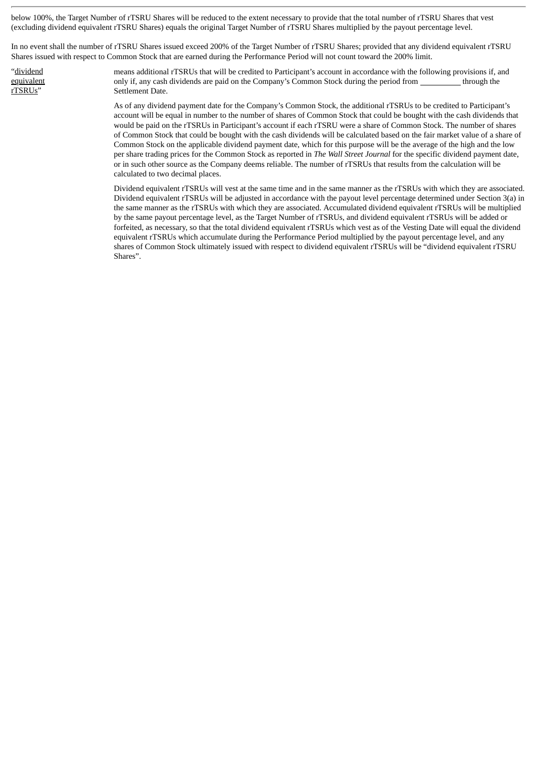below 100%, the Target Number of rTSRU Shares will be reduced to the extent necessary to provide that the total number of rTSRU Shares that vest (excluding dividend equivalent rTSRU Shares) equals the original Target Number of rTSRU Shares multiplied by the payout percentage level.

In no event shall the number of rTSRU Shares issued exceed 200% of the Target Number of rTSRU Shares; provided that any dividend equivalent rTSRU Shares issued with respect to Common Stock that are earned during the Performance Period will not count toward the 200% limit.

"dividend equivalent rTSRUs" means additional rTSRUs that will be credited to Participant's account in accordance with the following provisions if, and only if, any cash dividends are paid on the Company's Common Stock during the period from __________ through the Settlement Date.

As of any dividend payment date for the Company's Common Stock, the additional rTSRUs to be credited to Participant's account will be equal in number to the number of shares of Common Stock that could be bought with the cash dividends that would be paid on the rTSRUs in Participant's account if each rTSRU were a share of Common Stock. The number of shares of Common Stock that could be bought with the cash dividends will be calculated based on the fair market value of a share of Common Stock on the applicable dividend payment date, which for this purpose will be the average of the high and the low per share trading prices for the Common Stock as reported in *The Wall Street Journal* for the specific dividend payment date, or in such other source as the Company deems reliable. The number of rTSRUs that results from the calculation will be calculated to two decimal places.

Dividend equivalent rTSRUs will vest at the same time and in the same manner as the rTSRUs with which they are associated. Dividend equivalent rTSRUs will be adjusted in accordance with the payout level percentage determined under Section 3(a) in the same manner as the rTSRUs with which they are associated. Accumulated dividend equivalent rTSRUs will be multiplied by the same payout percentage level, as the Target Number of rTSRUs, and dividend equivalent rTSRUs will be added or forfeited, as necessary, so that the total dividend equivalent rTSRUs which vest as of the Vesting Date will equal the dividend equivalent rTSRUs which accumulate during the Performance Period multiplied by the payout percentage level, and any shares of Common Stock ultimately issued with respect to dividend equivalent rTSRUs will be "dividend equivalent rTSRU Shares".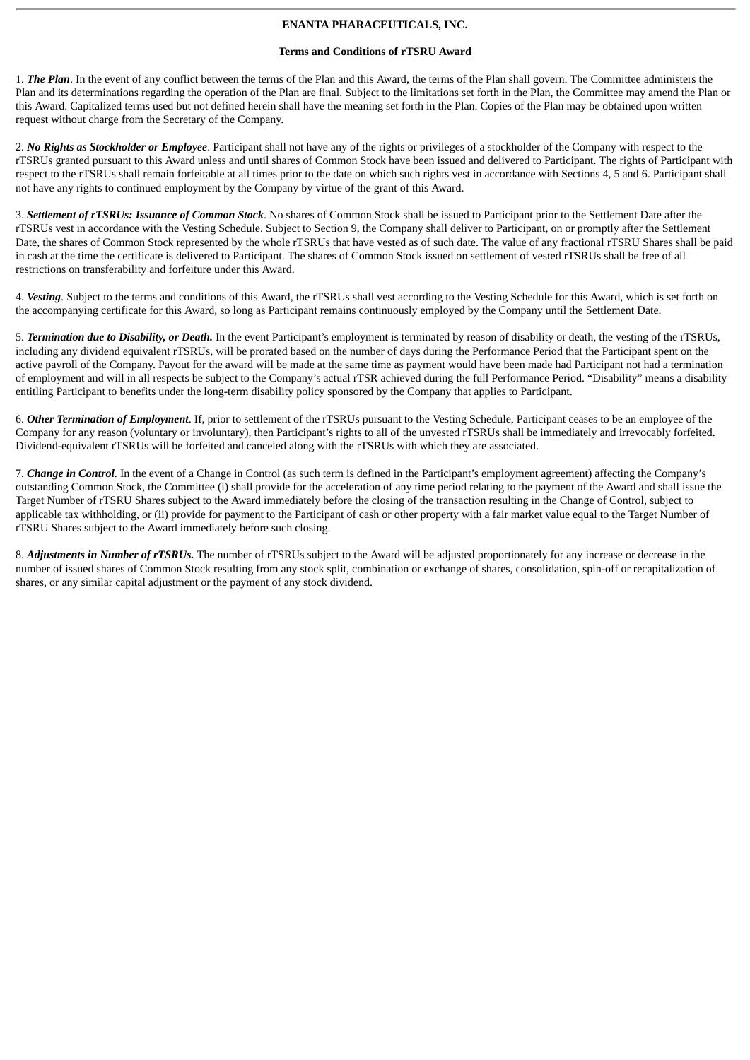**ENANTA PHARMACEUTICALS, INC.**

**Terms and Conditions of rTSRU Award**

1. ***The Plan***. In the event of any conflict between the terms of the Plan and this Award, the terms of the Plan shall govern. The Committee administers the Plan and its determinations regarding the operation of the Plan are final. Subject to the limitations set forth in the Plan, the Committee may amend the Plan or this Award. Capitalized terms used but not defined herein shall have the meaning set forth in the Plan. Copies of the Plan may be obtained upon written request without charge from the Secretary of the Company.

2. ***No Rights as Stockholder or Employee***. Participant shall not have any of the rights or privileges of a stockholder of the Company with respect to the rTSRUs granted pursuant to this Award unless and until shares of Common Stock have been issued and delivered to Participant. The rights of Participant with respect to the rTSRUs shall remain forfeitable at all times prior to the date on which such rights vest in accordance with Sections 4, 5 and 6. Participant shall not have any rights to continued employment by the Company by virtue of the grant of this Award.

3. ***Settlement of rTSRUs: Issuance of Common Stock***. No shares of Common Stock shall be issued to Participant prior to the Settlement Date after the rTSRUs vest in accordance with the Vesting Schedule. Subject to Section 9, the Company shall deliver to Participant, on or promptly after the Settlement Date, the shares of Common Stock represented by the whole rTSRUs that have vested as of such date. The value of any fractional rTSRU Shares shall be paid in cash at the time the certificate is delivered to Participant. The shares of Common Stock issued on settlement of vested rTSRUs shall be free of all restrictions on transferability and forfeiture under this Award.

4. ***Vesting***. Subject to the terms and conditions of this Award, the rTSRUs shall vest according to the Vesting Schedule for this Award, which is set forth on the accompanying certificate for this Award, so long as Participant remains continuously employed by the Company until the Settlement Date.

5. ***Termination due to Disability, or Death.*** In the event Participant's employment is terminated by reason of disability or death, the vesting of the rTSRUs, including any dividend equivalent rTSRUs, will be prorated based on the number of days during the Performance Period that the Participant spent on the active payroll of the Company. Payout for the award will be made at the same time as payment would have been made had Participant not had a termination of employment and will in all respects be subject to the Company's actual rTSR achieved during the full Performance Period. "Disability" means a disability entitling Participant to benefits under the long-term disability policy sponsored by the Company that applies to Participant.

6. ***Other Termination of Employment***. If, prior to settlement of the rTSRUs pursuant to the Vesting Schedule, Participant ceases to be an employee of the Company for any reason (voluntary or involuntary), then Participant's rights to all of the unvested rTSRUs shall be immediately and irrevocably forfeited. Dividend-equivalent rTSRUs will be forfeited and canceled along with the rTSRUs with which they are associated.

7. ***Change in Control***. In the event of a Change in Control (as such term is defined in the Participant's employment agreement) affecting the Company's outstanding Common Stock, the Committee (i) shall provide for the acceleration of any time period relating to the payment of the Award and shall issue the Target Number of rTSRU Shares subject to the Award immediately before the closing of the transaction resulting in the Change of Control, subject to applicable tax withholding, or (ii) provide for payment to the Participant of cash or other property with a fair market value equal to the Target Number of rTSRU Shares subject to the Award immediately before such closing.

8. ***Adjustments in Number of rTSRUs.*** The number of rTSRUs subject to the Award will be adjusted proportionately for any increase or decrease in the number of issued shares of Common Stock resulting from any stock split, combination or exchange of shares, consolidation, spin-off or recapitalization of shares, or any similar capital adjustment or the payment of any stock dividend.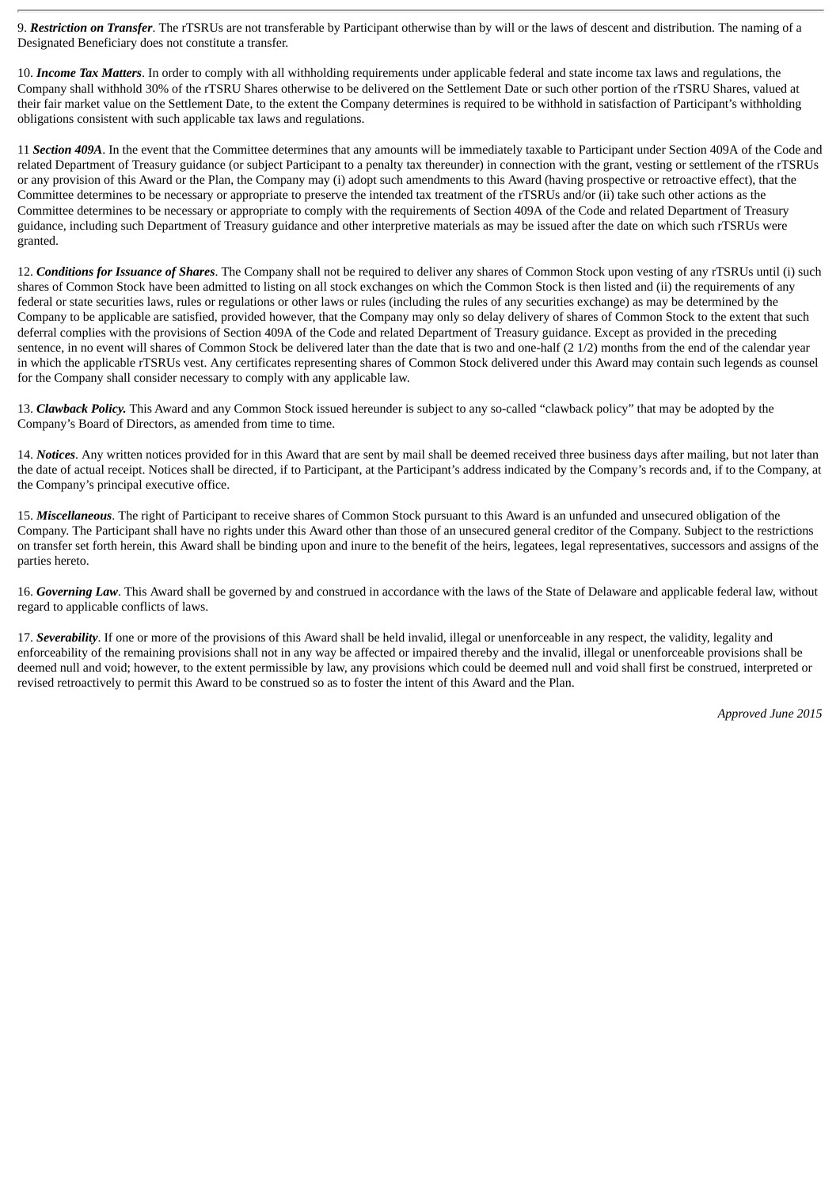9. ***Restriction on Transfer***. The rTSRUs are not transferable by Participant otherwise than by will or the laws of descent and distribution. The naming of a Designated Beneficiary does not constitute a transfer.

10. ***Income Tax Matters***. In order to comply with all withholding requirements under applicable federal and state income tax laws and regulations, the Company shall withhold 30% of the rTSRU Shares otherwise to be delivered on the Settlement Date or such other portion of the rTSRU Shares, valued at their fair market value on the Settlement Date, to the extent the Company determines is required to be withhold in satisfaction of Participant's withholding obligations consistent with such applicable tax laws and regulations.

11 ***Section 409A***. In the event that the Committee determines that any amounts will be immediately taxable to Participant under Section 409A of the Code and related Department of Treasury guidance (or subject Participant to a penalty tax thereunder) in connection with the grant, vesting or settlement of the rTSRUs or any provision of this Award or the Plan, the Company may (i) adopt such amendments to this Award (having prospective or retroactive effect), that the Committee determines to be necessary or appropriate to preserve the intended tax treatment of the rTSRUs and/or (ii) take such other actions as the Committee determines to be necessary or appropriate to comply with the requirements of Section 409A of the Code and related Department of Treasury guidance, including such Department of Treasury guidance and other interpretive materials as may be issued after the date on which such rTSRUs were granted.

12. ***Conditions for Issuance of Shares***. The Company shall not be required to deliver any shares of Common Stock upon vesting of any rTSRUs until (i) such shares of Common Stock have been admitted to listing on all stock exchanges on which the Common Stock is then listed and (ii) the requirements of any federal or state securities laws, rules or regulations or other laws or rules (including the rules of any securities exchange) as may be determined by the Company to be applicable are satisfied, provided however, that the Company may only so delay delivery of shares of Common Stock to the extent that such deferral complies with the provisions of Section 409A of the Code and related Department of Treasury guidance. Except as provided in the preceding sentence, in no event will shares of Common Stock be delivered later than the date that is two and one-half (2 1/2) months from the end of the calendar year in which the applicable rTSRUs vest. Any certificates representing shares of Common Stock delivered under this Award may contain such legends as counsel for the Company shall consider necessary to comply with any applicable law.

13. ***Clawback Policy.*** This Award and any Common Stock issued hereunder is subject to any so-called "clawback policy" that may be adopted by the Company's Board of Directors, as amended from time to time.

14. ***Notices***. Any written notices provided for in this Award that are sent by mail shall be deemed received three business days after mailing, but not later than the date of actual receipt. Notices shall be directed, if to Participant, at the Participant's address indicated by the Company's records and, if to the Company, at the Company's principal executive office.

15. ***Miscellaneous***. The right of Participant to receive shares of Common Stock pursuant to this Award is an unfunded and unsecured obligation of the Company. The Participant shall have no rights under this Award other than those of an unsecured general creditor of the Company. Subject to the restrictions on transfer set forth herein, this Award shall be binding upon and inure to the benefit of the heirs, legatees, legal representatives, successors and assigns of the parties hereto.

16. ***Governing Law***. This Award shall be governed by and construed in accordance with the laws of the State of Delaware and applicable federal law, without regard to applicable conflicts of laws.

17. ***Severability***. If one or more of the provisions of this Award shall be held invalid, illegal or unenforceable in any respect, the validity, legality and enforceability of the remaining provisions shall not in any way be affected or impaired thereby and the invalid, illegal or unenforceable provisions shall be deemed null and void; however, to the extent permissible by law, any provisions which could be deemed null and void shall first be construed, interpreted or revised retroactively to permit this Award to be construed so as to foster the intent of this Award and the Plan.

*Approved June 2015*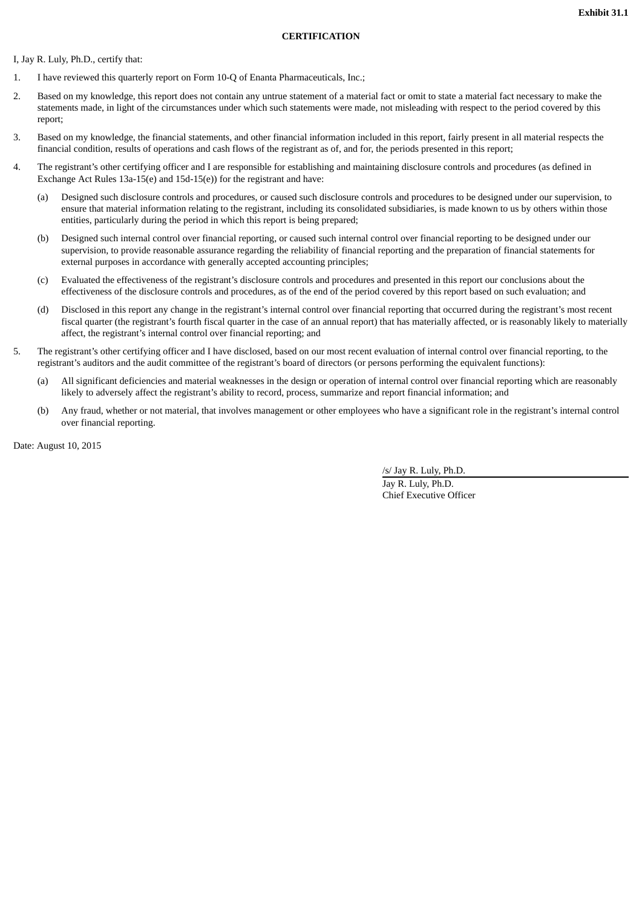**Exhibit 31.1**

**CERTIFICATION**

I, Jay R. Luly, Ph.D., certify that:

1. I have reviewed this quarterly report on Form 10-Q of Enanta Pharmaceuticals, Inc.;

2. Based on my knowledge, this report does not contain any untrue statement of a material fact or omit to state a material fact necessary to make the statements made, in light of the circumstances under which such statements were made, not misleading with respect to the period covered by this report;

3. Based on my knowledge, the financial statements, and other financial information included in this report, fairly present in all material respects the financial condition, results of operations and cash flows of the registrant as of, and for, the periods presented in this report;

4. The registrant's other certifying officer and I are responsible for establishing and maintaining disclosure controls and procedures (as defined in Exchange Act Rules 13a-15(e) and 15d-15(e)) for the registrant and have:

   (a) Designed such disclosure controls and procedures, or caused such disclosure controls and procedures to be designed under our supervision, to ensure that material information relating to the registrant, including its consolidated subsidiaries, is made known to us by others within those entities, particularly during the period in which this report is being prepared;

   (b) Designed such internal control over financial reporting, or caused such internal control over financial reporting to be designed under our supervision, to provide reasonable assurance regarding the reliability of financial reporting and the preparation of financial statements for external purposes in accordance with generally accepted accounting principles;

   (c) Evaluated the effectiveness of the registrant's disclosure controls and procedures and presented in this report our conclusions about the effectiveness of the disclosure controls and procedures, as of the end of the period covered by this report based on such evaluation; and

   (d) Disclosed in this report any change in the registrant's internal control over financial reporting that occurred during the registrant's most recent fiscal quarter (the registrant's fourth fiscal quarter in the case of an annual report) that has materially affected, or is reasonably likely to materially affect, the registrant's internal control over financial reporting; and

5. The registrant's other certifying officer and I have disclosed, based on our most recent evaluation of internal control over financial reporting, to the registrant's auditors and the audit committee of the registrant's board of directors (or persons performing the equivalent functions):

   (a) All significant deficiencies and material weaknesses in the design or operation of internal control over financial reporting which are reasonably likely to adversely affect the registrant's ability to record, process, summarize and report financial information; and

   (b) Any fraud, whether or not material, that involves management or other employees who have a significant role in the registrant's internal control over financial reporting.

Date: August 10, 2015

/s/ Jay R. Luly, Ph.D.

Jay R. Luly, Ph.D.
Chief Executive Officer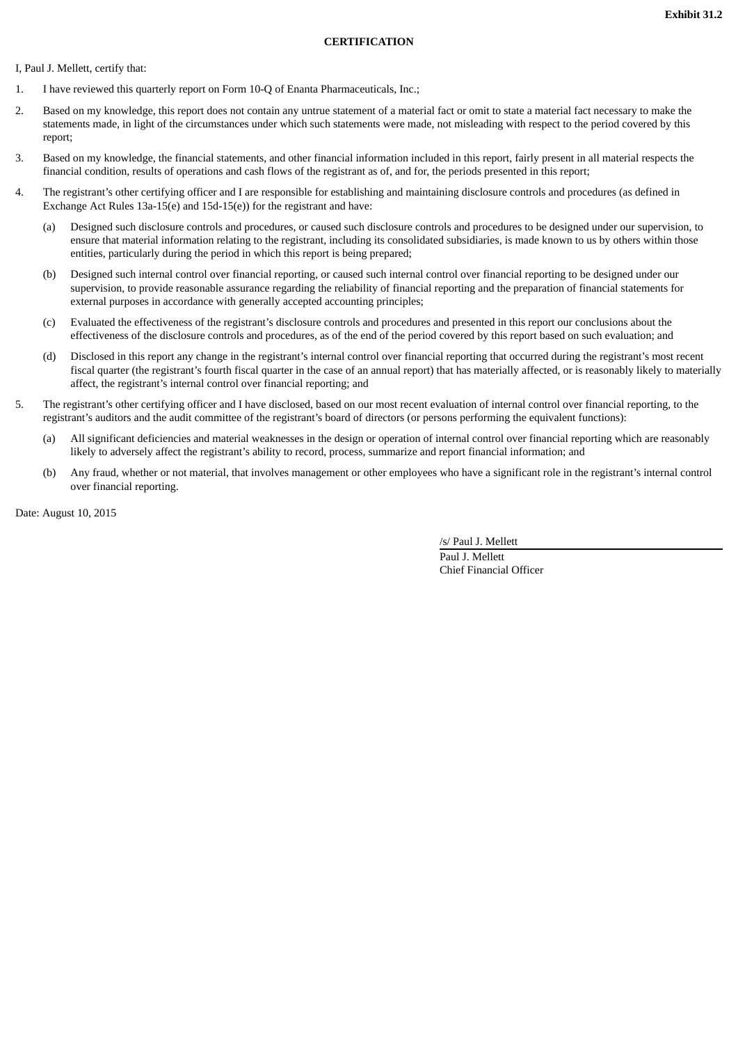**Exhibit 31.2**

**CERTIFICATION**

I, Paul J. Mellett, certify that:

1. I have reviewed this quarterly report on Form 10-Q of Enanta Pharmaceuticals, Inc.;

2. Based on my knowledge, this report does not contain any untrue statement of a material fact or omit to state a material fact necessary to make the statements made, in light of the circumstances under which such statements were made, not misleading with respect to the period covered by this report;

3. Based on my knowledge, the financial statements, and other financial information included in this report, fairly present in all material respects the financial condition, results of operations and cash flows of the registrant as of, and for, the periods presented in this report;

4. The registrant's other certifying officer and I are responsible for establishing and maintaining disclosure controls and procedures (as defined in Exchange Act Rules 13a-15(e) and 15d-15(e)) for the registrant and have:

   (a) Designed such disclosure controls and procedures, or caused such disclosure controls and procedures to be designed under our supervision, to ensure that material information relating to the registrant, including its consolidated subsidiaries, is made known to us by others within those entities, particularly during the period in which this report is being prepared;

   (b) Designed such internal control over financial reporting, or caused such internal control over financial reporting to be designed under our supervision, to provide reasonable assurance regarding the reliability of financial reporting and the preparation of financial statements for external purposes in accordance with generally accepted accounting principles;

   (c) Evaluated the effectiveness of the registrant's disclosure controls and procedures and presented in this report our conclusions about the effectiveness of the disclosure controls and procedures, as of the end of the period covered by this report based on such evaluation; and

   (d) Disclosed in this report any change in the registrant's internal control over financial reporting that occurred during the registrant's most recent fiscal quarter (the registrant's fourth fiscal quarter in the case of an annual report) that has materially affected, or is reasonably likely to materially affect, the registrant's internal control over financial reporting; and

5. The registrant's other certifying officer and I have disclosed, based on our most recent evaluation of internal control over financial reporting, to the registrant's auditors and the audit committee of the registrant's board of directors (or persons performing the equivalent functions):

   (a) All significant deficiencies and material weaknesses in the design or operation of internal control over financial reporting which are reasonably likely to adversely affect the registrant's ability to record, process, summarize and report financial information; and

   (b) Any fraud, whether or not material, that involves management or other employees who have a significant role in the registrant's internal control over financial reporting.

Date: August 10, 2015

/s/ Paul J. Mellett

Paul J. Mellett
Chief Financial Officer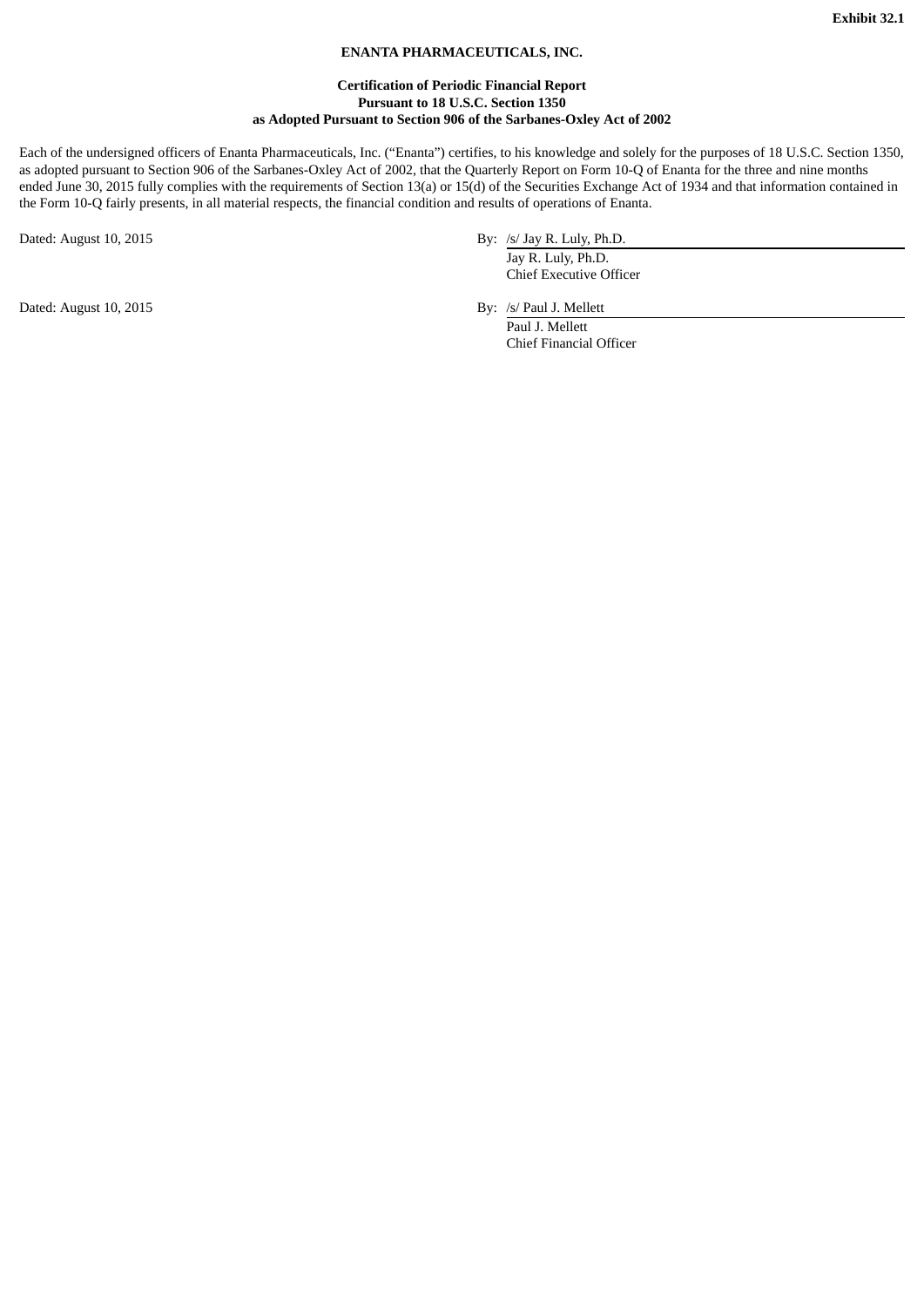**Exhibit 32.1**

**ENANTA PHARMACEUTICALS, INC.**

**Certification of Periodic Financial Report**
**Pursuant to 18 U.S.C. Section 1350**
**as Adopted Pursuant to Section 906 of the Sarbanes-Oxley Act of 2002**

Each of the undersigned officers of Enanta Pharmaceuticals, Inc. ("Enanta") certifies, to his knowledge and solely for the purposes of 18 U.S.C. Section 1350, as adopted pursuant to Section 906 of the Sarbanes-Oxley Act of 2002, that the Quarterly Report on Form 10-Q of Enanta for the three and nine months ended June 30, 2015 fully complies with the requirements of Section 13(a) or 15(d) of the Securities Exchange Act of 1934 and that information contained in the Form 10-Q fairly presents, in all material respects, the financial condition and results of operations of Enanta.

| | |
|---|---|
| Dated: August 10, 2015 | By: /s/ Jay R. Luly, Ph.D. |
| | Jay R. Luly, Ph.D. |
| | Chief Executive Officer |
| Dated: August 10, 2015 | By: /s/ Paul J. Mellett |
| | Paul J. Mellett |
| | Chief Financial Officer |